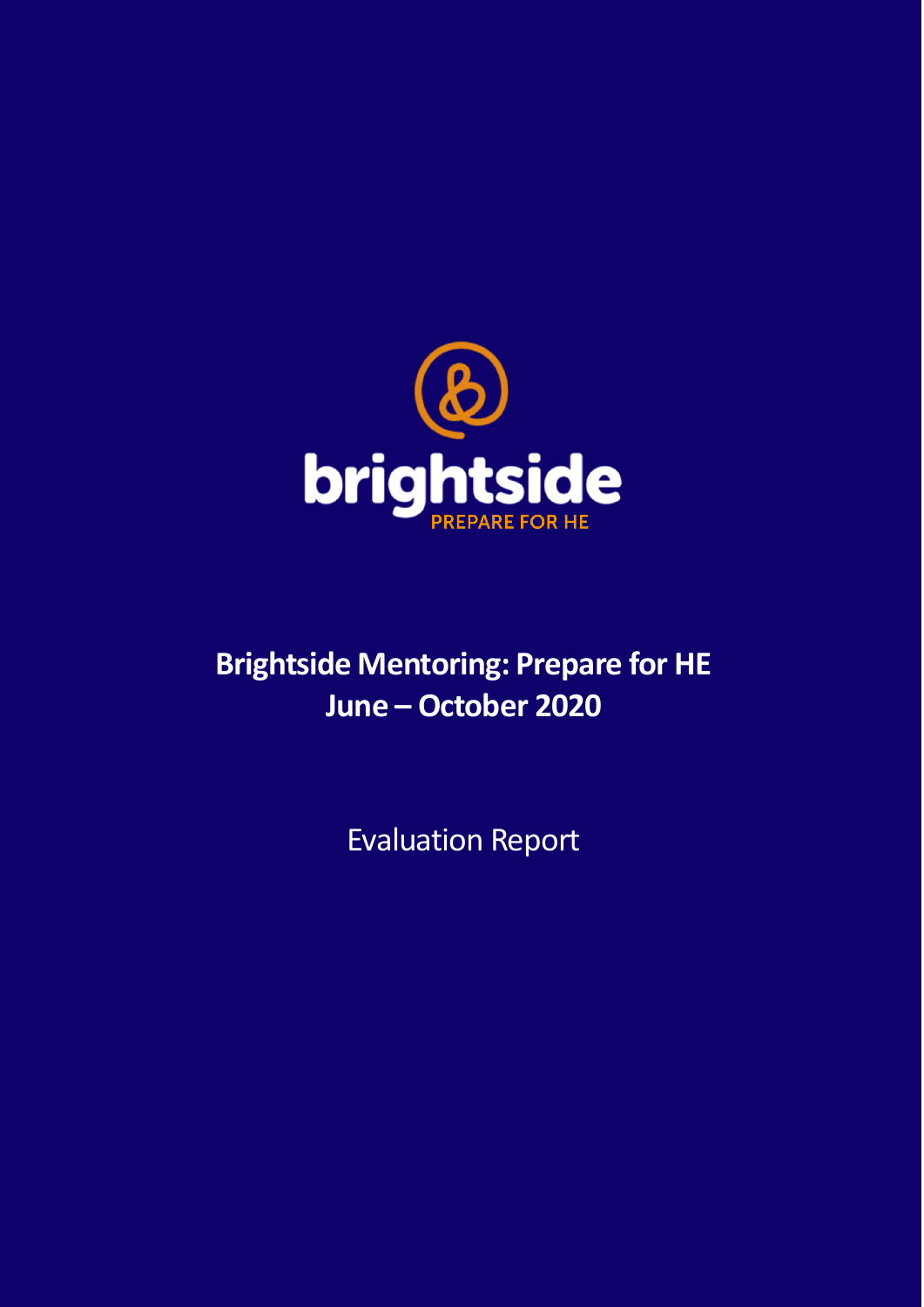brightside

PREPARE FOR HE

# Brightside Mentoring: Prepare for HE
# June – October 2020

Evaluation Report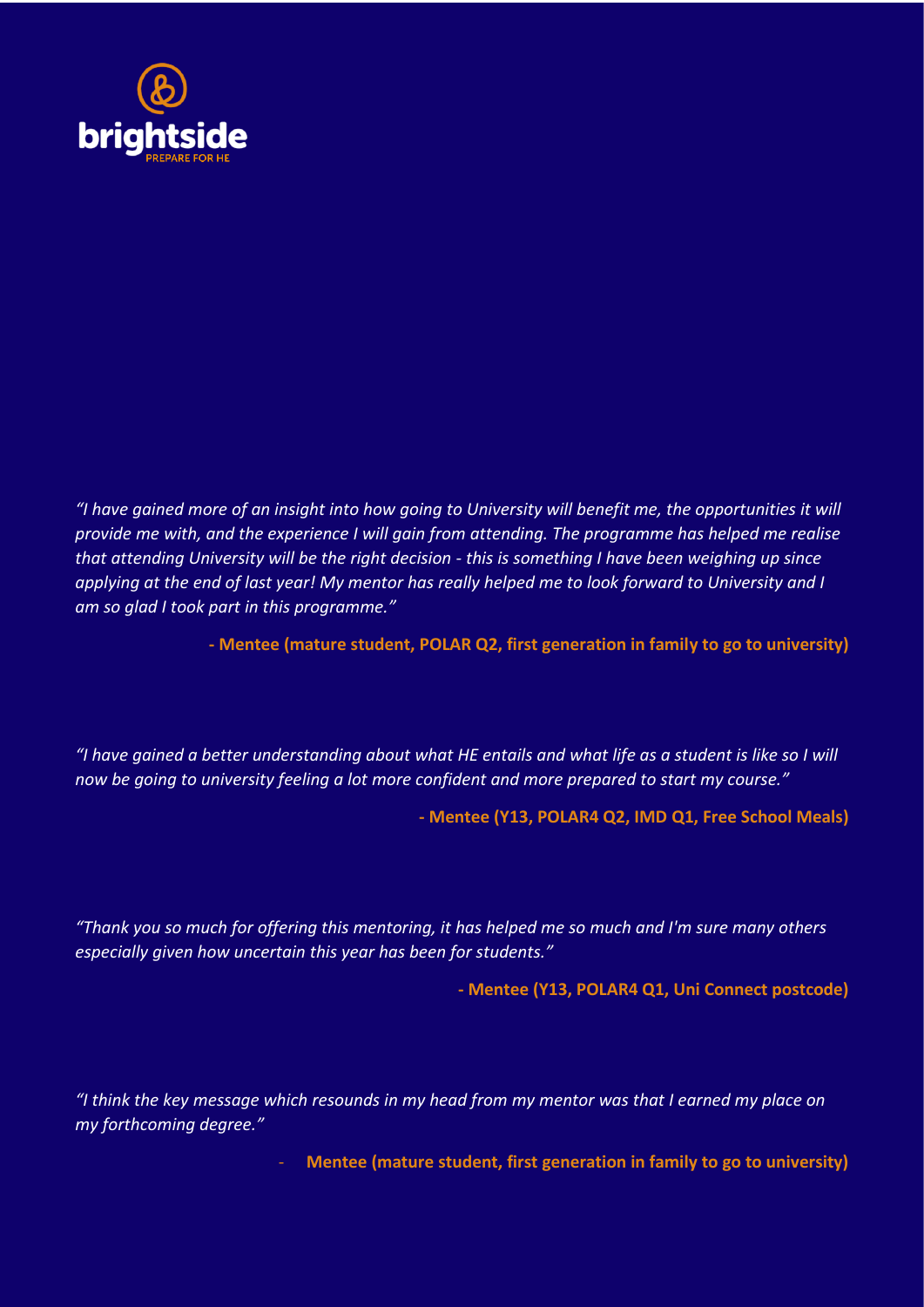brightside

PREPARE FOR HE

*"I have gained more of an insight into how going to University will benefit me, the opportunities it will provide me with, and the experience I will gain from attending. The programme has helped me realise that attending University will be the right decision - this is something I have been weighing up since applying at the end of last year! My mentor has really helped me to look forward to University and I am so glad I took part in this programme."*

**- Mentee (mature student, POLAR Q2, first generation in family to go to university)**

*"I have gained a better understanding about what HE entails and what life as a student is like so I will now be going to university feeling a lot more confident and more prepared to start my course."*

**- Mentee (Y13, POLAR4 Q2, IMD Q1, Free School Meals)**

*"Thank you so much for offering this mentoring, it has helped me so much and I'm sure many others especially given how uncertain this year has been for students."*

**- Mentee (Y13, POLAR4 Q1, Uni Connect postcode)**

*"I think the key message which resounds in my head from my mentor was that I earned my place on my forthcoming degree."*

**- Mentee (mature student, first generation in family to go to university)**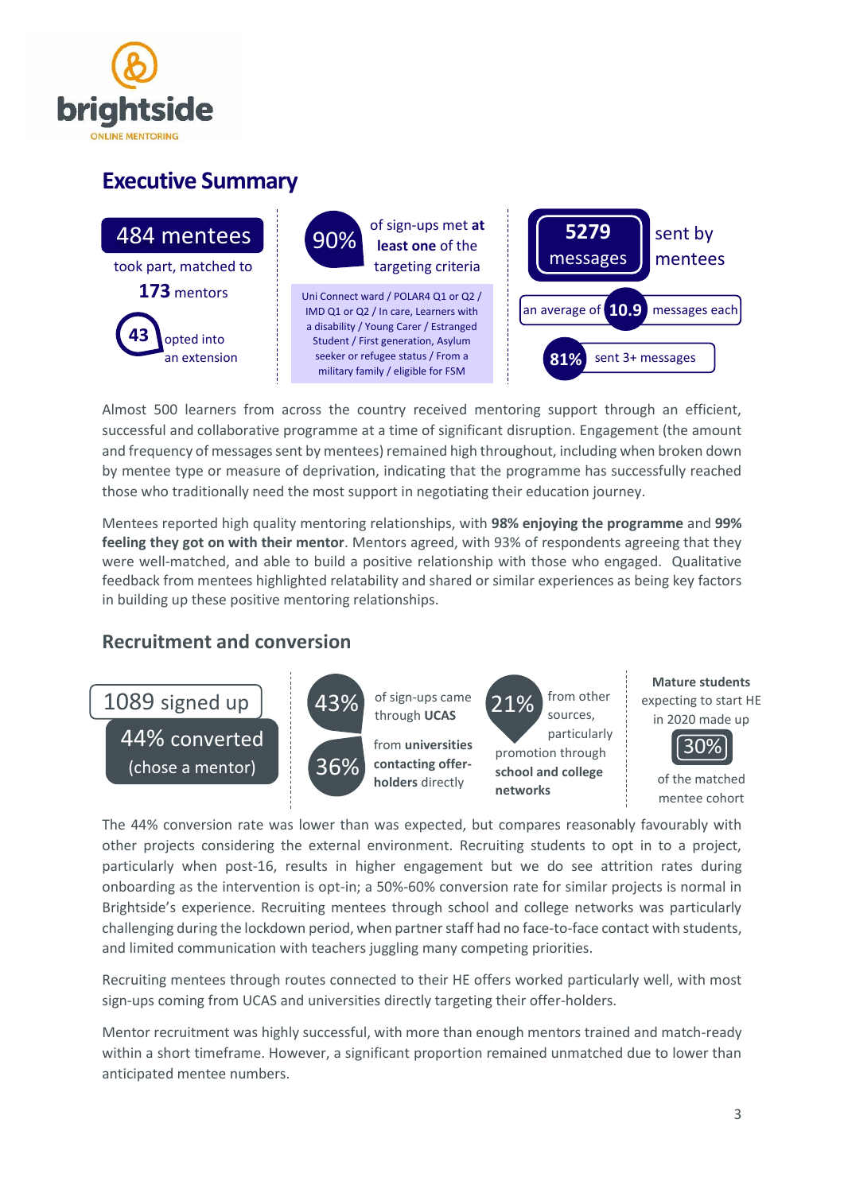brightside
ONLINE MENTORING

# Executive Summary

**484 mentees** took part, matched to **173** mentors

**43** opted into an extension

**90%** of sign-ups met **at least one** of the targeting criteria

Uni Connect ward / POLAR4 Q1 or Q2 / IMD Q1 or Q2 / In care, Learners with a disability / Young Carer / Estranged Student / First generation, Asylum seeker or refugee status / From a military family / eligible for FSM

**5279 messages** sent by mentees

an average of **10.9** messages each

**81%** sent 3+ messages

Almost 500 learners from across the country received mentoring support through an efficient, successful and collaborative programme at a time of significant disruption. Engagement (the amount and frequency of messages sent by mentees) remained high throughout, including when broken down by mentee type or measure of deprivation, indicating that the programme has successfully reached those who traditionally need the most support in negotiating their education journey.

Mentees reported high quality mentoring relationships, with **98% enjoying the programme** and **99% feeling they got on with their mentor**. Mentors agreed, with 93% of respondents agreeing that they were well-matched, and able to build a positive relationship with those who engaged. Qualitative feedback from mentees highlighted relatability and shared or similar experiences as being key factors in building up these positive mentoring relationships.

## Recruitment and conversion

1089 signed up

44% converted (chose a mentor)

**43%** of sign-ups came through **UCAS**

**36%** from **universities contacting offer-holders** directly

**21%** from other sources, particularly promotion through **school and college networks**

**Mature students** expecting to start HE in 2020 made up **30%** of the matched mentee cohort

The 44% conversion rate was lower than was expected, but compares reasonably favourably with other projects considering the external environment. Recruiting students to opt in to a project, particularly when post-16, results in higher engagement but we do see attrition rates during onboarding as the intervention is opt-in; a 50%-60% conversion rate for similar projects is normal in Brightside's experience. Recruiting mentees through school and college networks was particularly challenging during the lockdown period, when partner staff had no face-to-face contact with students, and limited communication with teachers juggling many competing priorities.

Recruiting mentees through routes connected to their HE offers worked particularly well, with most sign-ups coming from UCAS and universities directly targeting their offer-holders.

Mentor recruitment was highly successful, with more than enough mentors trained and match-ready within a short timeframe. However, a significant proportion remained unmatched due to lower than anticipated mentee numbers.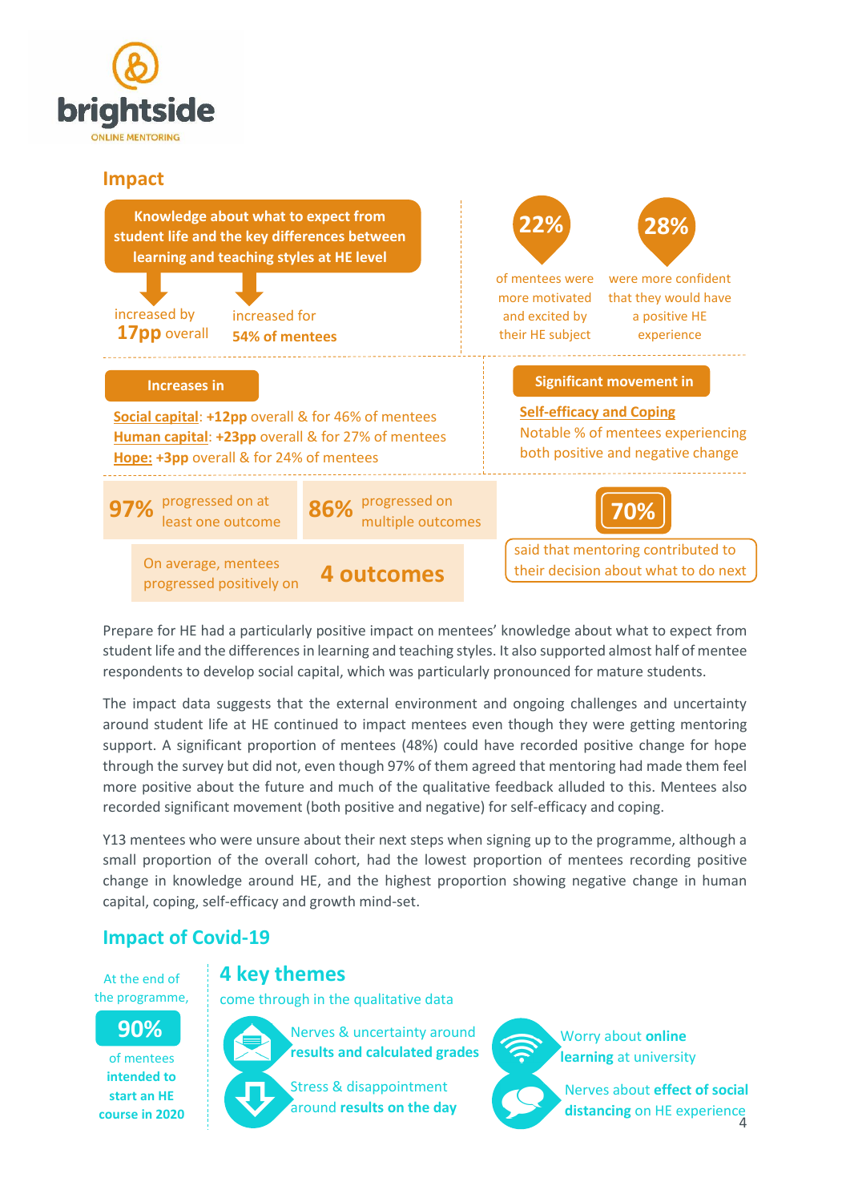brightside

ONLINE MENTORING

## Impact

**Knowledge about what to expect from student life and the key differences between learning and teaching styles at HE level**

increased by **17pp** overall

increased for **54% of mentees**

**22%** of mentees were more motivated and excited by their HE subject

**28%** were more confident that they would have a positive HE experience

**Increases in**

**Social capital**: **+12pp** overall & for 46% of mentees
**Human capital**: **+23pp** overall & for 27% of mentees
**Hope:** **+3pp** overall & for 24% of mentees

**Significant movement in**

**Self-efficacy and Coping**
Notable % of mentees experiencing both positive and negative change

**97%** progressed on at least one outcome

**86%** progressed on multiple outcomes

On average, mentees progressed positively on **4 outcomes**

**70%** said that mentoring contributed to their decision about what to do next

Prepare for HE had a particularly positive impact on mentees' knowledge about what to expect from student life and the differences in learning and teaching styles. It also supported almost half of mentee respondents to develop social capital, which was particularly pronounced for mature students.

The impact data suggests that the external environment and ongoing challenges and uncertainty around student life at HE continued to impact mentees even though they were getting mentoring support. A significant proportion of mentees (48%) could have recorded positive change for hope through the survey but did not, even though 97% of them agreed that mentoring had made them feel more positive about the future and much of the qualitative feedback alluded to this. Mentees also recorded significant movement (both positive and negative) for self-efficacy and coping.

Y13 mentees who were unsure about their next steps when signing up to the programme, although a small proportion of the overall cohort, had the lowest proportion of mentees recording positive change in knowledge around HE, and the highest proportion showing negative change in human capital, coping, self-efficacy and growth mind-set.

## Impact of Covid-19

At the end of the programme, **90%** of mentees **intended to start an HE course in 2020**

**4 key themes** come through in the qualitative data

- Nerves & uncertainty around **results and calculated grades**
- Stress & disappointment around **results on the day**
- Worry about **online learning** at university
- Nerves about **effect of social distancing** on HE experience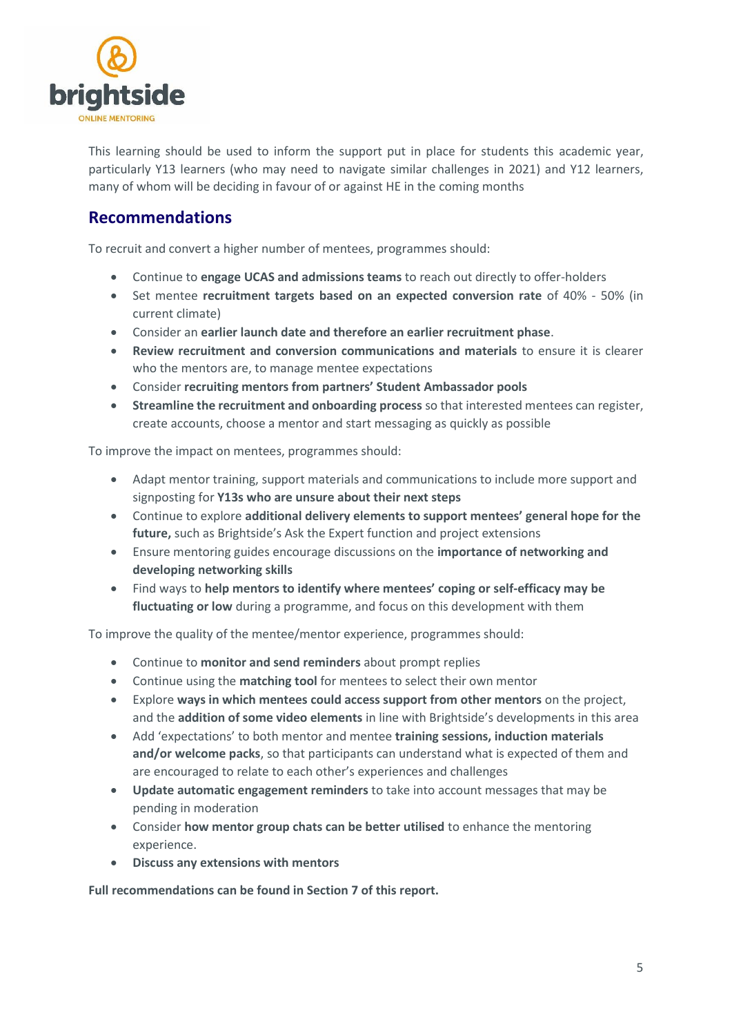This learning should be used to inform the support put in place for students this academic year, particularly Y13 learners (who may need to navigate similar challenges in 2021) and Y12 learners, many of whom will be deciding in favour of or against HE in the coming months

## Recommendations

To recruit and convert a higher number of mentees, programmes should:

- Continue to **engage UCAS and admissions teams** to reach out directly to offer-holders
- Set mentee **recruitment targets based on an expected conversion rate** of 40% - 50% (in current climate)
- Consider an **earlier launch date and therefore an earlier recruitment phase**.
- **Review recruitment and conversion communications and materials** to ensure it is clearer who the mentors are, to manage mentee expectations
- Consider **recruiting mentors from partners' Student Ambassador pools**
- **Streamline the recruitment and onboarding process** so that interested mentees can register, create accounts, choose a mentor and start messaging as quickly as possible

To improve the impact on mentees, programmes should:

- Adapt mentor training, support materials and communications to include more support and signposting for **Y13s who are unsure about their next steps**
- Continue to explore **additional delivery elements to support mentees' general hope for the future,** such as Brightside's Ask the Expert function and project extensions
- Ensure mentoring guides encourage discussions on the **importance of networking and developing networking skills**
- Find ways to **help mentors to identify where mentees' coping or self-efficacy may be fluctuating or low** during a programme, and focus on this development with them

To improve the quality of the mentee/mentor experience, programmes should:

- Continue to **monitor and send reminders** about prompt replies
- Continue using the **matching tool** for mentees to select their own mentor
- Explore **ways in which mentees could access support from other mentors** on the project, and the **addition of some video elements** in line with Brightside's developments in this area
- Add 'expectations' to both mentor and mentee **training sessions, induction materials and/or welcome packs**, so that participants can understand what is expected of them and are encouraged to relate to each other's experiences and challenges
- **Update automatic engagement reminders** to take into account messages that may be pending in moderation
- Consider **how mentor group chats can be better utilised** to enhance the mentoring experience.
- **Discuss any extensions with mentors**

**Full recommendations can be found in Section 7 of this report.**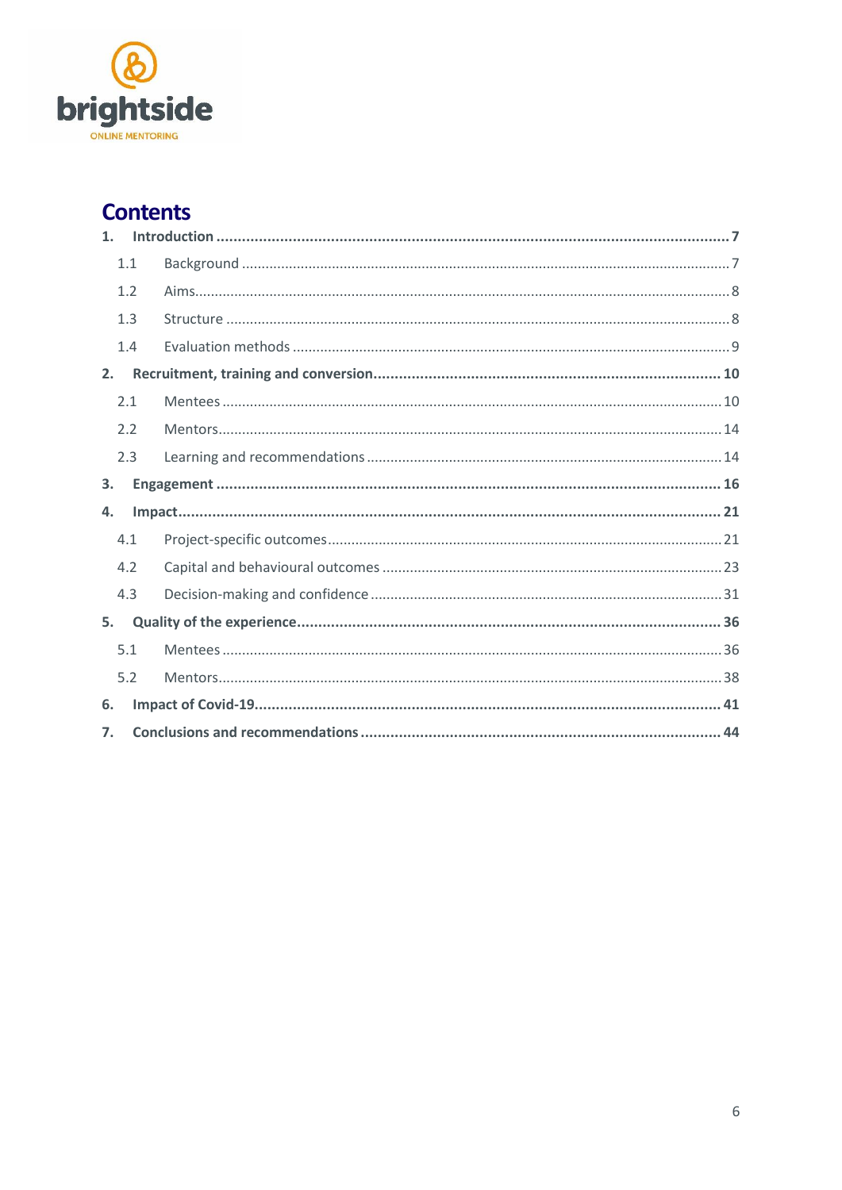brightside

ONLINE MENTORING

# Contents

1. **Introduction** ........ 7
   - 1.1 Background ........ 7
   - 1.2 Aims ........ 8
   - 1.3 Structure ........ 8
   - 1.4 Evaluation methods ........ 9
2. **Recruitment, training and conversion** ........ 10
   - 2.1 Mentees ........ 10
   - 2.2 Mentors ........ 14
   - 2.3 Learning and recommendations ........ 14
3. **Engagement** ........ 16
4. **Impact** ........ 21
   - 4.1 Project-specific outcomes ........ 21
   - 4.2 Capital and behavioural outcomes ........ 23
   - 4.3 Decision-making and confidence ........ 31
5. **Quality of the experience** ........ 36
   - 5.1 Mentees ........ 36
   - 5.2 Mentors ........ 38
6. **Impact of Covid-19** ........ 41
7. **Conclusions and recommendations** ........ 44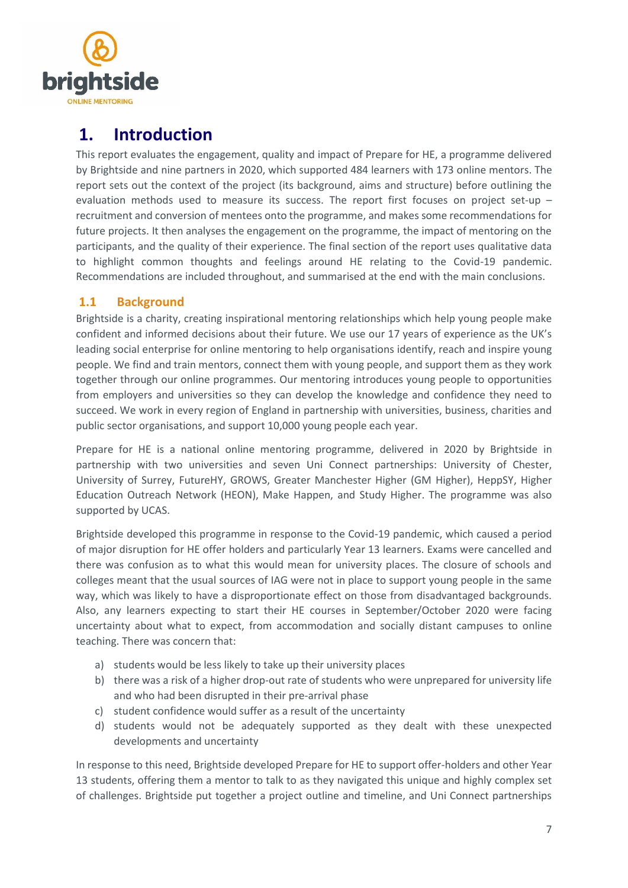# 1. Introduction

This report evaluates the engagement, quality and impact of Prepare for HE, a programme delivered by Brightside and nine partners in 2020, which supported 484 learners with 173 online mentors. The report sets out the context of the project (its background, aims and structure) before outlining the evaluation methods used to measure its success. The report first focuses on project set-up – recruitment and conversion of mentees onto the programme, and makes some recommendations for future projects. It then analyses the engagement on the programme, the impact of mentoring on the participants, and the quality of their experience. The final section of the report uses qualitative data to highlight common thoughts and feelings around HE relating to the Covid-19 pandemic. Recommendations are included throughout, and summarised at the end with the main conclusions.

## 1.1 Background

Brightside is a charity, creating inspirational mentoring relationships which help young people make confident and informed decisions about their future. We use our 17 years of experience as the UK's leading social enterprise for online mentoring to help organisations identify, reach and inspire young people. We find and train mentors, connect them with young people, and support them as they work together through our online programmes. Our mentoring introduces young people to opportunities from employers and universities so they can develop the knowledge and confidence they need to succeed. We work in every region of England in partnership with universities, business, charities and public sector organisations, and support 10,000 young people each year.

Prepare for HE is a national online mentoring programme, delivered in 2020 by Brightside in partnership with two universities and seven Uni Connect partnerships: University of Chester, University of Surrey, FutureHY, GROWS, Greater Manchester Higher (GM Higher), HeppSY, Higher Education Outreach Network (HEON), Make Happen, and Study Higher. The programme was also supported by UCAS.

Brightside developed this programme in response to the Covid-19 pandemic, which caused a period of major disruption for HE offer holders and particularly Year 13 learners. Exams were cancelled and there was confusion as to what this would mean for university places. The closure of schools and colleges meant that the usual sources of IAG were not in place to support young people in the same way, which was likely to have a disproportionate effect on those from disadvantaged backgrounds. Also, any learners expecting to start their HE courses in September/October 2020 were facing uncertainty about what to expect, from accommodation and socially distant campuses to online teaching. There was concern that:

a) students would be less likely to take up their university places
b) there was a risk of a higher drop-out rate of students who were unprepared for university life and who had been disrupted in their pre-arrival phase
c) student confidence would suffer as a result of the uncertainty
d) students would not be adequately supported as they dealt with these unexpected developments and uncertainty

In response to this need, Brightside developed Prepare for HE to support offer-holders and other Year 13 students, offering them a mentor to talk to as they navigated this unique and highly complex set of challenges. Brightside put together a project outline and timeline, and Uni Connect partnerships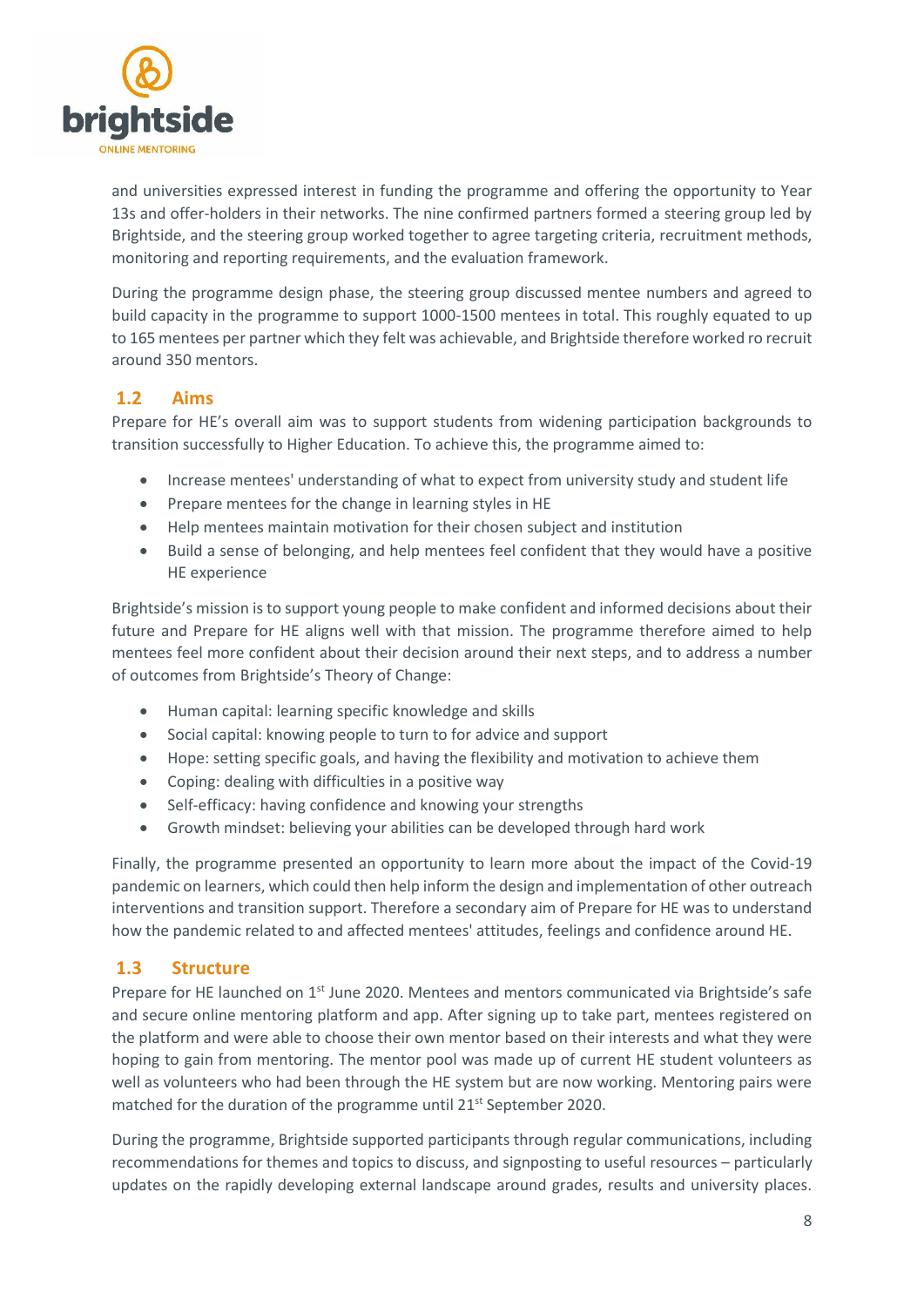and universities expressed interest in funding the programme and offering the opportunity to Year 13s and offer-holders in their networks. The nine confirmed partners formed a steering group led by Brightside, and the steering group worked together to agree targeting criteria, recruitment methods, monitoring and reporting requirements, and the evaluation framework.

During the programme design phase, the steering group discussed mentee numbers and agreed to build capacity in the programme to support 1000-1500 mentees in total. This roughly equated to up to 165 mentees per partner which they felt was achievable, and Brightside therefore worked ro recruit around 350 mentors.

## 1.2 Aims

Prepare for HE's overall aim was to support students from widening participation backgrounds to transition successfully to Higher Education. To achieve this, the programme aimed to:

- Increase mentees' understanding of what to expect from university study and student life
- Prepare mentees for the change in learning styles in HE
- Help mentees maintain motivation for their chosen subject and institution
- Build a sense of belonging, and help mentees feel confident that they would have a positive HE experience

Brightside's mission is to support young people to make confident and informed decisions about their future and Prepare for HE aligns well with that mission. The programme therefore aimed to help mentees feel more confident about their decision around their next steps, and to address a number of outcomes from Brightside's Theory of Change:

- Human capital: learning specific knowledge and skills
- Social capital: knowing people to turn to for advice and support
- Hope: setting specific goals, and having the flexibility and motivation to achieve them
- Coping: dealing with difficulties in a positive way
- Self-efficacy: having confidence and knowing your strengths
- Growth mindset: believing your abilities can be developed through hard work

Finally, the programme presented an opportunity to learn more about the impact of the Covid-19 pandemic on learners, which could then help inform the design and implementation of other outreach interventions and transition support. Therefore a secondary aim of Prepare for HE was to understand how the pandemic related to and affected mentees' attitudes, feelings and confidence around HE.

## 1.3 Structure

Prepare for HE launched on 1st June 2020. Mentees and mentors communicated via Brightside's safe and secure online mentoring platform and app. After signing up to take part, mentees registered on the platform and were able to choose their own mentor based on their interests and what they were hoping to gain from mentoring. The mentor pool was made up of current HE student volunteers as well as volunteers who had been through the HE system but are now working. Mentoring pairs were matched for the duration of the programme until 21st September 2020.

During the programme, Brightside supported participants through regular communications, including recommendations for themes and topics to discuss, and signposting to useful resources – particularly updates on the rapidly developing external landscape around grades, results and university places.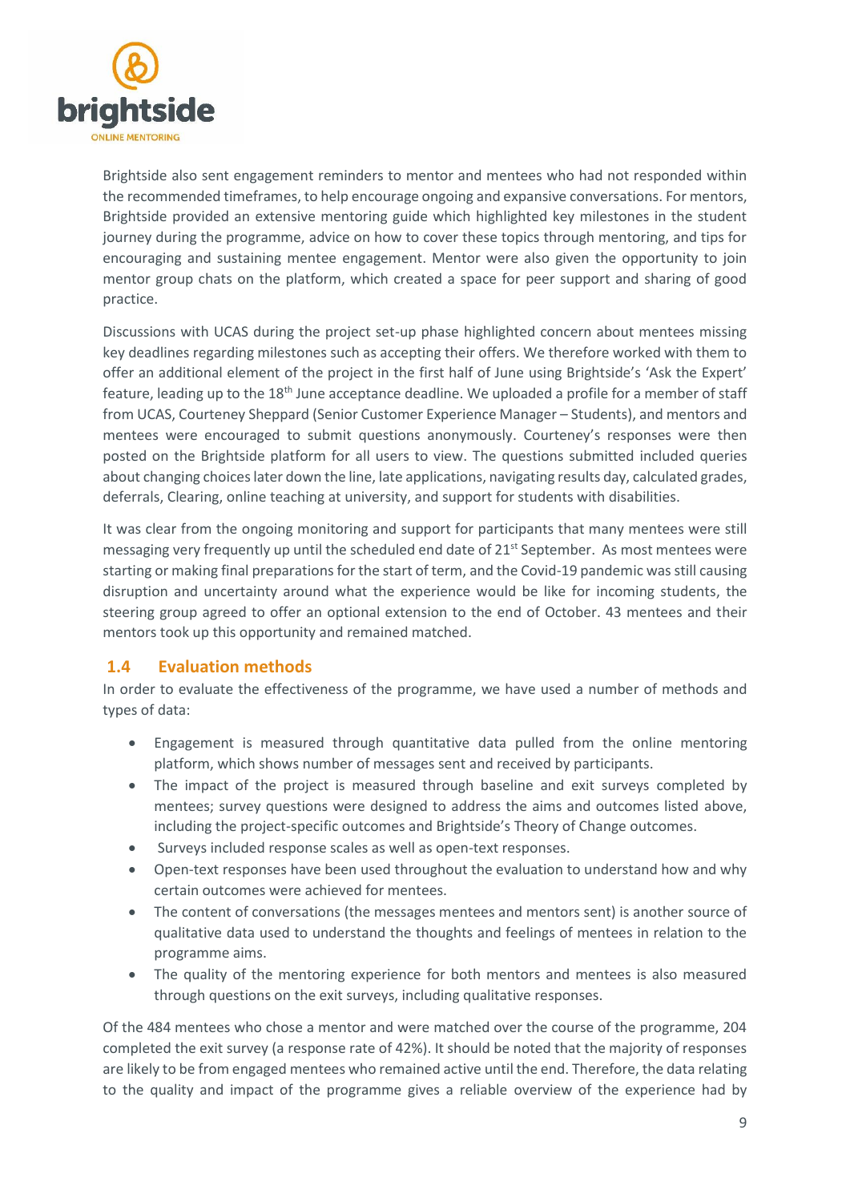Brightside also sent engagement reminders to mentor and mentees who had not responded within the recommended timeframes, to help encourage ongoing and expansive conversations. For mentors, Brightside provided an extensive mentoring guide which highlighted key milestones in the student journey during the programme, advice on how to cover these topics through mentoring, and tips for encouraging and sustaining mentee engagement. Mentor were also given the opportunity to join mentor group chats on the platform, which created a space for peer support and sharing of good practice.

Discussions with UCAS during the project set-up phase highlighted concern about mentees missing key deadlines regarding milestones such as accepting their offers. We therefore worked with them to offer an additional element of the project in the first half of June using Brightside's 'Ask the Expert' feature, leading up to the 18th June acceptance deadline. We uploaded a profile for a member of staff from UCAS, Courteney Sheppard (Senior Customer Experience Manager – Students), and mentors and mentees were encouraged to submit questions anonymously. Courteney's responses were then posted on the Brightside platform for all users to view. The questions submitted included queries about changing choices later down the line, late applications, navigating results day, calculated grades, deferrals, Clearing, online teaching at university, and support for students with disabilities.

It was clear from the ongoing monitoring and support for participants that many mentees were still messaging very frequently up until the scheduled end date of 21st September. As most mentees were starting or making final preparations for the start of term, and the Covid-19 pandemic was still causing disruption and uncertainty around what the experience would be like for incoming students, the steering group agreed to offer an optional extension to the end of October. 43 mentees and their mentors took up this opportunity and remained matched.

## 1.4 Evaluation methods

In order to evaluate the effectiveness of the programme, we have used a number of methods and types of data:

- Engagement is measured through quantitative data pulled from the online mentoring platform, which shows number of messages sent and received by participants.
- The impact of the project is measured through baseline and exit surveys completed by mentees; survey questions were designed to address the aims and outcomes listed above, including the project-specific outcomes and Brightside's Theory of Change outcomes.
- Surveys included response scales as well as open-text responses.
- Open-text responses have been used throughout the evaluation to understand how and why certain outcomes were achieved for mentees.
- The content of conversations (the messages mentees and mentors sent) is another source of qualitative data used to understand the thoughts and feelings of mentees in relation to the programme aims.
- The quality of the mentoring experience for both mentors and mentees is also measured through questions on the exit surveys, including qualitative responses.

Of the 484 mentees who chose a mentor and were matched over the course of the programme, 204 completed the exit survey (a response rate of 42%). It should be noted that the majority of responses are likely to be from engaged mentees who remained active until the end. Therefore, the data relating to the quality and impact of the programme gives a reliable overview of the experience had by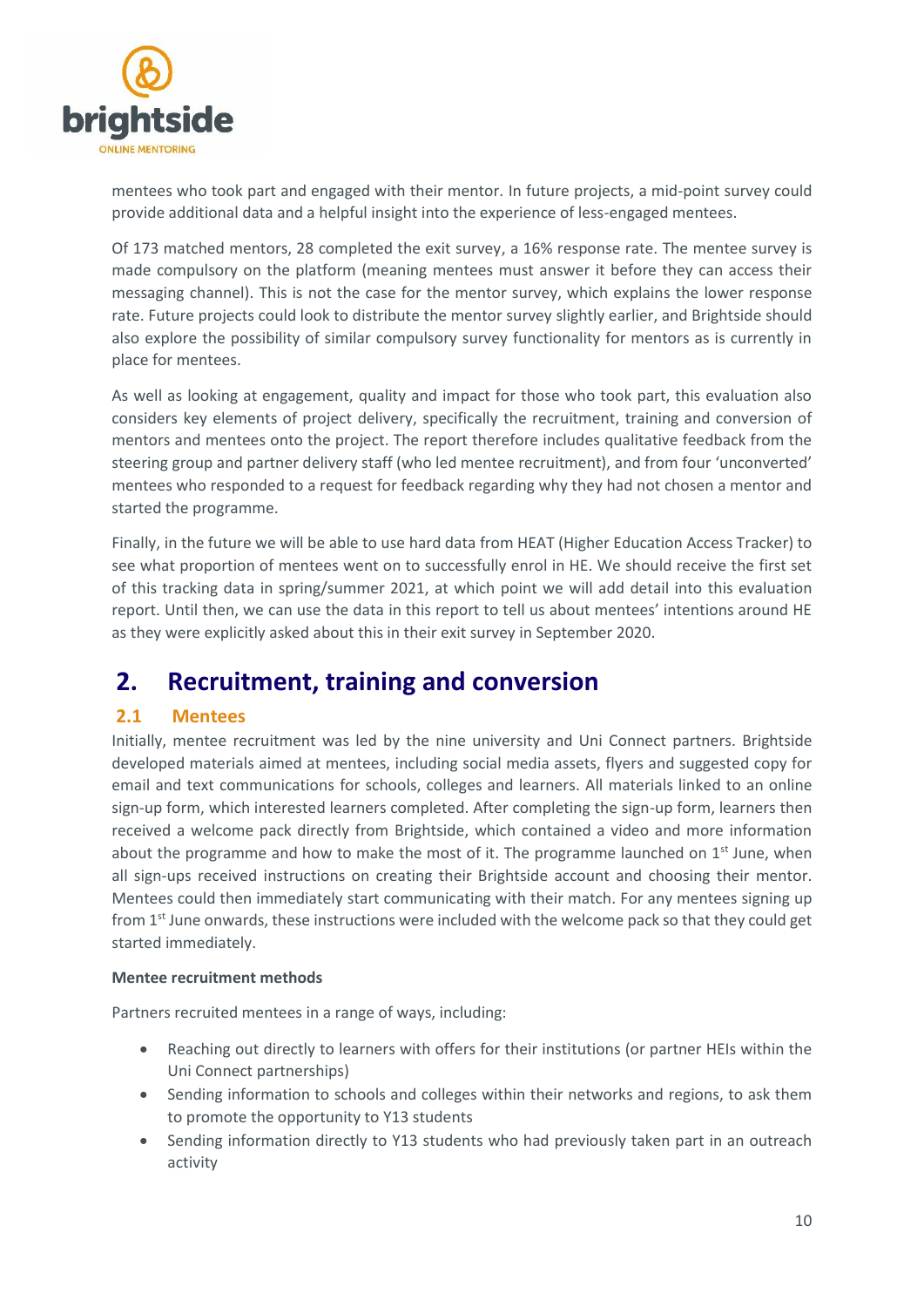mentees who took part and engaged with their mentor. In future projects, a mid-point survey could provide additional data and a helpful insight into the experience of less-engaged mentees.

Of 173 matched mentors, 28 completed the exit survey, a 16% response rate. The mentee survey is made compulsory on the platform (meaning mentees must answer it before they can access their messaging channel). This is not the case for the mentor survey, which explains the lower response rate. Future projects could look to distribute the mentor survey slightly earlier, and Brightside should also explore the possibility of similar compulsory survey functionality for mentors as is currently in place for mentees.

As well as looking at engagement, quality and impact for those who took part, this evaluation also considers key elements of project delivery, specifically the recruitment, training and conversion of mentors and mentees onto the project. The report therefore includes qualitative feedback from the steering group and partner delivery staff (who led mentee recruitment), and from four 'unconverted' mentees who responded to a request for feedback regarding why they had not chosen a mentor and started the programme.

Finally, in the future we will be able to use hard data from HEAT (Higher Education Access Tracker) to see what proportion of mentees went on to successfully enrol in HE. We should receive the first set of this tracking data in spring/summer 2021, at which point we will add detail into this evaluation report. Until then, we can use the data in this report to tell us about mentees' intentions around HE as they were explicitly asked about this in their exit survey in September 2020.

# 2. Recruitment, training and conversion

## 2.1 Mentees

Initially, mentee recruitment was led by the nine university and Uni Connect partners. Brightside developed materials aimed at mentees, including social media assets, flyers and suggested copy for email and text communications for schools, colleges and learners. All materials linked to an online sign-up form, which interested learners completed. After completing the sign-up form, learners then received a welcome pack directly from Brightside, which contained a video and more information about the programme and how to make the most of it. The programme launched on 1st June, when all sign-ups received instructions on creating their Brightside account and choosing their mentor. Mentees could then immediately start communicating with their match. For any mentees signing up from 1st June onwards, these instructions were included with the welcome pack so that they could get started immediately.

**Mentee recruitment methods**

Partners recruited mentees in a range of ways, including:

- Reaching out directly to learners with offers for their institutions (or partner HEIs within the Uni Connect partnerships)
- Sending information to schools and colleges within their networks and regions, to ask them to promote the opportunity to Y13 students
- Sending information directly to Y13 students who had previously taken part in an outreach activity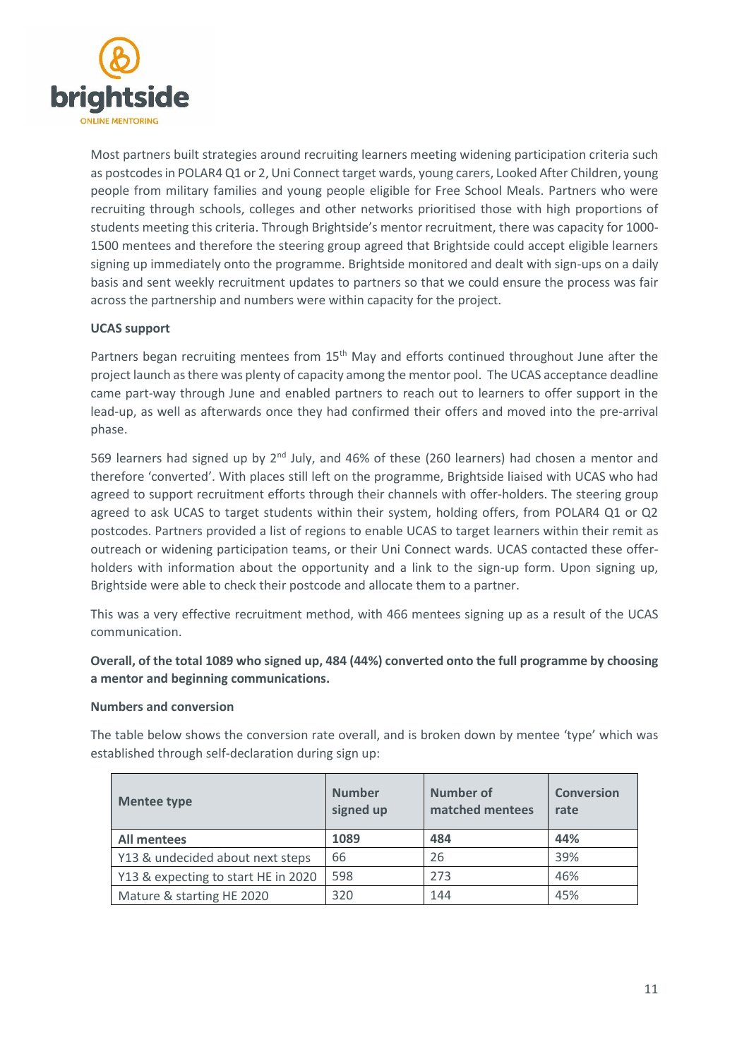Most partners built strategies around recruiting learners meeting widening participation criteria such as postcodes in POLAR4 Q1 or 2, Uni Connect target wards, young carers, Looked After Children, young people from military families and young people eligible for Free School Meals. Partners who were recruiting through schools, colleges and other networks prioritised those with high proportions of students meeting this criteria. Through Brightside's mentor recruitment, there was capacity for 1000-1500 mentees and therefore the steering group agreed that Brightside could accept eligible learners signing up immediately onto the programme. Brightside monitored and dealt with sign-ups on a daily basis and sent weekly recruitment updates to partners so that we could ensure the process was fair across the partnership and numbers were within capacity for the project.

**UCAS support**

Partners began recruiting mentees from 15th May and efforts continued throughout June after the project launch as there was plenty of capacity among the mentor pool. The UCAS acceptance deadline came part-way through June and enabled partners to reach out to learners to offer support in the lead-up, as well as afterwards once they had confirmed their offers and moved into the pre-arrival phase.

569 learners had signed up by 2nd July, and 46% of these (260 learners) had chosen a mentor and therefore 'converted'. With places still left on the programme, Brightside liaised with UCAS who had agreed to support recruitment efforts through their channels with offer-holders. The steering group agreed to ask UCAS to target students within their system, holding offers, from POLAR4 Q1 or Q2 postcodes. Partners provided a list of regions to enable UCAS to target learners within their remit as outreach or widening participation teams, or their Uni Connect wards. UCAS contacted these offer-holders with information about the opportunity and a link to the sign-up form. Upon signing up, Brightside were able to check their postcode and allocate them to a partner.

This was a very effective recruitment method, with 466 mentees signing up as a result of the UCAS communication.

**Overall, of the total 1089 who signed up, 484 (44%) converted onto the full programme by choosing a mentor and beginning communications.**

**Numbers and conversion**

The table below shows the conversion rate overall, and is broken down by mentee 'type' which was established through self-declaration during sign up:

| Mentee type | Number signed up | Number of matched mentees | Conversion rate |
|---|---|---|---|
| **All mentees** | **1089** | **484** | **44%** |
| Y13 & undecided about next steps | 66 | 26 | 39% |
| Y13 & expecting to start HE in 2020 | 598 | 273 | 46% |
| Mature & starting HE 2020 | 320 | 144 | 45% |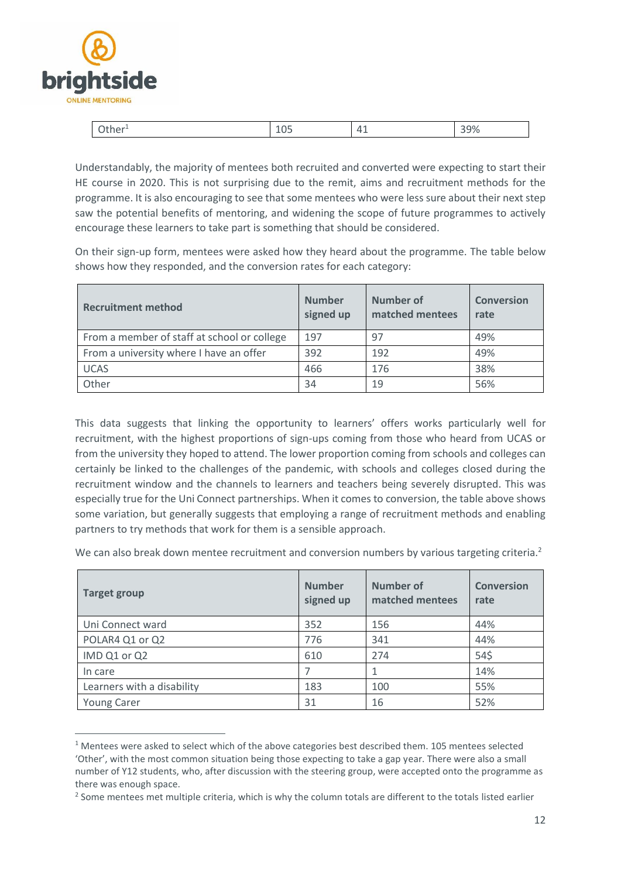| Other[1] | 105 | 41 | 39% |
|---|---|---|---|

Understandably, the majority of mentees both recruited and converted were expecting to start their HE course in 2020. This is not surprising due to the remit, aims and recruitment methods for the programme. It is also encouraging to see that some mentees who were less sure about their next step saw the potential benefits of mentoring, and widening the scope of future programmes to actively encourage these learners to take part is something that should be considered.

On their sign-up form, mentees were asked how they heard about the programme. The table below shows how they responded, and the conversion rates for each category:

| Recruitment method | Number signed up | Number of matched mentees | Conversion rate |
|---|---|---|---|
| From a member of staff at school or college | 197 | 97 | 49% |
| From a university where I have an offer | 392 | 192 | 49% |
| UCAS | 466 | 176 | 38% |
| Other | 34 | 19 | 56% |

This data suggests that linking the opportunity to learners' offers works particularly well for recruitment, with the highest proportions of sign-ups coming from those who heard from UCAS or from the university they hoped to attend. The lower proportion coming from schools and colleges can certainly be linked to the challenges of the pandemic, with schools and colleges closed during the recruitment window and the channels to learners and teachers being severely disrupted. This was especially true for the Uni Connect partnerships. When it comes to conversion, the table above shows some variation, but generally suggests that employing a range of recruitment methods and enabling partners to try methods that work for them is a sensible approach.

We can also break down mentee recruitment and conversion numbers by various targeting criteria.[2]

| Target group | Number signed up | Number of matched mentees | Conversion rate |
|---|---|---|---|
| Uni Connect ward | 352 | 156 | 44% |
| POLAR4 Q1 or Q2 | 776 | 341 | 44% |
| IMD Q1 or Q2 | 610 | 274 | 54$ |
| In care | 7 | 1 | 14% |
| Learners with a disability | 183 | 100 | 55% |
| Young Carer | 31 | 16 | 52% |

[1] Mentees were asked to select which of the above categories best described them. 105 mentees selected 'Other', with the most common situation being those expecting to take a gap year. There were also a small number of Y12 students, who, after discussion with the steering group, were accepted onto the programme as there was enough space.

[2] Some mentees met multiple criteria, which is why the column totals are different to the totals listed earlier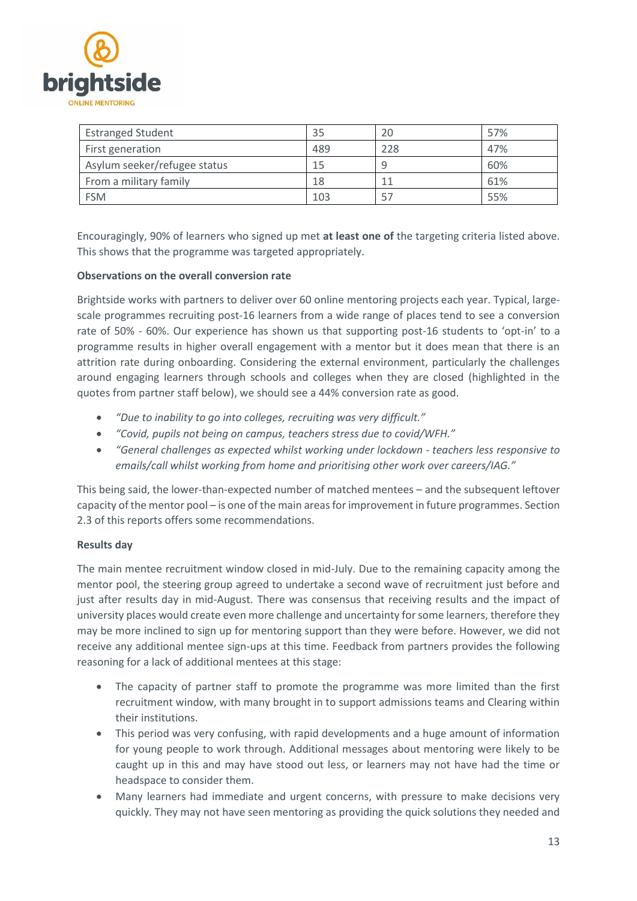| Estranged Student | 35 | 20 | 57% |
|---|---|---|---|
| First generation | 489 | 228 | 47% |
| Asylum seeker/refugee status | 15 | 9 | 60% |
| From a military family | 18 | 11 | 61% |
| FSM | 103 | 57 | 55% |

Encouragingly, 90% of learners who signed up met **at least one of** the targeting criteria listed above. This shows that the programme was targeted appropriately.

**Observations on the overall conversion rate**

Brightside works with partners to deliver over 60 online mentoring projects each year. Typical, large-scale programmes recruiting post-16 learners from a wide range of places tend to see a conversion rate of 50% - 60%. Our experience has shown us that supporting post-16 students to 'opt-in' to a programme results in higher overall engagement with a mentor but it does mean that there is an attrition rate during onboarding. Considering the external environment, particularly the challenges around engaging learners through schools and colleges when they are closed (highlighted in the quotes from partner staff below), we should see a 44% conversion rate as good.

- *"Due to inability to go into colleges, recruiting was very difficult."*
- *"Covid, pupils not being on campus, teachers stress due to covid/WFH."*
- *"General challenges as expected whilst working under lockdown - teachers less responsive to emails/call whilst working from home and prioritising other work over careers/IAG."*

This being said, the lower-than-expected number of matched mentees – and the subsequent leftover capacity of the mentor pool – is one of the main areas for improvement in future programmes. Section 2.3 of this reports offers some recommendations.

**Results day**

The main mentee recruitment window closed in mid-July. Due to the remaining capacity among the mentor pool, the steering group agreed to undertake a second wave of recruitment just before and just after results day in mid-August. There was consensus that receiving results and the impact of university places would create even more challenge and uncertainty for some learners, therefore they may be more inclined to sign up for mentoring support than they were before. However, we did not receive any additional mentee sign-ups at this time. Feedback from partners provides the following reasoning for a lack of additional mentees at this stage:

- The capacity of partner staff to promote the programme was more limited than the first recruitment window, with many brought in to support admissions teams and Clearing within their institutions.
- This period was very confusing, with rapid developments and a huge amount of information for young people to work through. Additional messages about mentoring were likely to be caught up in this and may have stood out less, or learners may not have had the time or headspace to consider them.
- Many learners had immediate and urgent concerns, with pressure to make decisions very quickly. They may not have seen mentoring as providing the quick solutions they needed and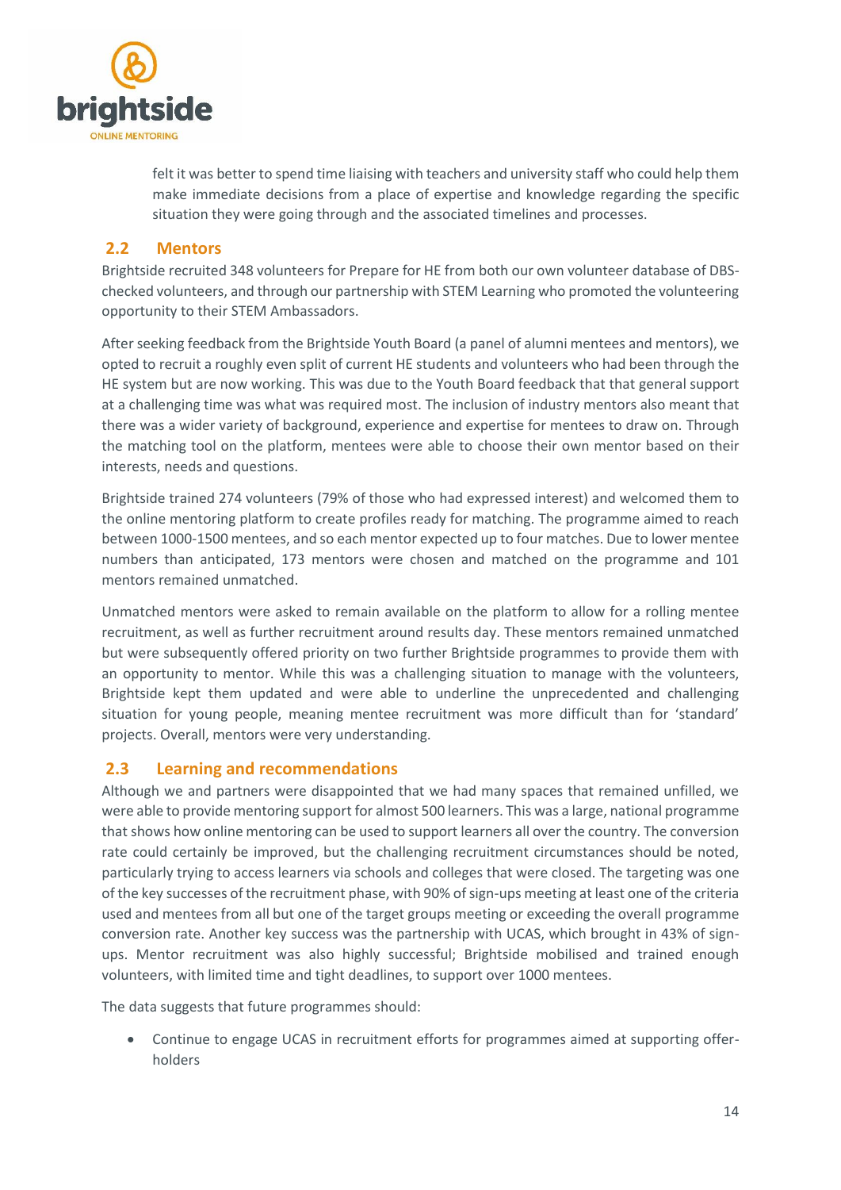felt it was better to spend time liaising with teachers and university staff who could help them make immediate decisions from a place of expertise and knowledge regarding the specific situation they were going through and the associated timelines and processes.

## 2.2 Mentors

Brightside recruited 348 volunteers for Prepare for HE from both our own volunteer database of DBS-checked volunteers, and through our partnership with STEM Learning who promoted the volunteering opportunity to their STEM Ambassadors.

After seeking feedback from the Brightside Youth Board (a panel of alumni mentees and mentors), we opted to recruit a roughly even split of current HE students and volunteers who had been through the HE system but are now working. This was due to the Youth Board feedback that that general support at a challenging time was what was required most. The inclusion of industry mentors also meant that there was a wider variety of background, experience and expertise for mentees to draw on. Through the matching tool on the platform, mentees were able to choose their own mentor based on their interests, needs and questions.

Brightside trained 274 volunteers (79% of those who had expressed interest) and welcomed them to the online mentoring platform to create profiles ready for matching. The programme aimed to reach between 1000-1500 mentees, and so each mentor expected up to four matches. Due to lower mentee numbers than anticipated, 173 mentors were chosen and matched on the programme and 101 mentors remained unmatched.

Unmatched mentors were asked to remain available on the platform to allow for a rolling mentee recruitment, as well as further recruitment around results day. These mentors remained unmatched but were subsequently offered priority on two further Brightside programmes to provide them with an opportunity to mentor. While this was a challenging situation to manage with the volunteers, Brightside kept them updated and were able to underline the unprecedented and challenging situation for young people, meaning mentee recruitment was more difficult than for 'standard' projects. Overall, mentors were very understanding.

## 2.3 Learning and recommendations

Although we and partners were disappointed that we had many spaces that remained unfilled, we were able to provide mentoring support for almost 500 learners. This was a large, national programme that shows how online mentoring can be used to support learners all over the country. The conversion rate could certainly be improved, but the challenging recruitment circumstances should be noted, particularly trying to access learners via schools and colleges that were closed. The targeting was one of the key successes of the recruitment phase, with 90% of sign-ups meeting at least one of the criteria used and mentees from all but one of the target groups meeting or exceeding the overall programme conversion rate. Another key success was the partnership with UCAS, which brought in 43% of sign-ups. Mentor recruitment was also highly successful; Brightside mobilised and trained enough volunteers, with limited time and tight deadlines, to support over 1000 mentees.

The data suggests that future programmes should:

- Continue to engage UCAS in recruitment efforts for programmes aimed at supporting offer-holders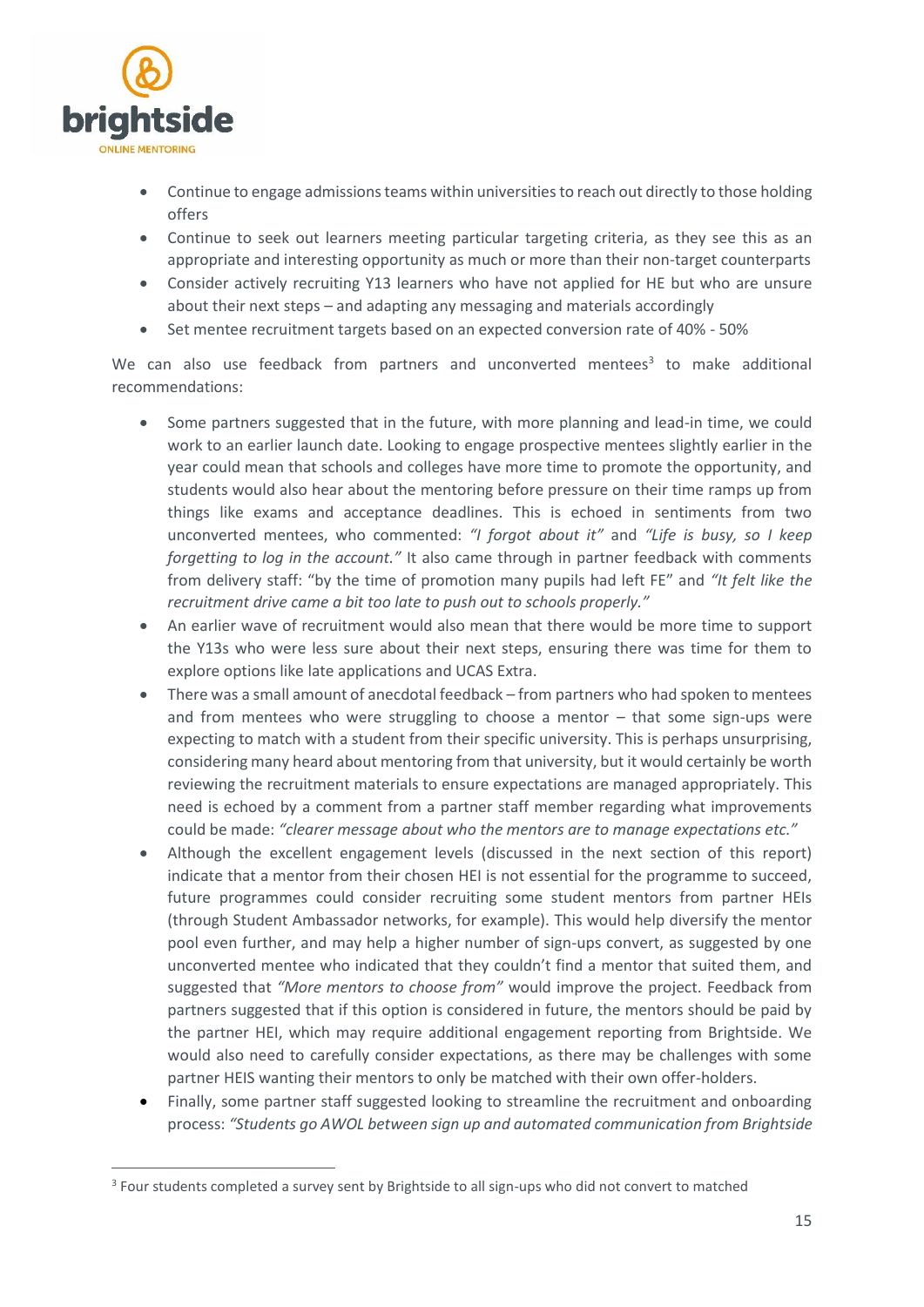- Continue to engage admissions teams within universities to reach out directly to those holding offers
- Continue to seek out learners meeting particular targeting criteria, as they see this as an appropriate and interesting opportunity as much or more than their non-target counterparts
- Consider actively recruiting Y13 learners who have not applied for HE but who are unsure about their next steps – and adapting any messaging and materials accordingly
- Set mentee recruitment targets based on an expected conversion rate of 40% - 50%

We can also use feedback from partners and unconverted mentees[3] to make additional recommendations:

- Some partners suggested that in the future, with more planning and lead-in time, we could work to an earlier launch date. Looking to engage prospective mentees slightly earlier in the year could mean that schools and colleges have more time to promote the opportunity, and students would also hear about the mentoring before pressure on their time ramps up from things like exams and acceptance deadlines. This is echoed in sentiments from two unconverted mentees, who commented: *"I forgot about it"* and *"Life is busy, so I keep forgetting to log in the account."* It also came through in partner feedback with comments from delivery staff: "by the time of promotion many pupils had left FE" and *"It felt like the recruitment drive came a bit too late to push out to schools properly."*
- An earlier wave of recruitment would also mean that there would be more time to support the Y13s who were less sure about their next steps, ensuring there was time for them to explore options like late applications and UCAS Extra.
- There was a small amount of anecdotal feedback – from partners who had spoken to mentees and from mentees who were struggling to choose a mentor – that some sign-ups were expecting to match with a student from their specific university. This is perhaps unsurprising, considering many heard about mentoring from that university, but it would certainly be worth reviewing the recruitment materials to ensure expectations are managed appropriately. This need is echoed by a comment from a partner staff member regarding what improvements could be made: *"clearer message about who the mentors are to manage expectations etc."*
- Although the excellent engagement levels (discussed in the next section of this report) indicate that a mentor from their chosen HEI is not essential for the programme to succeed, future programmes could consider recruiting some student mentors from partner HEIs (through Student Ambassador networks, for example). This would help diversify the mentor pool even further, and may help a higher number of sign-ups convert, as suggested by one unconverted mentee who indicated that they couldn't find a mentor that suited them, and suggested that *"More mentors to choose from"* would improve the project. Feedback from partners suggested that if this option is considered in future, the mentors should be paid by the partner HEI, which may require additional engagement reporting from Brightside. We would also need to carefully consider expectations, as there may be challenges with some partner HEIS wanting their mentors to only be matched with their own offer-holders.
- Finally, some partner staff suggested looking to streamline the recruitment and onboarding process: *"Students go AWOL between sign up and automated communication from Brightside*

[3] Four students completed a survey sent by Brightside to all sign-ups who did not convert to matched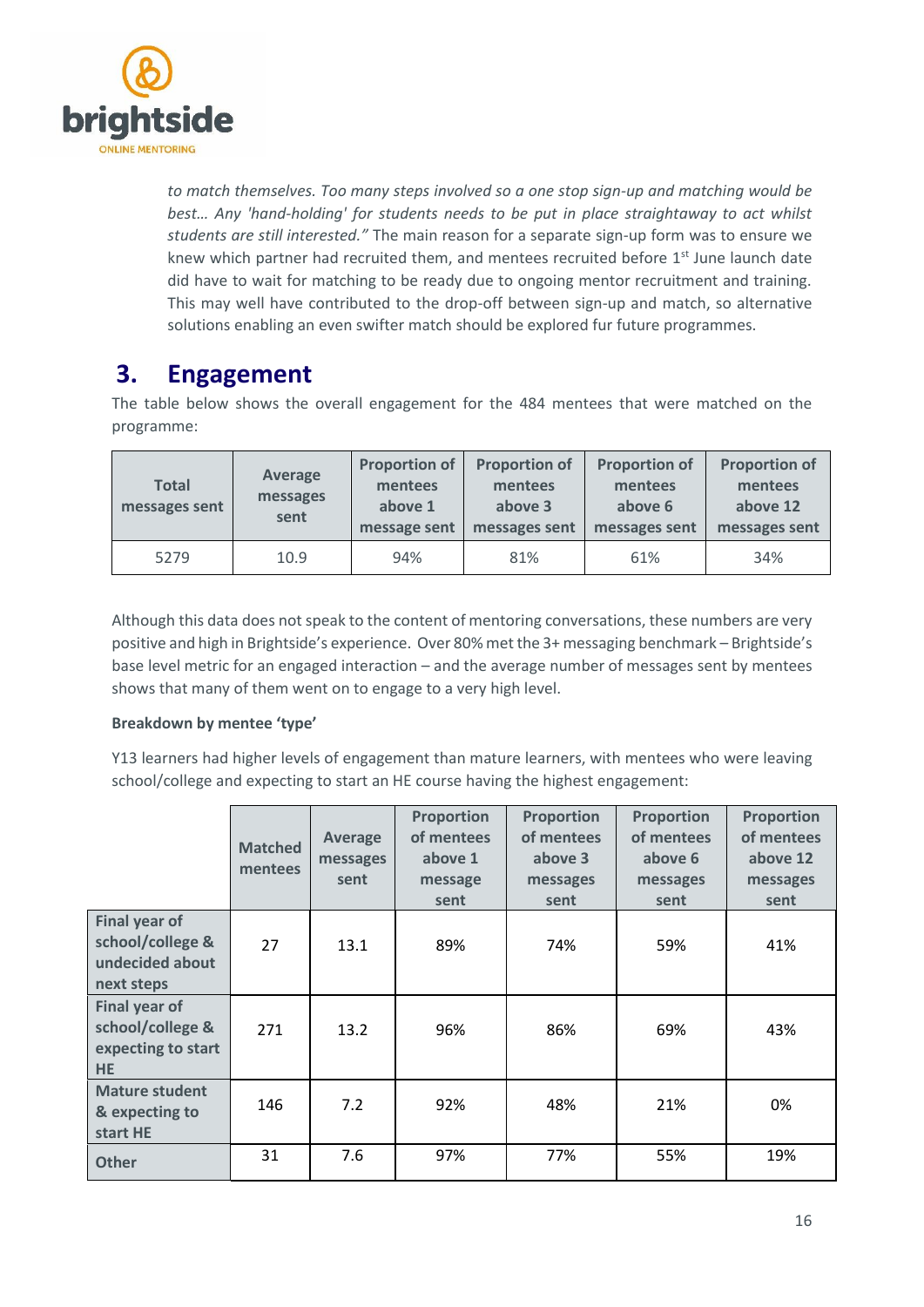*to match themselves. Too many steps involved so a one stop sign-up and matching would be best… Any 'hand-holding' for students needs to be put in place straightaway to act whilst students are still interested."* The main reason for a separate sign-up form was to ensure we knew which partner had recruited them, and mentees recruited before 1st June launch date did have to wait for matching to be ready due to ongoing mentor recruitment and training. This may well have contributed to the drop-off between sign-up and match, so alternative solutions enabling an even swifter match should be explored fur future programmes.

## 3. Engagement

The table below shows the overall engagement for the 484 mentees that were matched on the programme:

| Total messages sent | Average messages sent | Proportion of mentees above 1 message sent | Proportion of mentees above 3 messages sent | Proportion of mentees above 6 messages sent | Proportion of mentees above 12 messages sent |
|---|---|---|---|---|---|
| 5279 | 10.9 | 94% | 81% | 61% | 34% |

Although this data does not speak to the content of mentoring conversations, these numbers are very positive and high in Brightside's experience. Over 80% met the 3+ messaging benchmark – Brightside's base level metric for an engaged interaction – and the average number of messages sent by mentees shows that many of them went on to engage to a very high level.

**Breakdown by mentee 'type'**

Y13 learners had higher levels of engagement than mature learners, with mentees who were leaving school/college and expecting to start an HE course having the highest engagement:

| | Matched mentees | Average messages sent | Proportion of mentees above 1 message sent | Proportion of mentees above 3 messages sent | Proportion of mentees above 6 messages sent | Proportion of mentees above 12 messages sent |
|---|---|---|---|---|---|---|
| **Final year of school/college & undecided about next steps** | 27 | 13.1 | 89% | 74% | 59% | 41% |
| **Final year of school/college & expecting to start HE** | 271 | 13.2 | 96% | 86% | 69% | 43% |
| **Mature student & expecting to start HE** | 146 | 7.2 | 92% | 48% | 21% | 0% |
| **Other** | 31 | 7.6 | 97% | 77% | 55% | 19% |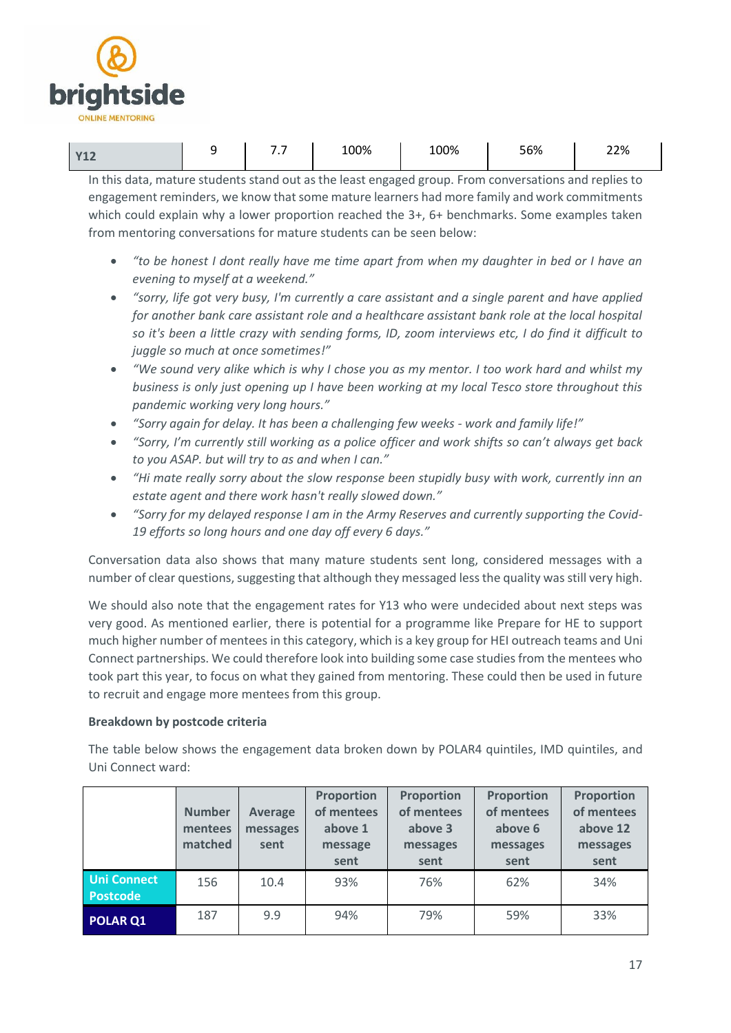| Y12 | 9 | 7.7 | 100% | 100% | 56% | 22% |
|---|---|---|---|---|---|---|

In this data, mature students stand out as the least engaged group. From conversations and replies to engagement reminders, we know that some mature learners had more family and work commitments which could explain why a lower proportion reached the 3+, 6+ benchmarks. Some examples taken from mentoring conversations for mature students can be seen below:

- *"to be honest I dont really have me time apart from when my daughter in bed or I have an evening to myself at a weekend."*
- *"sorry, life got very busy, I'm currently a care assistant and a single parent and have applied for another bank care assistant role and a healthcare assistant bank role at the local hospital so it's been a little crazy with sending forms, ID, zoom interviews etc, I do find it difficult to juggle so much at once sometimes!"*
- *"We sound very alike which is why I chose you as my mentor. I too work hard and whilst my business is only just opening up I have been working at my local Tesco store throughout this pandemic working very long hours."*
- *"Sorry again for delay. It has been a challenging few weeks - work and family life!"*
- *"Sorry, I'm currently still working as a police officer and work shifts so can't always get back to you ASAP. but will try to as and when I can."*
- *"Hi mate really sorry about the slow response been stupidly busy with work, currently inn an estate agent and there work hasn't really slowed down."*
- *"Sorry for my delayed response I am in the Army Reserves and currently supporting the Covid-19 efforts so long hours and one day off every 6 days."*

Conversation data also shows that many mature students sent long, considered messages with a number of clear questions, suggesting that although they messaged less the quality was still very high.

We should also note that the engagement rates for Y13 who were undecided about next steps was very good. As mentioned earlier, there is potential for a programme like Prepare for HE to support much higher number of mentees in this category, which is a key group for HEI outreach teams and Uni Connect partnerships. We could therefore look into building some case studies from the mentees who took part this year, to focus on what they gained from mentoring. These could then be used in future to recruit and engage more mentees from this group.

**Breakdown by postcode criteria**

The table below shows the engagement data broken down by POLAR4 quintiles, IMD quintiles, and Uni Connect ward:

| | Number mentees matched | Average messages sent | Proportion of mentees above 1 message sent | Proportion of mentees above 3 messages sent | Proportion of mentees above 6 messages sent | Proportion of mentees above 12 messages sent |
|---|---|---|---|---|---|---|
| Uni Connect Postcode | 156 | 10.4 | 93% | 76% | 62% | 34% |
| POLAR Q1 | 187 | 9.9 | 94% | 79% | 59% | 33% |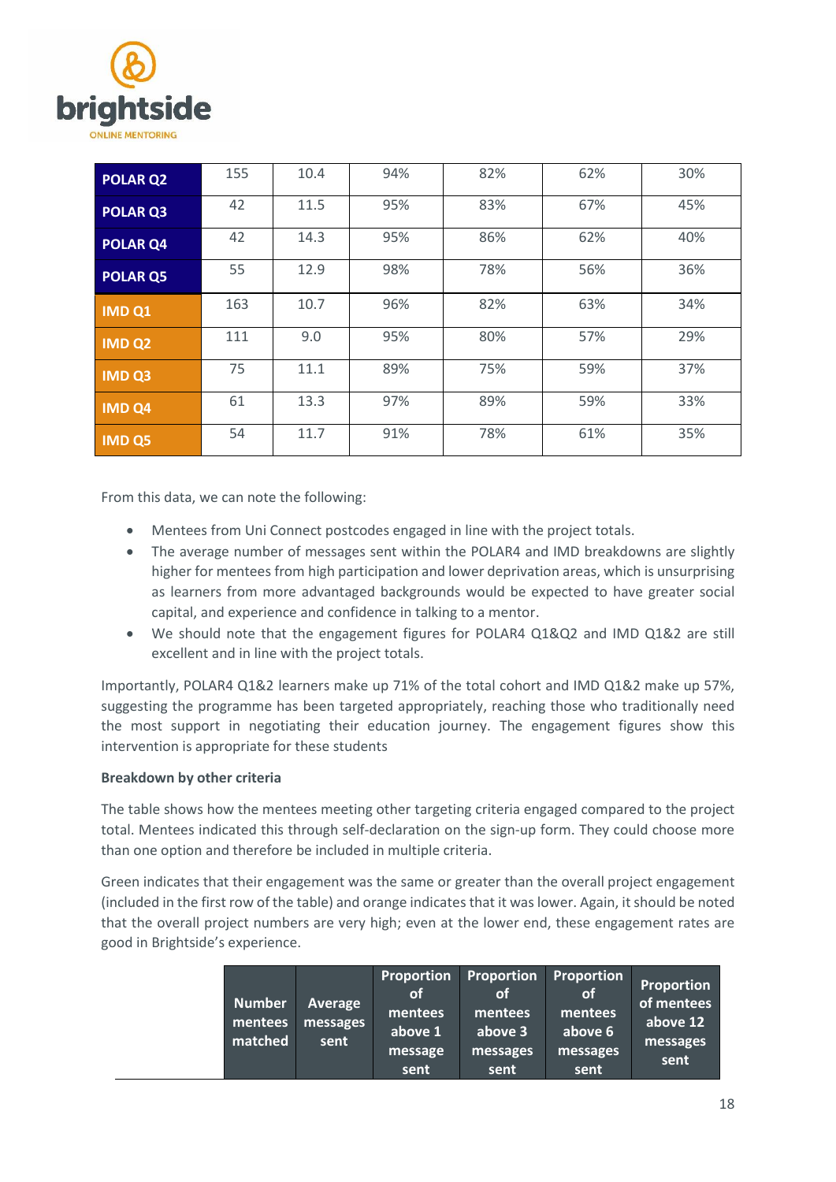| | | | | | | |
|---|---|---|---|---|---|---|
| **POLAR Q2** | 155 | 10.4 | 94% | 82% | 62% | 30% |
| **POLAR Q3** | 42 | 11.5 | 95% | 83% | 67% | 45% |
| **POLAR Q4** | 42 | 14.3 | 95% | 86% | 62% | 40% |
| **POLAR Q5** | 55 | 12.9 | 98% | 78% | 56% | 36% |
| **IMD Q1** | 163 | 10.7 | 96% | 82% | 63% | 34% |
| **IMD Q2** | 111 | 9.0 | 95% | 80% | 57% | 29% |
| **IMD Q3** | 75 | 11.1 | 89% | 75% | 59% | 37% |
| **IMD Q4** | 61 | 13.3 | 97% | 89% | 59% | 33% |
| **IMD Q5** | 54 | 11.7 | 91% | 78% | 61% | 35% |

From this data, we can note the following:

- Mentees from Uni Connect postcodes engaged in line with the project totals.
- The average number of messages sent within the POLAR4 and IMD breakdowns are slightly higher for mentees from high participation and lower deprivation areas, which is unsurprising as learners from more advantaged backgrounds would be expected to have greater social capital, and experience and confidence in talking to a mentor.
- We should note that the engagement figures for POLAR4 Q1&Q2 and IMD Q1&2 are still excellent and in line with the project totals.

Importantly, POLAR4 Q1&2 learners make up 71% of the total cohort and IMD Q1&2 make up 57%, suggesting the programme has been targeted appropriately, reaching those who traditionally need the most support in negotiating their education journey. The engagement figures show this intervention is appropriate for these students

**Breakdown by other criteria**

The table shows how the mentees meeting other targeting criteria engaged compared to the project total. Mentees indicated this through self-declaration on the sign-up form. They could choose more than one option and therefore be included in multiple criteria.

Green indicates that their engagement was the same or greater than the overall project engagement (included in the first row of the table) and orange indicates that it was lower. Again, it should be noted that the overall project numbers are very high; even at the lower end, these engagement rates are good in Brightside's experience.

| | Number mentees matched | Average messages sent | Proportion of mentees above 1 message sent | Proportion of mentees above 3 messages sent | Proportion of mentees above 6 messages sent | Proportion of mentees above 12 messages sent |
|---|---|---|---|---|---|---|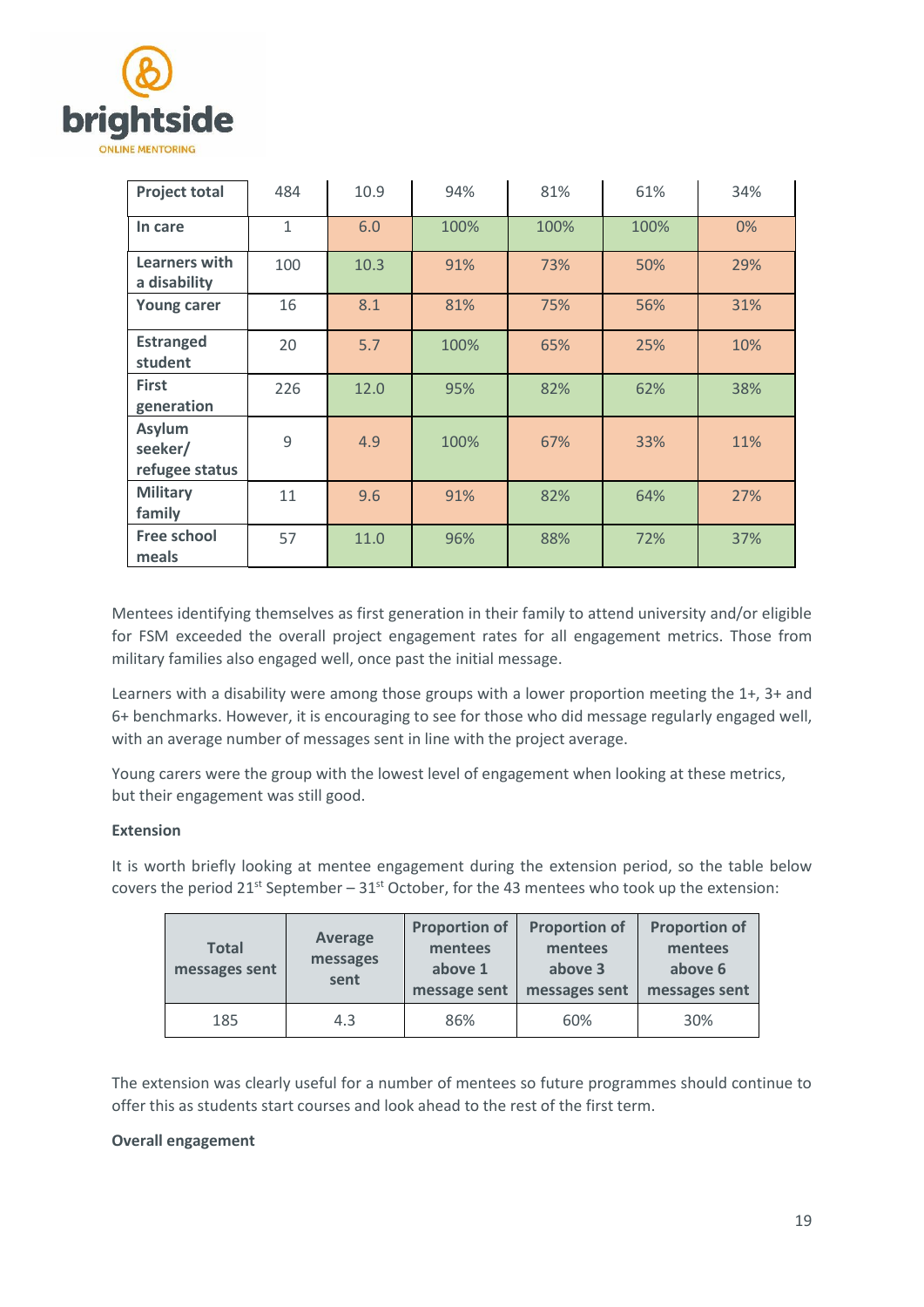| | | | | | | |
|---|---|---|---|---|---|---|
| **Project total** | 484 | 10.9 | 94% | 81% | 61% | 34% |
| **In care** | 1 | 6.0 | 100% | 100% | 100% | 0% |
| **Learners with a disability** | 100 | 10.3 | 91% | 73% | 50% | 29% |
| **Young carer** | 16 | 8.1 | 81% | 75% | 56% | 31% |
| **Estranged student** | 20 | 5.7 | 100% | 65% | 25% | 10% |
| **First generation** | 226 | 12.0 | 95% | 82% | 62% | 38% |
| **Asylum seeker/ refugee status** | 9 | 4.9 | 100% | 67% | 33% | 11% |
| **Military family** | 11 | 9.6 | 91% | 82% | 64% | 27% |
| **Free school meals** | 57 | 11.0 | 96% | 88% | 72% | 37% |

Mentees identifying themselves as first generation in their family to attend university and/or eligible for FSM exceeded the overall project engagement rates for all engagement metrics. Those from military families also engaged well, once past the initial message.

Learners with a disability were among those groups with a lower proportion meeting the 1+, 3+ and 6+ benchmarks. However, it is encouraging to see for those who did message regularly engaged well, with an average number of messages sent in line with the project average.

Young carers were the group with the lowest level of engagement when looking at these metrics, but their engagement was still good.

**Extension**

It is worth briefly looking at mentee engagement during the extension period, so the table below covers the period 21st September – 31st October, for the 43 mentees who took up the extension:

| Total messages sent | Average messages sent | Proportion of mentees above 1 message sent | Proportion of mentees above 3 messages sent | Proportion of mentees above 6 messages sent |
|---|---|---|---|---|
| 185 | 4.3 | 86% | 60% | 30% |

The extension was clearly useful for a number of mentees so future programmes should continue to offer this as students start courses and look ahead to the rest of the first term.

**Overall engagement**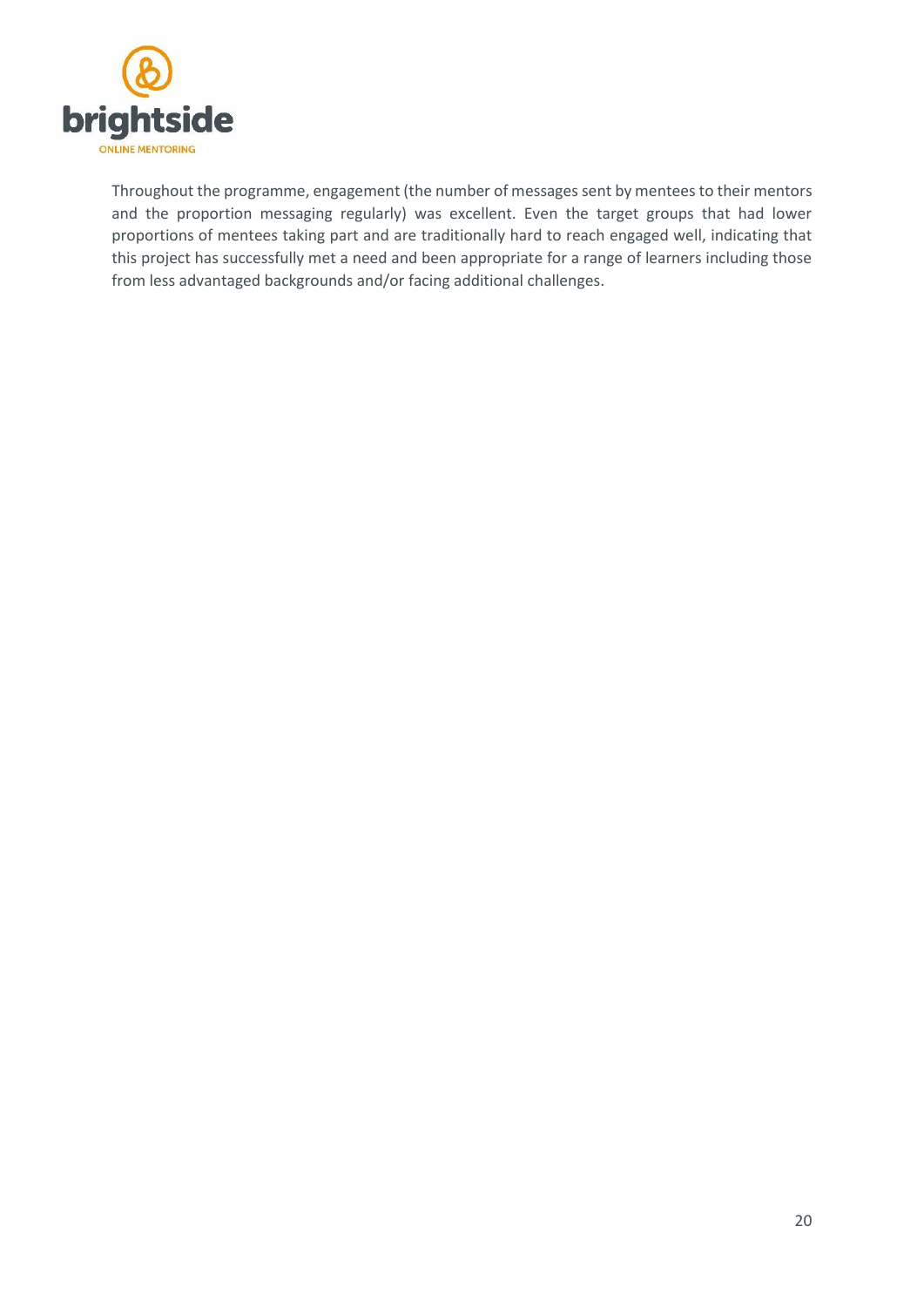Throughout the programme, engagement (the number of messages sent by mentees to their mentors and the proportion messaging regularly) was excellent. Even the target groups that had lower proportions of mentees taking part and are traditionally hard to reach engaged well, indicating that this project has successfully met a need and been appropriate for a range of learners including those from less advantaged backgrounds and/or facing additional challenges.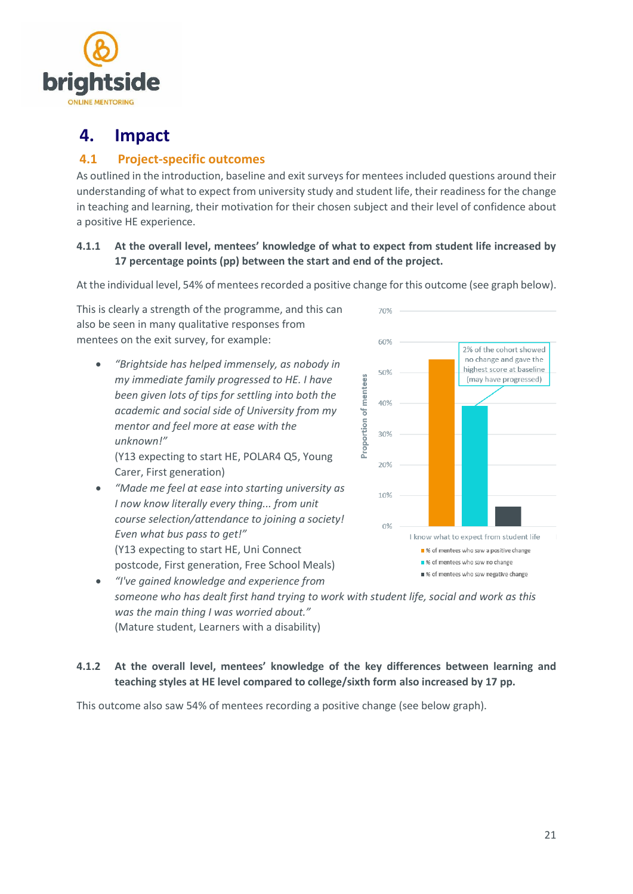# 4. Impact

## 4.1 Project-specific outcomes

As outlined in the introduction, baseline and exit surveys for mentees included questions around their understanding of what to expect from university study and student life, their readiness for the change in teaching and learning, their motivation for their chosen subject and their level of confidence about a positive HE experience.

### 4.1.1 At the overall level, mentees' knowledge of what to expect from student life increased by 17 percentage points (pp) between the start and end of the project.

At the individual level, 54% of mentees recorded a positive change for this outcome (see graph below).

This is clearly a strength of the programme, and this can also be seen in many qualitative responses from mentees on the exit survey, for example:

- *"Brightside has helped immensely, as nobody in my immediate family progressed to HE. I have been given lots of tips for settling into both the academic and social side of University from my mentor and feel more at ease with the unknown!"*
  (Y13 expecting to start HE, POLAR4 Q5, Young Carer, First generation)
- *"Made me feel at ease into starting university as I now know literally every thing... from unit course selection/attendance to joining a society! Even what bus pass to get!"*
  (Y13 expecting to start HE, Uni Connect postcode, First generation, Free School Meals)
- *"I've gained knowledge and experience from someone who has dealt first hand trying to work with student life, social and work as this was the main thing I was worried about."*
  (Mature student, Learners with a disability)

### 4.1.2 At the overall level, mentees' knowledge of the key differences between learning and teaching styles at HE level compared to college/sixth form also increased by 17 pp.

This outcome also saw 54% of mentees recording a positive change (see below graph).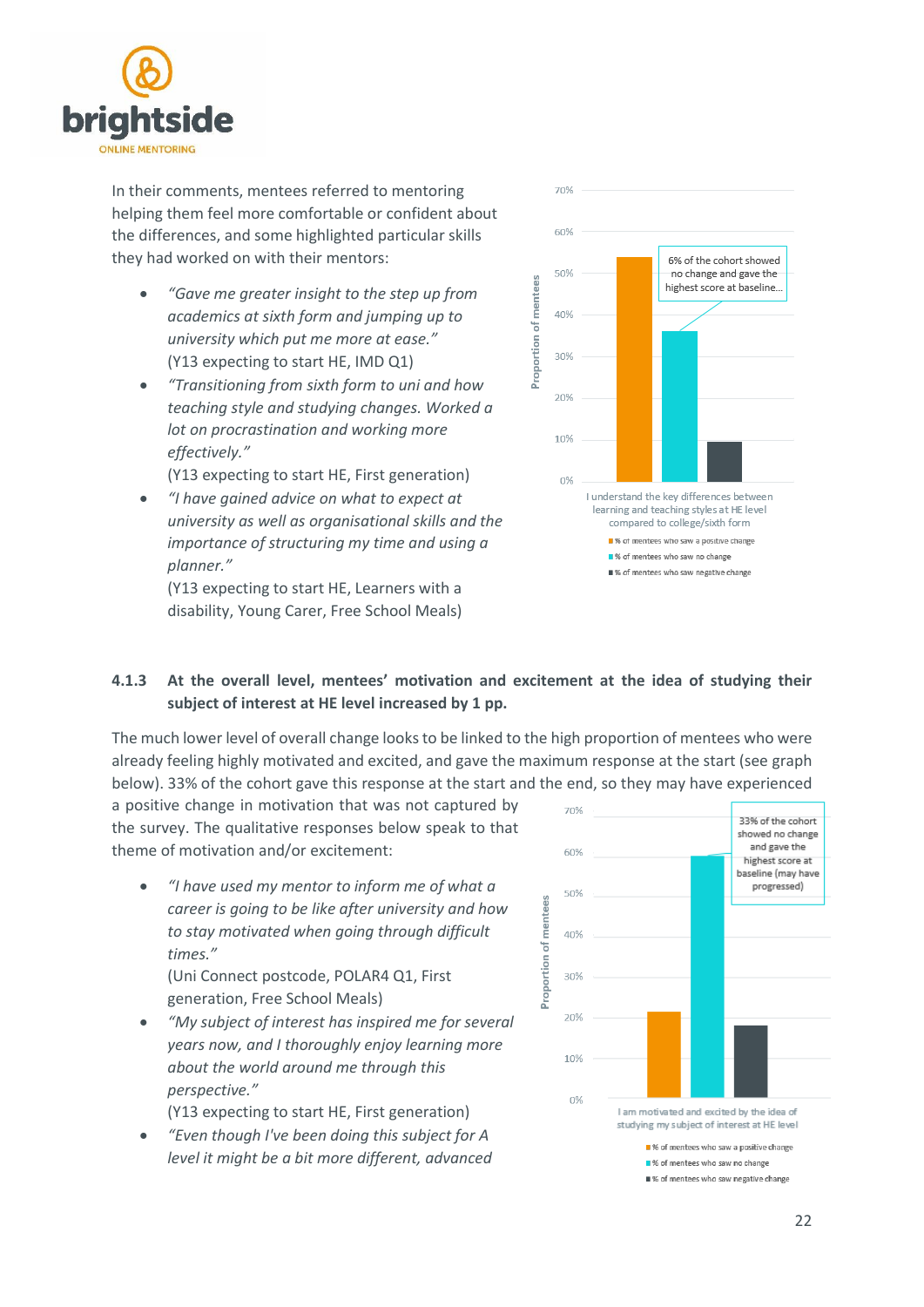In their comments, mentees referred to mentoring helping them feel more comfortable or confident about the differences, and some highlighted particular skills they had worked on with their mentors:

- *"Gave me greater insight to the step up from academics at sixth form and jumping up to university which put me more at ease."* (Y13 expecting to start HE, IMD Q1)
- *"Transitioning from sixth form to uni and how teaching style and studying changes. Worked a lot on procrastination and working more effectively."* (Y13 expecting to start HE, First generation)
- *"I have gained advice on what to expect at university as well as organisational skills and the importance of structuring my time and using a planner."* (Y13 expecting to start HE, Learners with a disability, Young Carer, Free School Meals)

### 4.1.3 At the overall level, mentees' motivation and excitement at the idea of studying their subject of interest at HE level increased by 1 pp.

The much lower level of overall change looks to be linked to the high proportion of mentees who were already feeling highly motivated and excited, and gave the maximum response at the start (see graph below). 33% of the cohort gave this response at the start and the end, so they may have experienced a positive change in motivation that was not captured by the survey. The qualitative responses below speak to that theme of motivation and/or excitement:

- *"I have used my mentor to inform me of what a career is going to be like after university and how to stay motivated when going through difficult times."* (Uni Connect postcode, POLAR4 Q1, First generation, Free School Meals)
- *"My subject of interest has inspired me for several years now, and I thoroughly enjoy learning more about the world around me through this perspective."* (Y13 expecting to start HE, First generation)
- *"Even though I've been doing this subject for A level it might be a bit more different, advanced*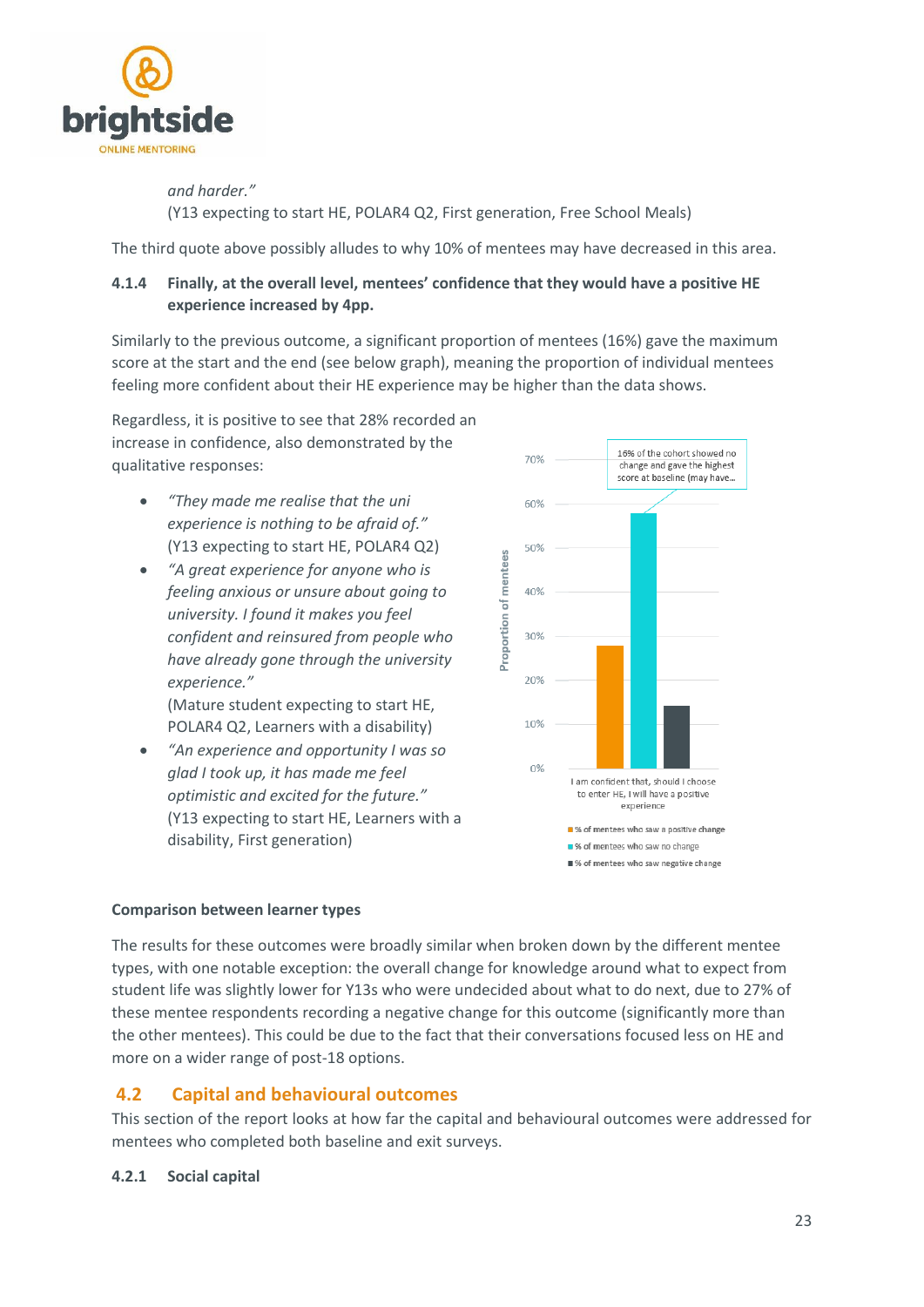*and harder."*
(Y13 expecting to start HE, POLAR4 Q2, First generation, Free School Meals)

The third quote above possibly alludes to why 10% of mentees may have decreased in this area.

#### 4.1.4 Finally, at the overall level, mentees' confidence that they would have a positive HE experience increased by 4pp.

Similarly to the previous outcome, a significant proportion of mentees (16%) gave the maximum score at the start and the end (see below graph), meaning the proportion of individual mentees feeling more confident about their HE experience may be higher than the data shows.

Regardless, it is positive to see that 28% recorded an increase in confidence, also demonstrated by the qualitative responses:

- *"They made me realise that the uni experience is nothing to be afraid of."*
  (Y13 expecting to start HE, POLAR4 Q2)
- *"A great experience for anyone who is feeling anxious or unsure about going to university. I found it makes you feel confident and reinsured from people who have already gone through the university experience."*
  (Mature student expecting to start HE, POLAR4 Q2, Learners with a disability)
- *"An experience and opportunity I was so glad I took up, it has made me feel optimistic and excited for the future."*
  (Y13 expecting to start HE, Learners with a disability, First generation)

16% of the cohort showed no change and gave the highest score at baseline (may have...

Proportion of mentees

I am confident that, should I choose to enter HE, I will have a positive experience

- % of mentees who saw a positive change
- % of mentees who saw no change
- % of mentees who saw negative change

**Comparison between learner types**

The results for these outcomes were broadly similar when broken down by the different mentee types, with one notable exception: the overall change for knowledge around what to expect from student life was slightly lower for Y13s who were undecided about what to do next, due to 27% of these mentee respondents recording a negative change for this outcome (significantly more than the other mentees). This could be due to the fact that their conversations focused less on HE and more on a wider range of post-18 options.

## 4.2 Capital and behavioural outcomes

This section of the report looks at how far the capital and behavioural outcomes were addressed for mentees who completed both baseline and exit surveys.

#### 4.2.1 Social capital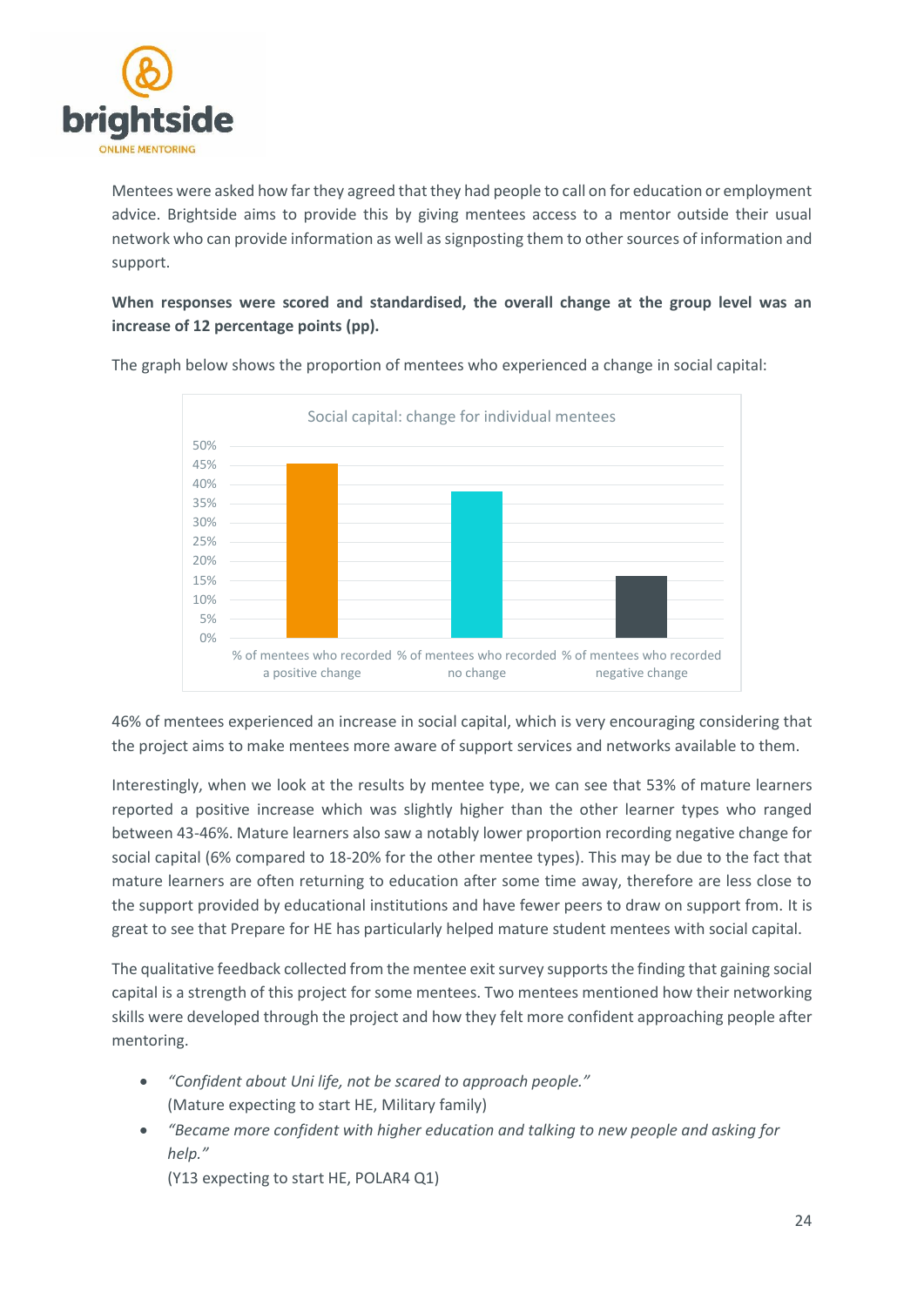Mentees were asked how far they agreed that they had people to call on for education or employment advice. Brightside aims to provide this by giving mentees access to a mentor outside their usual network who can provide information as well as signposting them to other sources of information and support.

**When responses were scored and standardised, the overall change at the group level was an increase of 12 percentage points (pp).**

The graph below shows the proportion of mentees who experienced a change in social capital:

Social capital: change for individual mentees

46% of mentees experienced an increase in social capital, which is very encouraging considering that the project aims to make mentees more aware of support services and networks available to them.

Interestingly, when we look at the results by mentee type, we can see that 53% of mature learners reported a positive increase which was slightly higher than the other learner types who ranged between 43-46%. Mature learners also saw a notably lower proportion recording negative change for social capital (6% compared to 18-20% for the other mentee types). This may be due to the fact that mature learners are often returning to education after some time away, therefore are less close to the support provided by educational institutions and have fewer peers to draw on support from. It is great to see that Prepare for HE has particularly helped mature student mentees with social capital.

The qualitative feedback collected from the mentee exit survey supports the finding that gaining social capital is a strength of this project for some mentees. Two mentees mentioned how their networking skills were developed through the project and how they felt more confident approaching people after mentoring.

- *"Confident about Uni life, not be scared to approach people."*
  (Mature expecting to start HE, Military family)
- *"Became more confident with higher education and talking to new people and asking for help."*
  (Y13 expecting to start HE, POLAR4 Q1)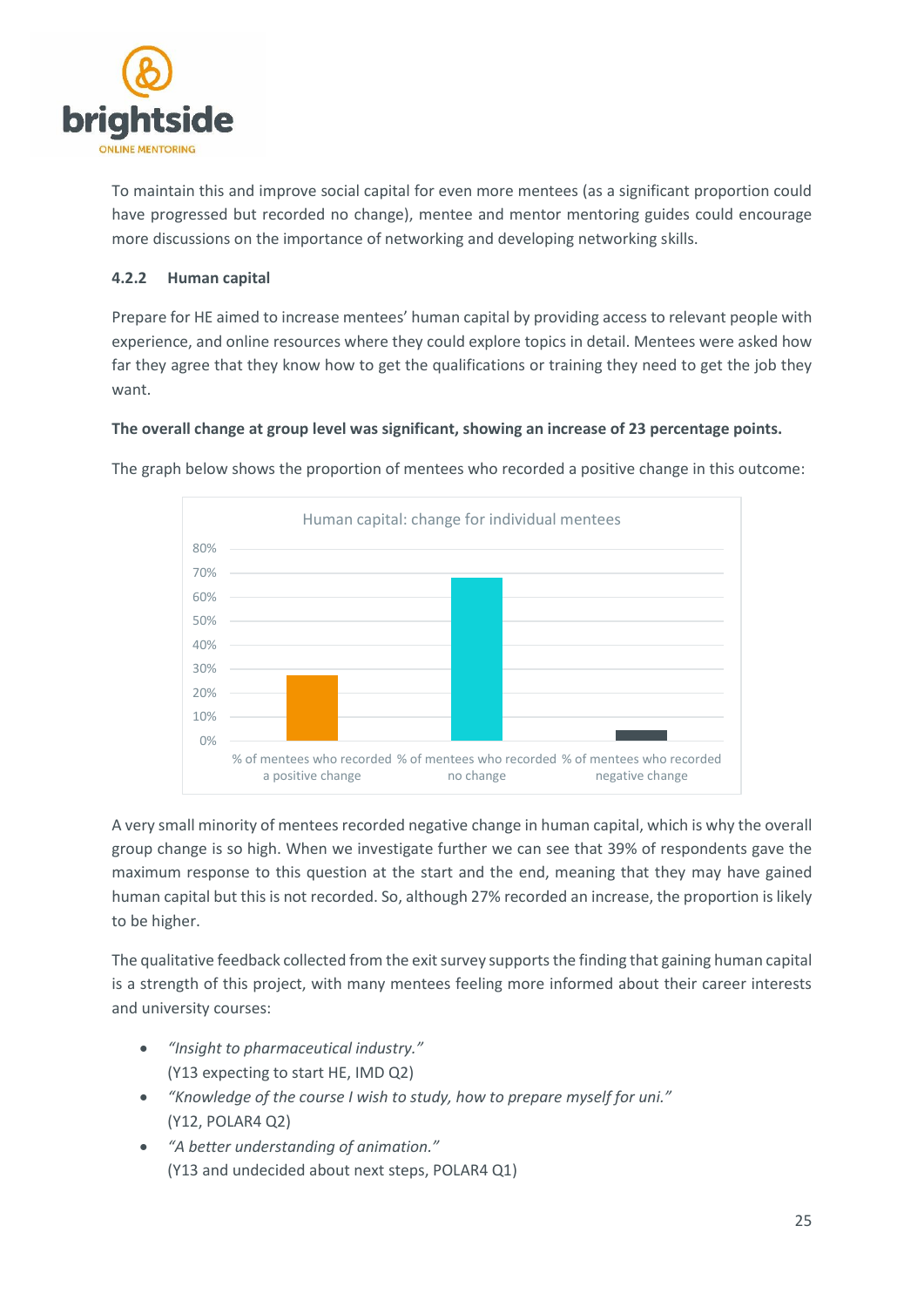To maintain this and improve social capital for even more mentees (as a significant proportion could have progressed but recorded no change), mentee and mentor mentoring guides could encourage more discussions on the importance of networking and developing networking skills.

#### 4.2.2 Human capital

Prepare for HE aimed to increase mentees' human capital by providing access to relevant people with experience, and online resources where they could explore topics in detail. Mentees were asked how far they agree that they know how to get the qualifications or training they need to get the job they want.

**The overall change at group level was significant, showing an increase of 23 percentage points.**

The graph below shows the proportion of mentees who recorded a positive change in this outcome:

Human capital: change for individual mentees

| | % of mentees who recorded a positive change | % of mentees who recorded no change | % of mentees who recorded negative change |
|---|---|---|---|
| Proportion | ~27% | ~68% | ~4% |

A very small minority of mentees recorded negative change in human capital, which is why the overall group change is so high. When we investigate further we can see that 39% of respondents gave the maximum response to this question at the start and the end, meaning that they may have gained human capital but this is not recorded. So, although 27% recorded an increase, the proportion is likely to be higher.

The qualitative feedback collected from the exit survey supports the finding that gaining human capital is a strength of this project, with many mentees feeling more informed about their career interests and university courses:

- *"Insight to pharmaceutical industry."*
  (Y13 expecting to start HE, IMD Q2)
- *"Knowledge of the course I wish to study, how to prepare myself for uni."*
  (Y12, POLAR4 Q2)
- *"A better understanding of animation."*
  (Y13 and undecided about next steps, POLAR4 Q1)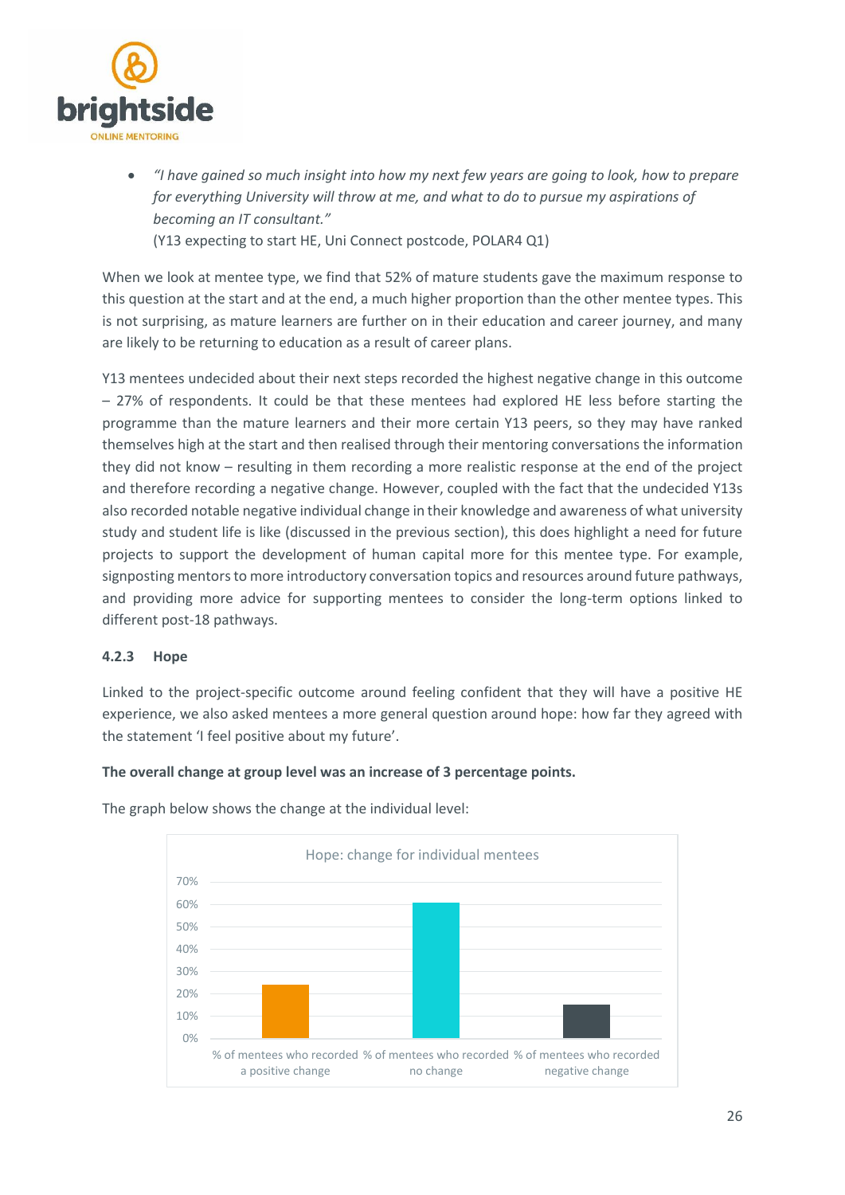- *"I have gained so much insight into how my next few years are going to look, how to prepare for everything University will throw at me, and what to do to pursue my aspirations of becoming an IT consultant."*
  (Y13 expecting to start HE, Uni Connect postcode, POLAR4 Q1)

When we look at mentee type, we find that 52% of mature students gave the maximum response to this question at the start and at the end, a much higher proportion than the other mentee types. This is not surprising, as mature learners are further on in their education and career journey, and many are likely to be returning to education as a result of career plans.

Y13 mentees undecided about their next steps recorded the highest negative change in this outcome – 27% of respondents. It could be that these mentees had explored HE less before starting the programme than the mature learners and their more certain Y13 peers, so they may have ranked themselves high at the start and then realised through their mentoring conversations the information they did not know – resulting in them recording a more realistic response at the end of the project and therefore recording a negative change. However, coupled with the fact that the undecided Y13s also recorded notable negative individual change in their knowledge and awareness of what university study and student life is like (discussed in the previous section), this does highlight a need for future projects to support the development of human capital more for this mentee type. For example, signposting mentors to more introductory conversation topics and resources around future pathways, and providing more advice for supporting mentees to consider the long-term options linked to different post-18 pathways.

### 4.2.3 Hope

Linked to the project-specific outcome around feeling confident that they will have a positive HE experience, we also asked mentees a more general question around hope: how far they agreed with the statement 'I feel positive about my future'.

**The overall change at group level was an increase of 3 percentage points.**

The graph below shows the change at the individual level:

Hope: change for individual mentees

| | % of mentees who recorded a positive change | % of mentees who recorded no change | % of mentees who recorded negative change |
|---|---|---|---|
| Approx. value (read from chart) | ~24% | ~61% | ~15% |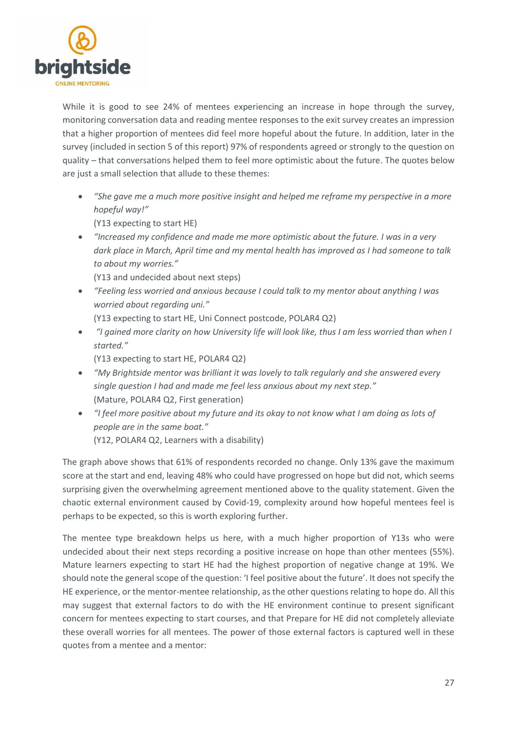While it is good to see 24% of mentees experiencing an increase in hope through the survey, monitoring conversation data and reading mentee responses to the exit survey creates an impression that a higher proportion of mentees did feel more hopeful about the future. In addition, later in the survey (included in section 5 of this report) 97% of respondents agreed or strongly to the question on quality – that conversations helped them to feel more optimistic about the future. The quotes below are just a small selection that allude to these themes:

- *"She gave me a much more positive insight and helped me reframe my perspective in a more hopeful way!"*  
  (Y13 expecting to start HE)
- *"Increased my confidence and made me more optimistic about the future. I was in a very dark place in March, April time and my mental health has improved as I had someone to talk to about my worries."*  
  (Y13 and undecided about next steps)
- *"Feeling less worried and anxious because I could talk to my mentor about anything I was worried about regarding uni."*  
  (Y13 expecting to start HE, Uni Connect postcode, POLAR4 Q2)
- *"I gained more clarity on how University life will look like, thus I am less worried than when I started."*  
  (Y13 expecting to start HE, POLAR4 Q2)
- *"My Brightside mentor was brilliant it was lovely to talk regularly and she answered every single question I had and made me feel less anxious about my next step."*  
  (Mature, POLAR4 Q2, First generation)
- *"I feel more positive about my future and its okay to not know what I am doing as lots of people are in the same boat."*  
  (Y12, POLAR4 Q2, Learners with a disability)

The graph above shows that 61% of respondents recorded no change. Only 13% gave the maximum score at the start and end, leaving 48% who could have progressed on hope but did not, which seems surprising given the overwhelming agreement mentioned above to the quality statement. Given the chaotic external environment caused by Covid-19, complexity around how hopeful mentees feel is perhaps to be expected, so this is worth exploring further.

The mentee type breakdown helps us here, with a much higher proportion of Y13s who were undecided about their next steps recording a positive increase on hope than other mentees (55%). Mature learners expecting to start HE had the highest proportion of negative change at 19%. We should note the general scope of the question: 'I feel positive about the future'. It does not specify the HE experience, or the mentor-mentee relationship, as the other questions relating to hope do. All this may suggest that external factors to do with the HE environment continue to present significant concern for mentees expecting to start courses, and that Prepare for HE did not completely alleviate these overall worries for all mentees. The power of those external factors is captured well in these quotes from a mentee and a mentor: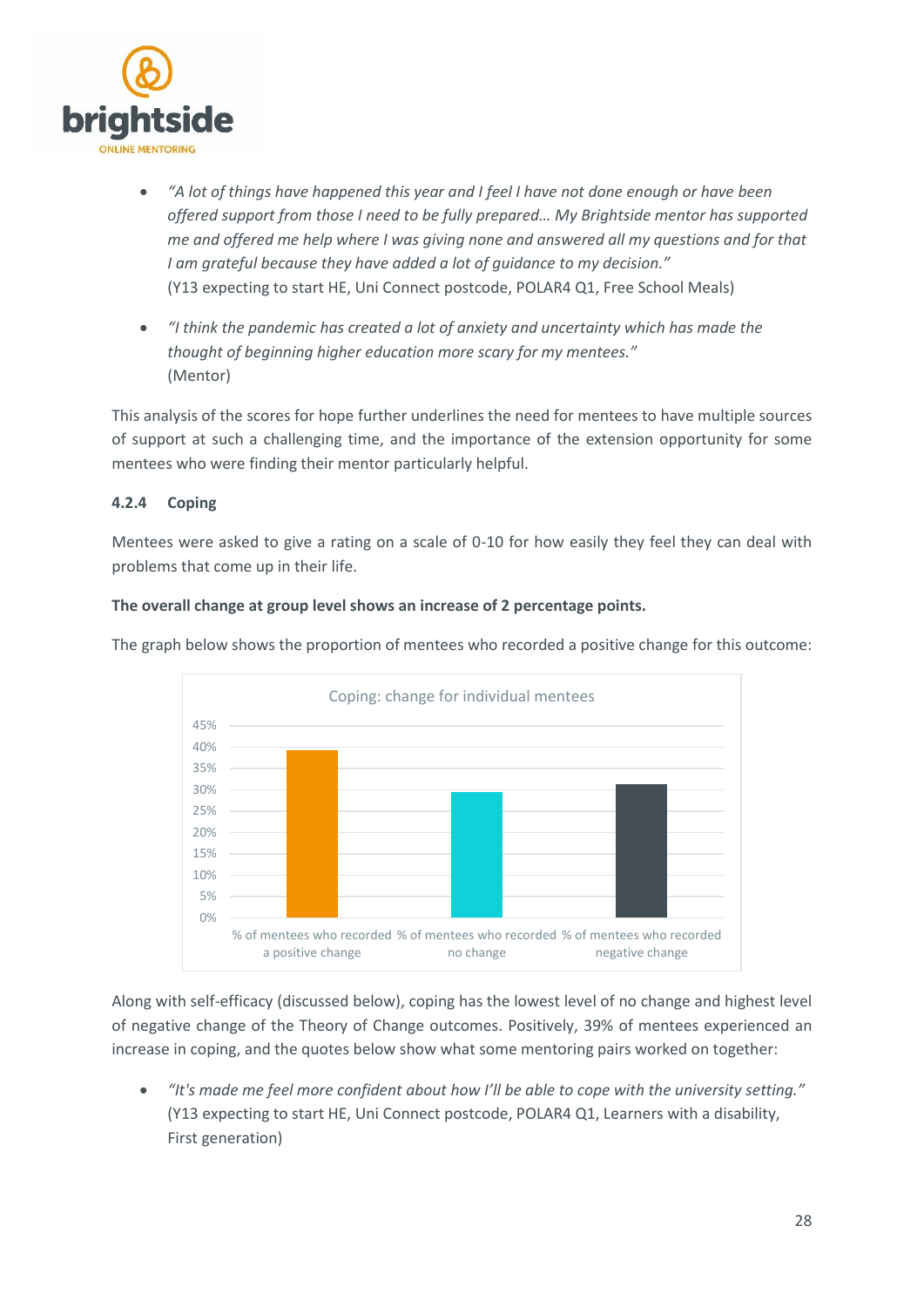- *"A lot of things have happened this year and I feel I have not done enough or have been offered support from those I need to be fully prepared… My Brightside mentor has supported me and offered me help where I was giving none and answered all my questions and for that I am grateful because they have added a lot of guidance to my decision."*
  (Y13 expecting to start HE, Uni Connect postcode, POLAR4 Q1, Free School Meals)

- *"I think the pandemic has created a lot of anxiety and uncertainty which has made the thought of beginning higher education more scary for my mentees."*
  (Mentor)

This analysis of the scores for hope further underlines the need for mentees to have multiple sources of support at such a challenging time, and the importance of the extension opportunity for some mentees who were finding their mentor particularly helpful.

#### 4.2.4 Coping

Mentees were asked to give a rating on a scale of 0-10 for how easily they feel they can deal with problems that come up in their life.

**The overall change at group level shows an increase of 2 percentage points.**

The graph below shows the proportion of mentees who recorded a positive change for this outcome:

Coping: change for individual mentees

| % of mentees who recorded a positive change | % of mentees who recorded no change | % of mentees who recorded negative change |
|---|---|---|
| 39% | 29% | 31% |

Along with self-efficacy (discussed below), coping has the lowest level of no change and highest level of negative change of the Theory of Change outcomes. Positively, 39% of mentees experienced an increase in coping, and the quotes below show what some mentoring pairs worked on together:

- *"It's made me feel more confident about how I'll be able to cope with the university setting."*
  (Y13 expecting to start HE, Uni Connect postcode, POLAR4 Q1, Learners with a disability, First generation)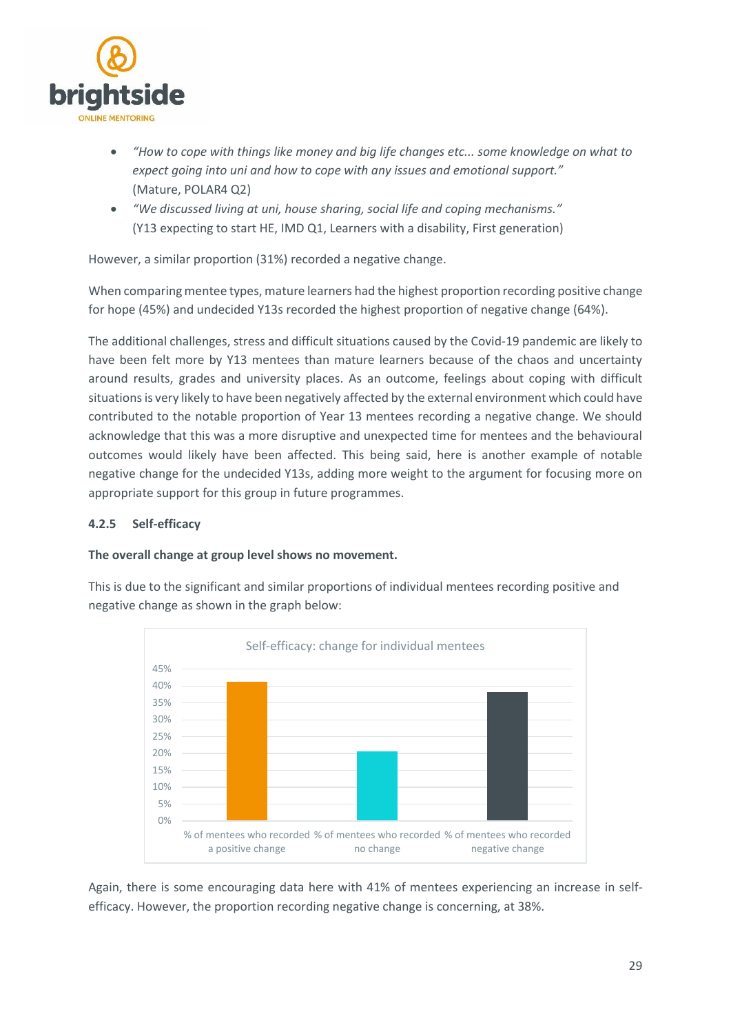- *"How to cope with things like money and big life changes etc... some knowledge on what to expect going into uni and how to cope with any issues and emotional support."* (Mature, POLAR4 Q2)
- *"We discussed living at uni, house sharing, social life and coping mechanisms."* (Y13 expecting to start HE, IMD Q1, Learners with a disability, First generation)

However, a similar proportion (31%) recorded a negative change.

When comparing mentee types, mature learners had the highest proportion recording positive change for hope (45%) and undecided Y13s recorded the highest proportion of negative change (64%).

The additional challenges, stress and difficult situations caused by the Covid-19 pandemic are likely to have been felt more by Y13 mentees than mature learners because of the chaos and uncertainty around results, grades and university places. As an outcome, feelings about coping with difficult situations is very likely to have been negatively affected by the external environment which could have contributed to the notable proportion of Year 13 mentees recording a negative change. We should acknowledge that this was a more disruptive and unexpected time for mentees and the behavioural outcomes would likely have been affected. This being said, here is another example of notable negative change for the undecided Y13s, adding more weight to the argument for focusing more on appropriate support for this group in future programmes.

#### 4.2.5 Self-efficacy

**The overall change at group level shows no movement.**

This is due to the significant and similar proportions of individual mentees recording positive and negative change as shown in the graph below:

Self-efficacy: change for individual mentees

| | % |
|---|---|
| % of mentees who recorded a positive change | 41% |
| % of mentees who recorded no change | 21% |
| % of mentees who recorded negative change | 38% |

Again, there is some encouraging data here with 41% of mentees experiencing an increase in self-efficacy. However, the proportion recording negative change is concerning, at 38%.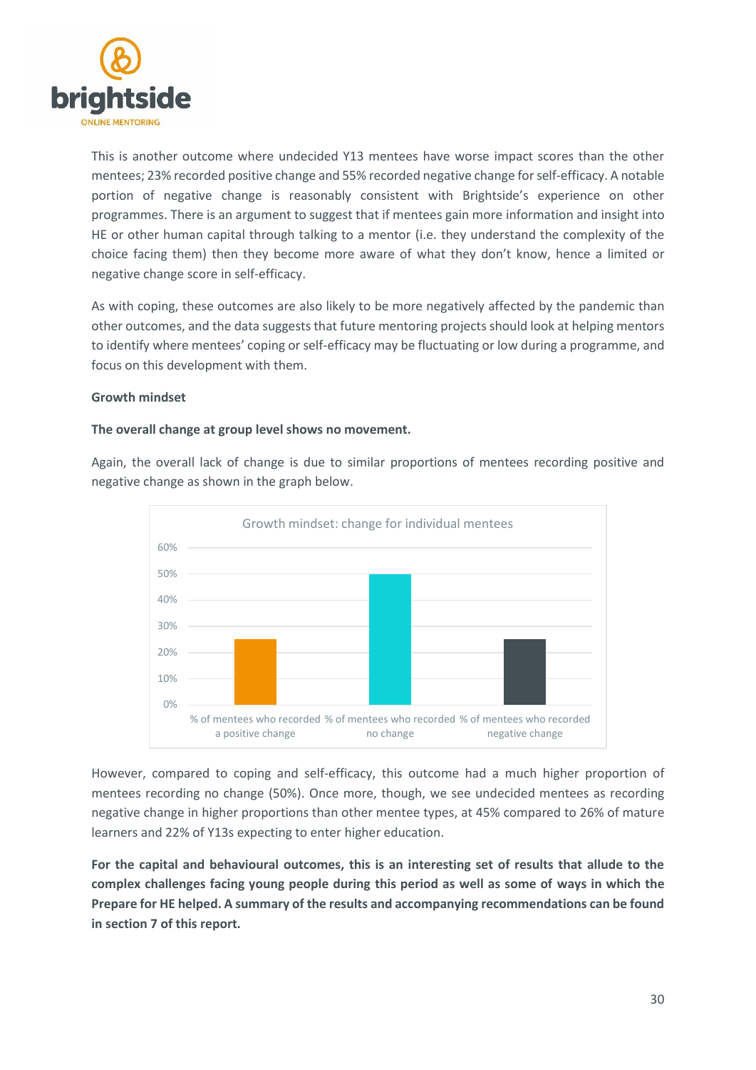This is another outcome where undecided Y13 mentees have worse impact scores than the other mentees; 23% recorded positive change and 55% recorded negative change for self-efficacy. A notable portion of negative change is reasonably consistent with Brightside's experience on other programmes. There is an argument to suggest that if mentees gain more information and insight into HE or other human capital through talking to a mentor (i.e. they understand the complexity of the choice facing them) then they become more aware of what they don't know, hence a limited or negative change score in self-efficacy.

As with coping, these outcomes are also likely to be more negatively affected by the pandemic than other outcomes, and the data suggests that future mentoring projects should look at helping mentors to identify where mentees' coping or self-efficacy may be fluctuating or low during a programme, and focus on this development with them.

**Growth mindset**

**The overall change at group level shows no movement.**

Again, the overall lack of change is due to similar proportions of mentees recording positive and negative change as shown in the graph below.

Growth mindset: change for individual mentees

| | % of mentees who recorded a positive change | % of mentees who recorded no change | % of mentees who recorded negative change |
|---|---|---|---|
| Growth mindset | 25% | 50% | 25% |

However, compared to coping and self-efficacy, this outcome had a much higher proportion of mentees recording no change (50%). Once more, though, we see undecided mentees as recording negative change in higher proportions than other mentee types, at 45% compared to 26% of mature learners and 22% of Y13s expecting to enter higher education.

**For the capital and behavioural outcomes, this is an interesting set of results that allude to the complex challenges facing young people during this period as well as some of ways in which the Prepare for HE helped. A summary of the results and accompanying recommendations can be found in section 7 of this report.**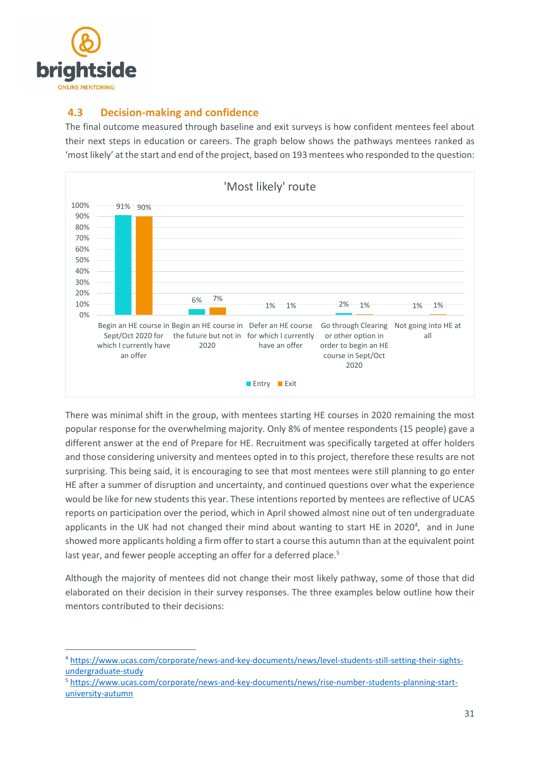## 4.3 Decision-making and confidence

The final outcome measured through baseline and exit surveys is how confident mentees feel about their next steps in education or careers. The graph below shows the pathways mentees ranked as 'most likely' at the start and end of the project, based on 193 mentees who responded to the question:

'Most likely' route

| Route | Entry | Exit |
|---|---|---|
| Begin an HE course in Sept/Oct 2020 for which I currently have an offer | 91% | 90% |
| Begin an HE course in the future but not in 2020 | 6% | 7% |
| Defer an HE course for which I currently have an offer | 1% | 1% |
| Go through Clearing or other option in order to begin an HE course in Sept/Oct 2020 | 2% | 1% |
| Not going into HE at all | 1% | 1% |

There was minimal shift in the group, with mentees starting HE courses in 2020 remaining the most popular response for the overwhelming majority. Only 8% of mentee respondents (15 people) gave a different answer at the end of Prepare for HE. Recruitment was specifically targeted at offer holders and those considering university and mentees opted in to this project, therefore these results are not surprising. This being said, it is encouraging to see that most mentees were still planning to go enter HE after a summer of disruption and uncertainty, and continued questions over what the experience would be like for new students this year. These intentions reported by mentees are reflective of UCAS reports on participation over the period, which in April showed almost nine out of ten undergraduate applicants in the UK had not changed their mind about wanting to start HE in 2020[4], and in June showed more applicants holding a firm offer to start a course this autumn than at the equivalent point last year, and fewer people accepting an offer for a deferred place.[5]

Although the majority of mentees did not change their most likely pathway, some of those that did elaborated on their decision in their survey responses. The three examples below outline how their mentors contributed to their decisions:

---

[4] https://www.ucas.com/corporate/news-and-key-documents/news/level-students-still-setting-their-sights-undergraduate-study

[5] https://www.ucas.com/corporate/news-and-key-documents/news/rise-number-students-planning-start-university-autumn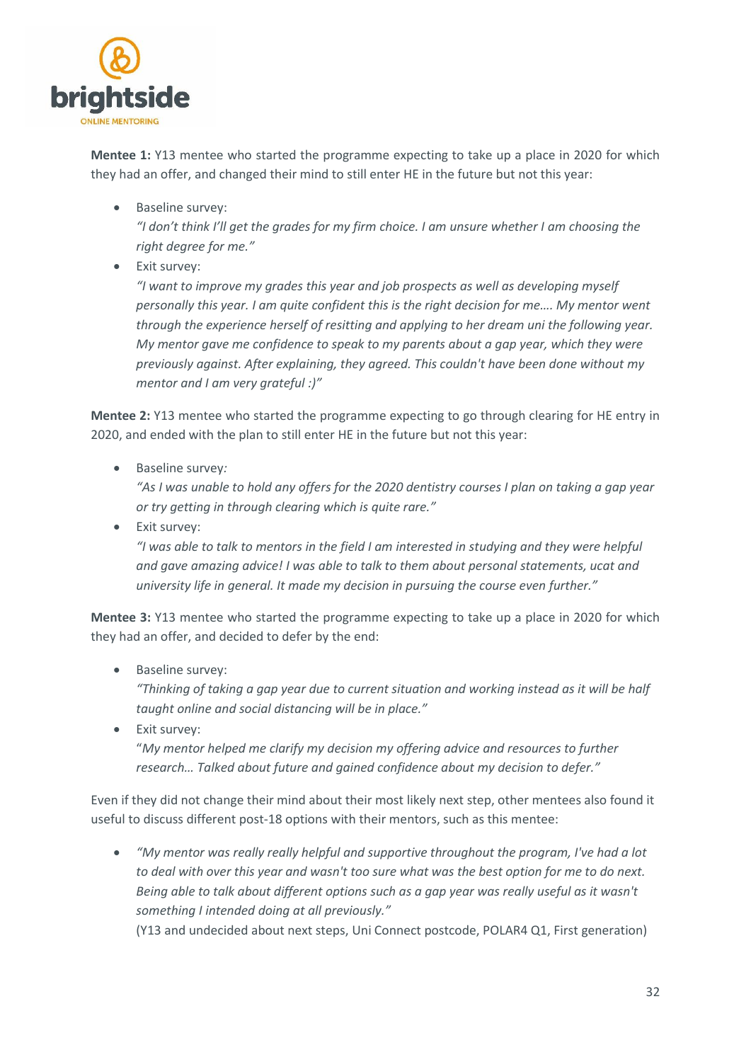**Mentee 1:** Y13 mentee who started the programme expecting to take up a place in 2020 for which they had an offer, and changed their mind to still enter HE in the future but not this year:

- Baseline survey:
  *"I don't think I'll get the grades for my firm choice. I am unsure whether I am choosing the right degree for me."*
- Exit survey:
  *"I want to improve my grades this year and job prospects as well as developing myself personally this year. I am quite confident this is the right decision for me…. My mentor went through the experience herself of resitting and applying to her dream uni the following year. My mentor gave me confidence to speak to my parents about a gap year, which they were previously against. After explaining, they agreed. This couldn't have been done without my mentor and I am very grateful :)"*

**Mentee 2:** Y13 mentee who started the programme expecting to go through clearing for HE entry in 2020, and ended with the plan to still enter HE in the future but not this year:

- Baseline survey*:*
  *"As I was unable to hold any offers for the 2020 dentistry courses I plan on taking a gap year or try getting in through clearing which is quite rare."*
- Exit survey:
  *"I was able to talk to mentors in the field I am interested in studying and they were helpful and gave amazing advice! I was able to talk to them about personal statements, ucat and university life in general. It made my decision in pursuing the course even further."*

**Mentee 3:** Y13 mentee who started the programme expecting to take up a place in 2020 for which they had an offer, and decided to defer by the end:

- Baseline survey:
  *"Thinking of taking a gap year due to current situation and working instead as it will be half taught online and social distancing will be in place."*
- Exit survey:
  "*My mentor helped me clarify my decision my offering advice and resources to further research… Talked about future and gained confidence about my decision to defer."*

Even if they did not change their mind about their most likely next step, other mentees also found it useful to discuss different post-18 options with their mentors, such as this mentee:

- *"My mentor was really really helpful and supportive throughout the program, I've had a lot to deal with over this year and wasn't too sure what was the best option for me to do next. Being able to talk about different options such as a gap year was really useful as it wasn't something I intended doing at all previously."*
  (Y13 and undecided about next steps, Uni Connect postcode, POLAR4 Q1, First generation)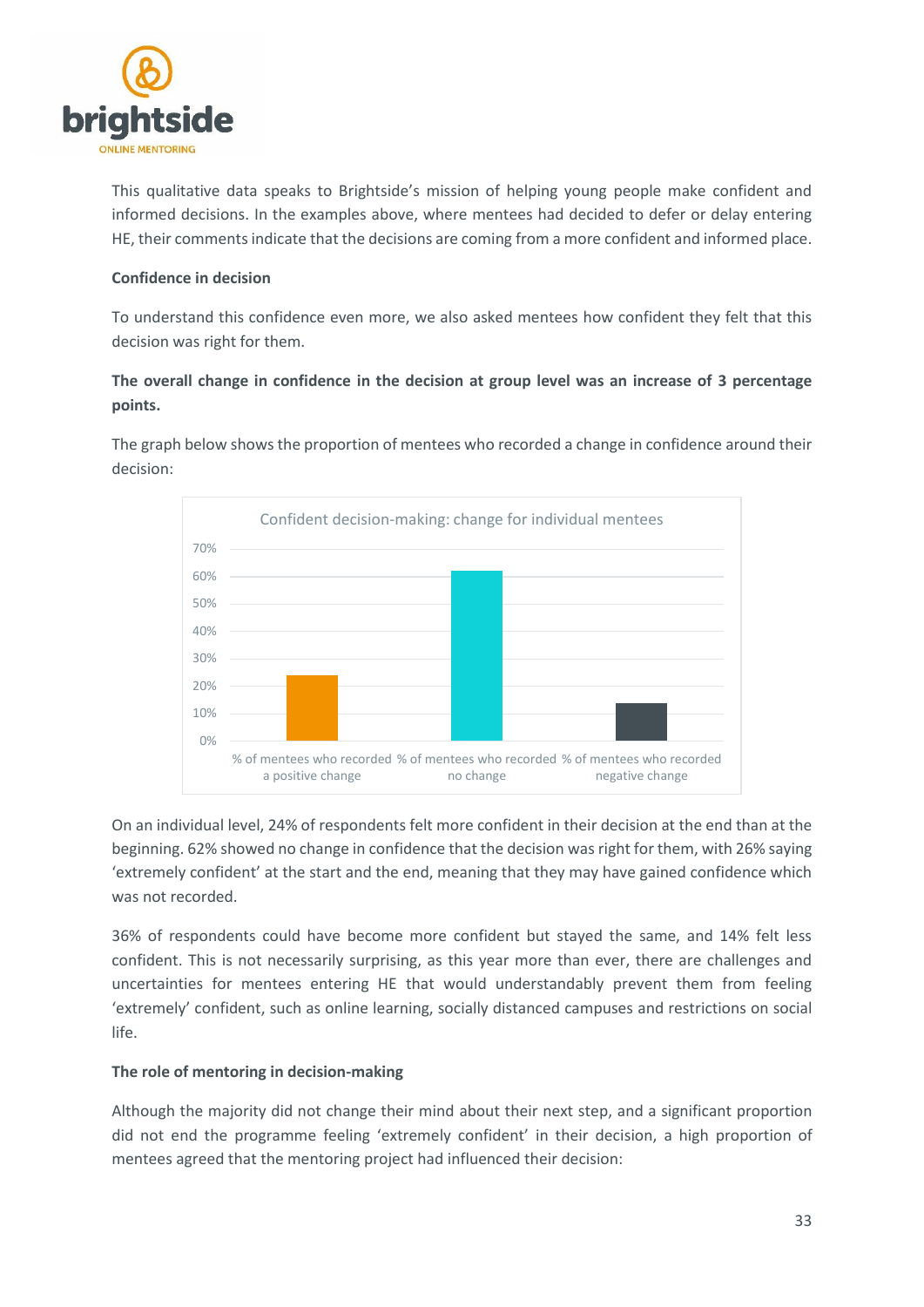This qualitative data speaks to Brightside's mission of helping young people make confident and informed decisions. In the examples above, where mentees had decided to defer or delay entering HE, their comments indicate that the decisions are coming from a more confident and informed place.

**Confidence in decision**

To understand this confidence even more, we also asked mentees how confident they felt that this decision was right for them.

**The overall change in confidence in the decision at group level was an increase of 3 percentage points.**

The graph below shows the proportion of mentees who recorded a change in confidence around their decision:

Confident decision-making: change for individual mentees

| Category | % |
|---|---|
| % of mentees who recorded a positive change | 24% |
| % of mentees who recorded no change | 62% |
| % of mentees who recorded negative change | 14% |

On an individual level, 24% of respondents felt more confident in their decision at the end than at the beginning. 62% showed no change in confidence that the decision was right for them, with 26% saying 'extremely confident' at the start and the end, meaning that they may have gained confidence which was not recorded.

36% of respondents could have become more confident but stayed the same, and 14% felt less confident. This is not necessarily surprising, as this year more than ever, there are challenges and uncertainties for mentees entering HE that would understandably prevent them from feeling 'extremely' confident, such as online learning, socially distanced campuses and restrictions on social life.

**The role of mentoring in decision-making**

Although the majority did not change their mind about their next step, and a significant proportion did not end the programme feeling 'extremely confident' in their decision, a high proportion of mentees agreed that the mentoring project had influenced their decision: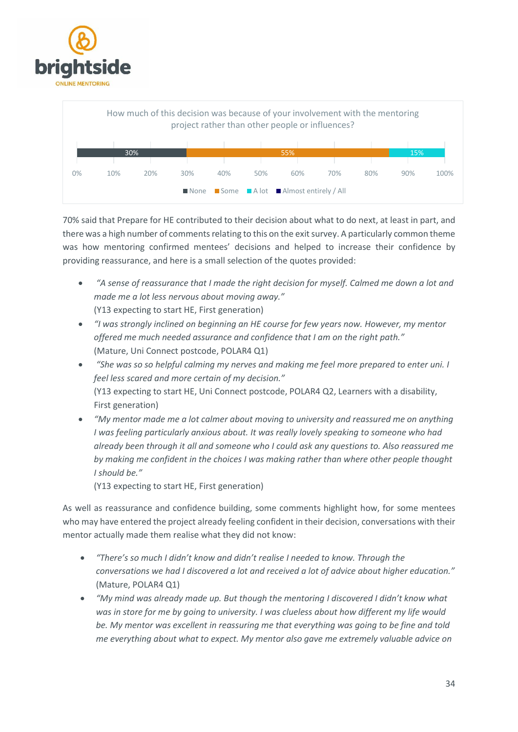How much of this decision was because of your involvement with the mentoring project rather than other people or influences?

| None | Some | A lot | Almost entirely / All |
|---|---|---|---|
| 30% | 55% | 15% | |

70% said that Prepare for HE contributed to their decision about what to do next, at least in part, and there was a high number of comments relating to this on the exit survey. A particularly common theme was how mentoring confirmed mentees' decisions and helped to increase their confidence by providing reassurance, and here is a small selection of the quotes provided:

- *"A sense of reassurance that I made the right decision for myself. Calmed me down a lot and made me a lot less nervous about moving away."*
  (Y13 expecting to start HE, First generation)
- *"I was strongly inclined on beginning an HE course for few years now. However, my mentor offered me much needed assurance and confidence that I am on the right path."*
  (Mature, Uni Connect postcode, POLAR4 Q1)
- *"She was so so helpful calming my nerves and making me feel more prepared to enter uni. I feel less scared and more certain of my decision."*
  (Y13 expecting to start HE, Uni Connect postcode, POLAR4 Q2, Learners with a disability, First generation)
- *"My mentor made me a lot calmer about moving to university and reassured me on anything I was feeling particularly anxious about. It was really lovely speaking to someone who had already been through it all and someone who I could ask any questions to. Also reassured me by making me confident in the choices I was making rather than where other people thought I should be."*
  (Y13 expecting to start HE, First generation)

As well as reassurance and confidence building, some comments highlight how, for some mentees who may have entered the project already feeling confident in their decision, conversations with their mentor actually made them realise what they did not know:

- *"There's so much I didn't know and didn't realise I needed to know. Through the conversations we had I discovered a lot and received a lot of advice about higher education."*
  (Mature, POLAR4 Q1)
- *"My mind was already made up. But though the mentoring I discovered I didn't know what was in store for me by going to university. I was clueless about how different my life would be. My mentor was excellent in reassuring me that everything was going to be fine and told me everything about what to expect. My mentor also gave me extremely valuable advice on*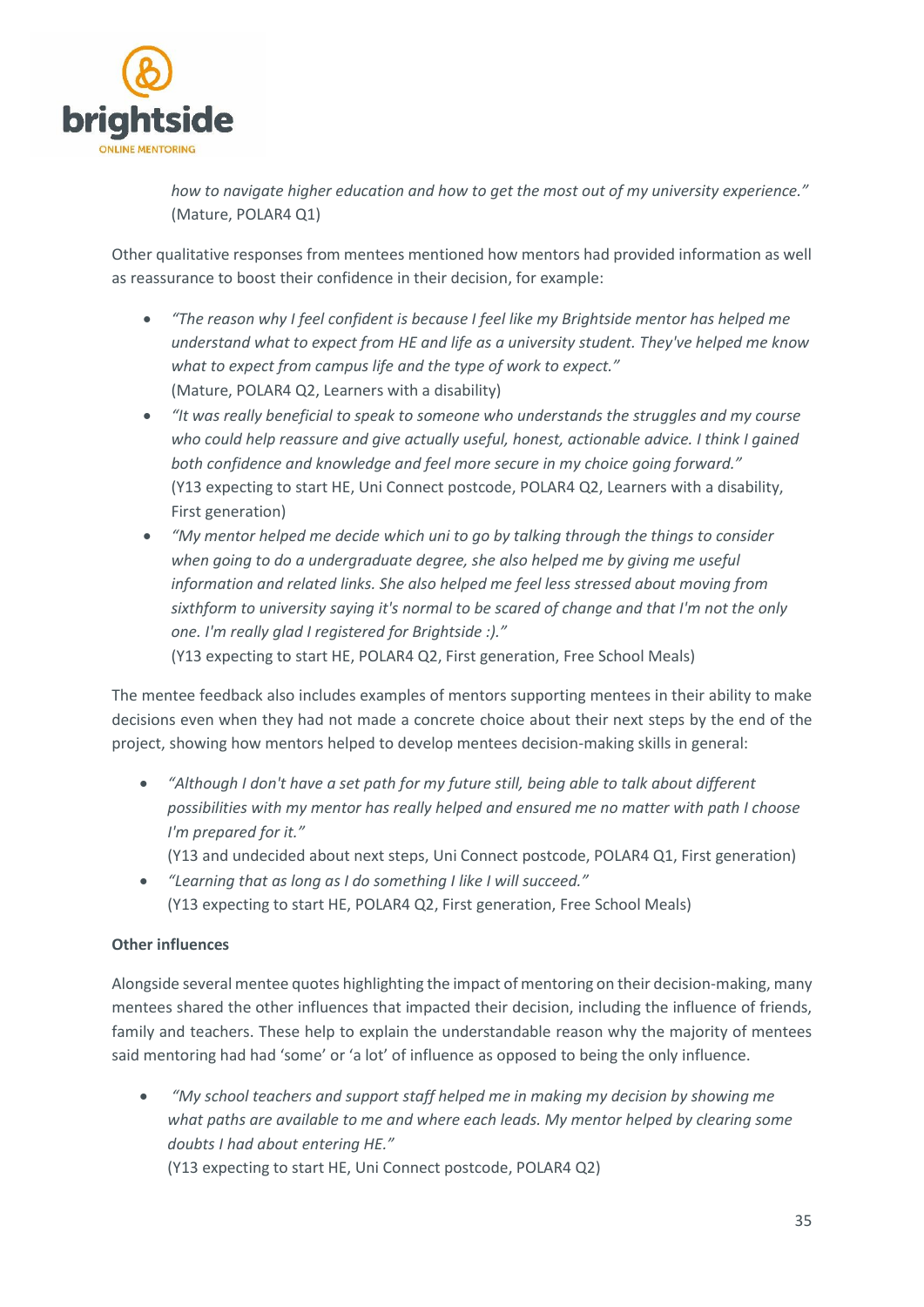*how to navigate higher education and how to get the most out of my university experience."*
(Mature, POLAR4 Q1)

Other qualitative responses from mentees mentioned how mentors had provided information as well as reassurance to boost their confidence in their decision, for example:

- *"The reason why I feel confident is because I feel like my Brightside mentor has helped me understand what to expect from HE and life as a university student. They've helped me know what to expect from campus life and the type of work to expect."*
  (Mature, POLAR4 Q2, Learners with a disability)
- *"It was really beneficial to speak to someone who understands the struggles and my course who could help reassure and give actually useful, honest, actionable advice. I think I gained both confidence and knowledge and feel more secure in my choice going forward."*
  (Y13 expecting to start HE, Uni Connect postcode, POLAR4 Q2, Learners with a disability, First generation)
- *"My mentor helped me decide which uni to go by talking through the things to consider when going to do a undergraduate degree, she also helped me by giving me useful information and related links. She also helped me feel less stressed about moving from sixthform to university saying it's normal to be scared of change and that I'm not the only one. I'm really glad I registered for Brightside :)."*
  (Y13 expecting to start HE, POLAR4 Q2, First generation, Free School Meals)

The mentee feedback also includes examples of mentors supporting mentees in their ability to make decisions even when they had not made a concrete choice about their next steps by the end of the project, showing how mentors helped to develop mentees decision-making skills in general:

- *"Although I don't have a set path for my future still, being able to talk about different possibilities with my mentor has really helped and ensured me no matter with path I choose I'm prepared for it."*
  (Y13 and undecided about next steps, Uni Connect postcode, POLAR4 Q1, First generation)
- *"Learning that as long as I do something I like I will succeed."*
  (Y13 expecting to start HE, POLAR4 Q2, First generation, Free School Meals)

**Other influences**

Alongside several mentee quotes highlighting the impact of mentoring on their decision-making, many mentees shared the other influences that impacted their decision, including the influence of friends, family and teachers. These help to explain the understandable reason why the majority of mentees said mentoring had had 'some' or 'a lot' of influence as opposed to being the only influence.

- *"My school teachers and support staff helped me in making my decision by showing me what paths are available to me and where each leads. My mentor helped by clearing some doubts I had about entering HE."*
  (Y13 expecting to start HE, Uni Connect postcode, POLAR4 Q2)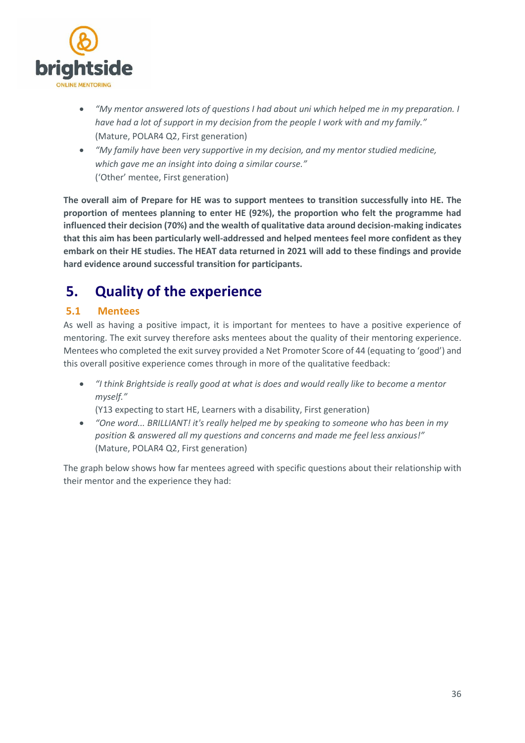- *"My mentor answered lots of questions I had about uni which helped me in my preparation. I have had a lot of support in my decision from the people I work with and my family."* (Mature, POLAR4 Q2, First generation)
- *"My family have been very supportive in my decision, and my mentor studied medicine, which gave me an insight into doing a similar course."* ('Other' mentee, First generation)

**The overall aim of Prepare for HE was to support mentees to transition successfully into HE. The proportion of mentees planning to enter HE (92%), the proportion who felt the programme had influenced their decision (70%) and the wealth of qualitative data around decision-making indicates that this aim has been particularly well-addressed and helped mentees feel more confident as they embark on their HE studies. The HEAT data returned in 2021 will add to these findings and provide hard evidence around successful transition for participants.**

# 5. Quality of the experience

## 5.1 Mentees

As well as having a positive impact, it is important for mentees to have a positive experience of mentoring. The exit survey therefore asks mentees about the quality of their mentoring experience. Mentees who completed the exit survey provided a Net Promoter Score of 44 (equating to 'good') and this overall positive experience comes through in more of the qualitative feedback:

- *"I think Brightside is really good at what is does and would really like to become a mentor myself."* (Y13 expecting to start HE, Learners with a disability, First generation)
- *"One word... BRILLIANT! it's really helped me by speaking to someone who has been in my position & answered all my questions and concerns and made me feel less anxious!"* (Mature, POLAR4 Q2, First generation)

The graph below shows how far mentees agreed with specific questions about their relationship with their mentor and the experience they had: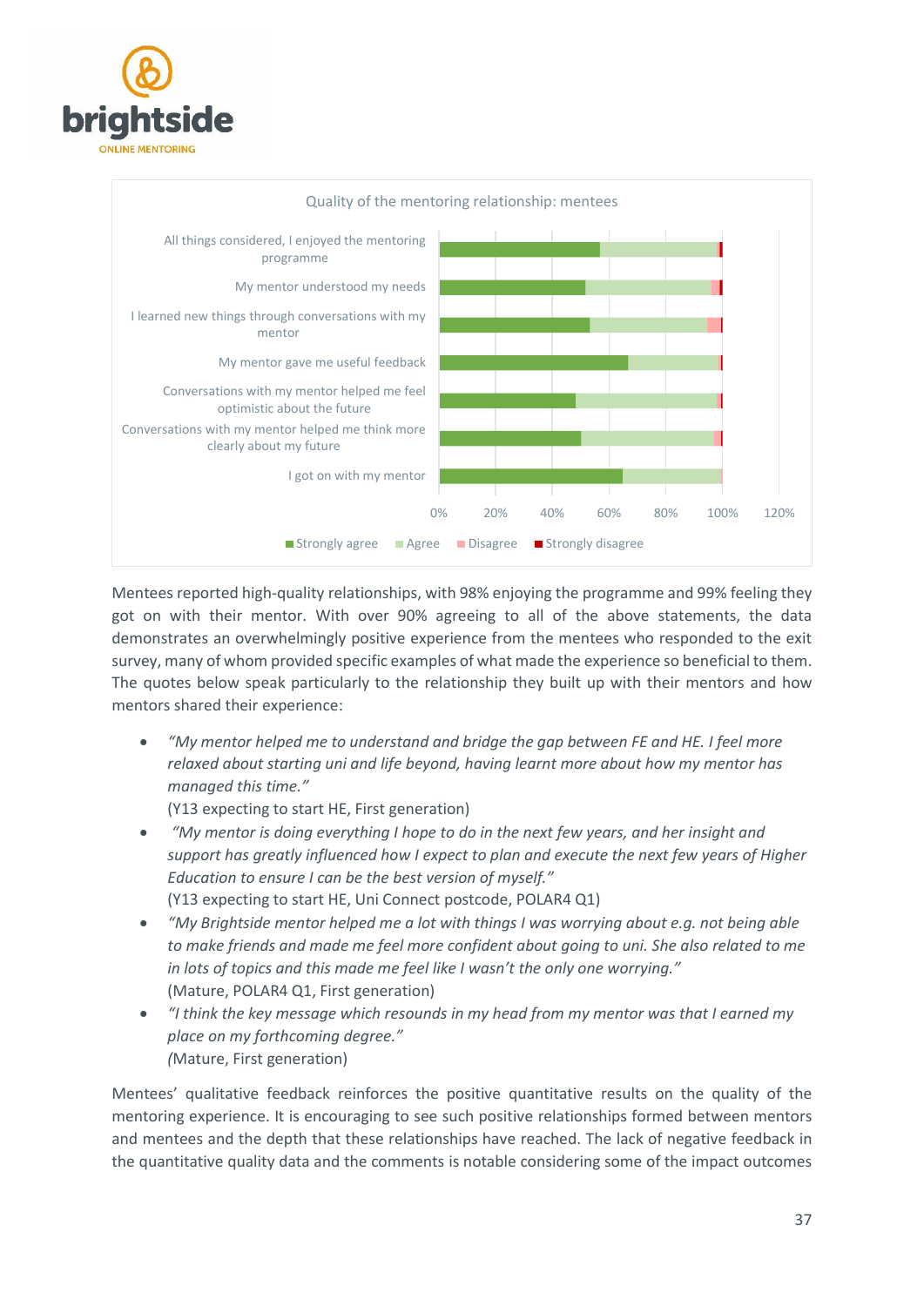Quality of the mentoring relationship: mentees

| Statement | Strongly agree | Agree | Disagree | Strongly disagree |
|---|---|---|---|---|
| All things considered, I enjoyed the mentoring programme | | | | |
| My mentor understood my needs | | | | |
| I learned new things through conversations with my mentor | | | | |
| My mentor gave me useful feedback | | | | |
| Conversations with my mentor helped me feel optimistic about the future | | | | |
| Conversations with my mentor helped me think more clearly about my future | | | | |
| I got on with my mentor | | | | |

Mentees reported high-quality relationships, with 98% enjoying the programme and 99% feeling they got on with their mentor. With over 90% agreeing to all of the above statements, the data demonstrates an overwhelmingly positive experience from the mentees who responded to the exit survey, many of whom provided specific examples of what made the experience so beneficial to them. The quotes below speak particularly to the relationship they built up with their mentors and how mentors shared their experience:

- *"My mentor helped me to understand and bridge the gap between FE and HE. I feel more relaxed about starting uni and life beyond, having learnt more about how my mentor has managed this time."*
  (Y13 expecting to start HE, First generation)
- *"My mentor is doing everything I hope to do in the next few years, and her insight and support has greatly influenced how I expect to plan and execute the next few years of Higher Education to ensure I can be the best version of myself."*
  (Y13 expecting to start HE, Uni Connect postcode, POLAR4 Q1)
- *"My Brightside mentor helped me a lot with things I was worrying about e.g. not being able to make friends and made me feel more confident about going to uni. She also related to me in lots of topics and this made me feel like I wasn't the only one worrying."*
  (Mature, POLAR4 Q1, First generation)
- *"I think the key message which resounds in my head from my mentor was that I earned my place on my forthcoming degree."*
  *(*Mature, First generation)

Mentees' qualitative feedback reinforces the positive quantitative results on the quality of the mentoring experience. It is encouraging to see such positive relationships formed between mentors and mentees and the depth that these relationships have reached. The lack of negative feedback in the quantitative quality data and the comments is notable considering some of the impact outcomes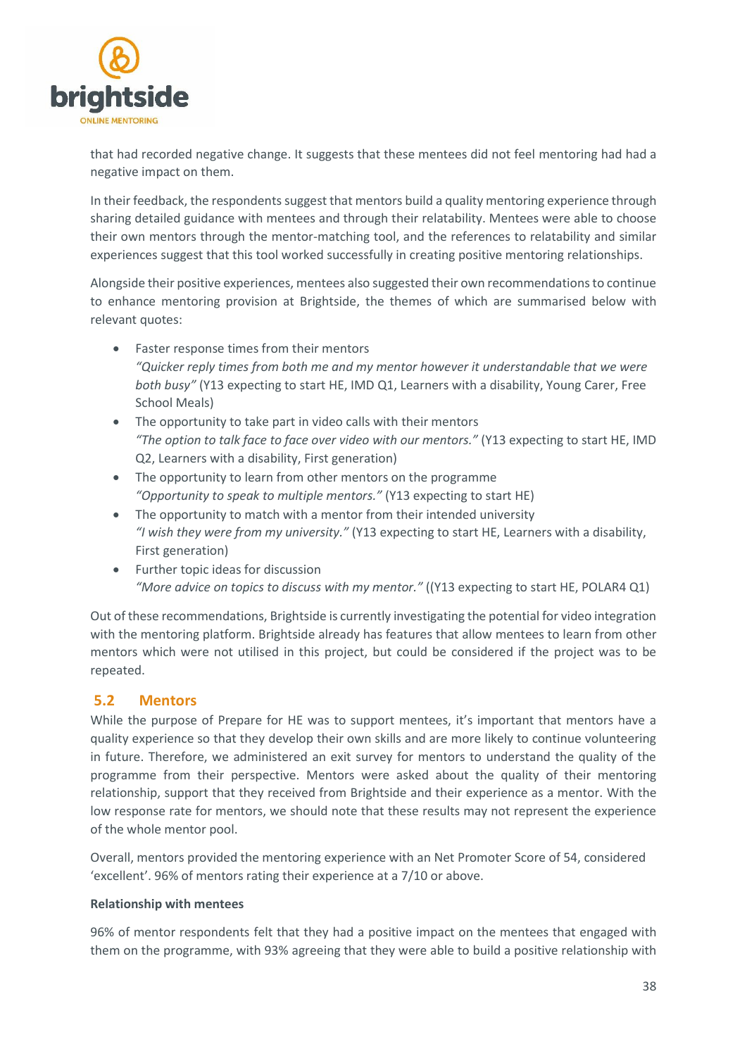that had recorded negative change. It suggests that these mentees did not feel mentoring had had a negative impact on them.

In their feedback, the respondents suggest that mentors build a quality mentoring experience through sharing detailed guidance with mentees and through their relatability. Mentees were able to choose their own mentors through the mentor-matching tool, and the references to relatability and similar experiences suggest that this tool worked successfully in creating positive mentoring relationships.

Alongside their positive experiences, mentees also suggested their own recommendations to continue to enhance mentoring provision at Brightside, the themes of which are summarised below with relevant quotes:

- Faster response times from their mentors
  *"Quicker reply times from both me and my mentor however it understandable that we were both busy"* (Y13 expecting to start HE, IMD Q1, Learners with a disability, Young Carer, Free School Meals)
- The opportunity to take part in video calls with their mentors
  *"The option to talk face to face over video with our mentors."* (Y13 expecting to start HE, IMD Q2, Learners with a disability, First generation)
- The opportunity to learn from other mentors on the programme
  *"Opportunity to speak to multiple mentors."* (Y13 expecting to start HE)
- The opportunity to match with a mentor from their intended university
  *"I wish they were from my university."* (Y13 expecting to start HE, Learners with a disability, First generation)
- Further topic ideas for discussion
  *"More advice on topics to discuss with my mentor."* ((Y13 expecting to start HE, POLAR4 Q1)

Out of these recommendations, Brightside is currently investigating the potential for video integration with the mentoring platform. Brightside already has features that allow mentees to learn from other mentors which were not utilised in this project, but could be considered if the project was to be repeated.

## 5.2 Mentors

While the purpose of Prepare for HE was to support mentees, it's important that mentors have a quality experience so that they develop their own skills and are more likely to continue volunteering in future. Therefore, we administered an exit survey for mentors to understand the quality of the programme from their perspective. Mentors were asked about the quality of their mentoring relationship, support that they received from Brightside and their experience as a mentor. With the low response rate for mentors, we should note that these results may not represent the experience of the whole mentor pool.

Overall, mentors provided the mentoring experience with an Net Promoter Score of 54, considered 'excellent'. 96% of mentors rating their experience at a 7/10 or above.

**Relationship with mentees**

96% of mentor respondents felt that they had a positive impact on the mentees that engaged with them on the programme, with 93% agreeing that they were able to build a positive relationship with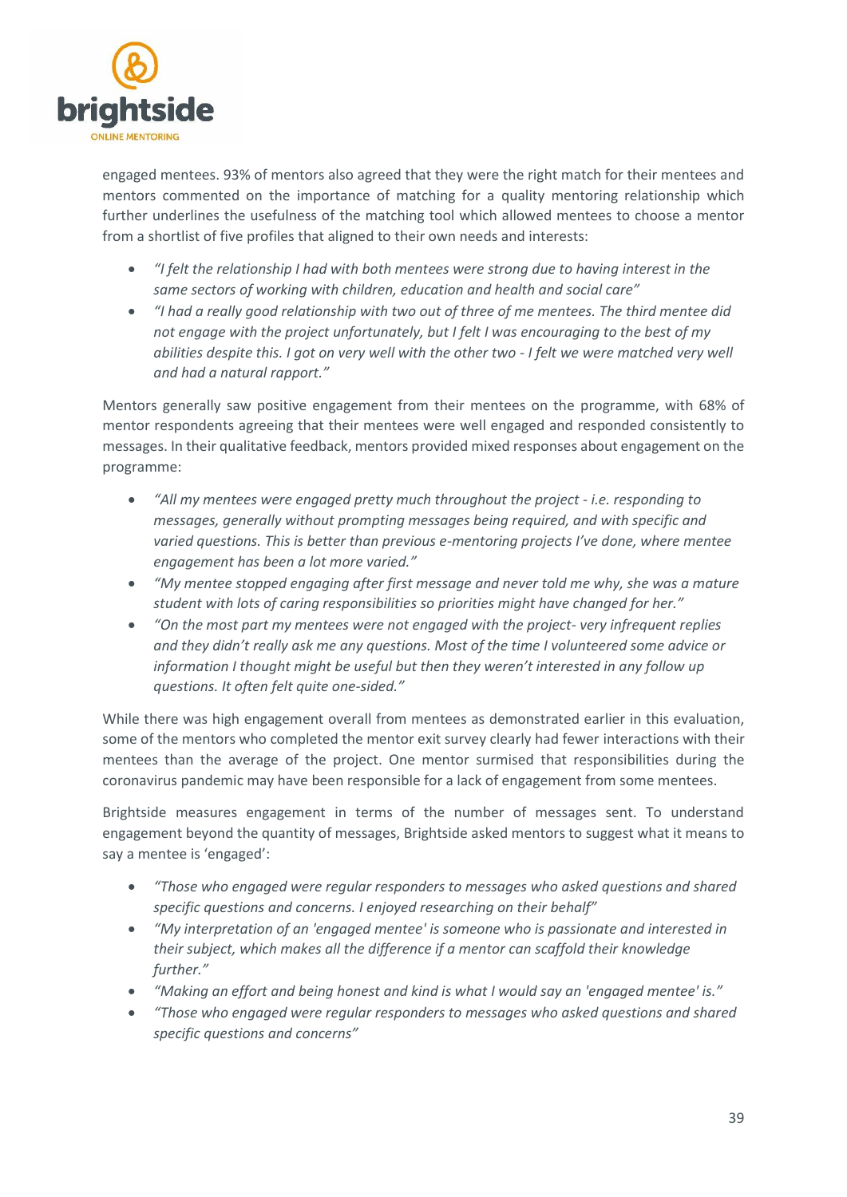engaged mentees. 93% of mentors also agreed that they were the right match for their mentees and mentors commented on the importance of matching for a quality mentoring relationship which further underlines the usefulness of the matching tool which allowed mentees to choose a mentor from a shortlist of five profiles that aligned to their own needs and interests:

- *"I felt the relationship I had with both mentees were strong due to having interest in the same sectors of working with children, education and health and social care"*
- *"I had a really good relationship with two out of three of me mentees. The third mentee did not engage with the project unfortunately, but I felt I was encouraging to the best of my abilities despite this. I got on very well with the other two - I felt we were matched very well and had a natural rapport."*

Mentors generally saw positive engagement from their mentees on the programme, with 68% of mentor respondents agreeing that their mentees were well engaged and responded consistently to messages. In their qualitative feedback, mentors provided mixed responses about engagement on the programme:

- *"All my mentees were engaged pretty much throughout the project - i.e. responding to messages, generally without prompting messages being required, and with specific and varied questions. This is better than previous e-mentoring projects I've done, where mentee engagement has been a lot more varied."*
- *"My mentee stopped engaging after first message and never told me why, she was a mature student with lots of caring responsibilities so priorities might have changed for her."*
- *"On the most part my mentees were not engaged with the project- very infrequent replies and they didn't really ask me any questions. Most of the time I volunteered some advice or information I thought might be useful but then they weren't interested in any follow up questions. It often felt quite one-sided."*

While there was high engagement overall from mentees as demonstrated earlier in this evaluation, some of the mentors who completed the mentor exit survey clearly had fewer interactions with their mentees than the average of the project. One mentor surmised that responsibilities during the coronavirus pandemic may have been responsible for a lack of engagement from some mentees.

Brightside measures engagement in terms of the number of messages sent. To understand engagement beyond the quantity of messages, Brightside asked mentors to suggest what it means to say a mentee is 'engaged':

- *"Those who engaged were regular responders to messages who asked questions and shared specific questions and concerns. I enjoyed researching on their behalf"*
- *"My interpretation of an 'engaged mentee' is someone who is passionate and interested in their subject, which makes all the difference if a mentor can scaffold their knowledge further."*
- *"Making an effort and being honest and kind is what I would say an 'engaged mentee' is."*
- *"Those who engaged were regular responders to messages who asked questions and shared specific questions and concerns"*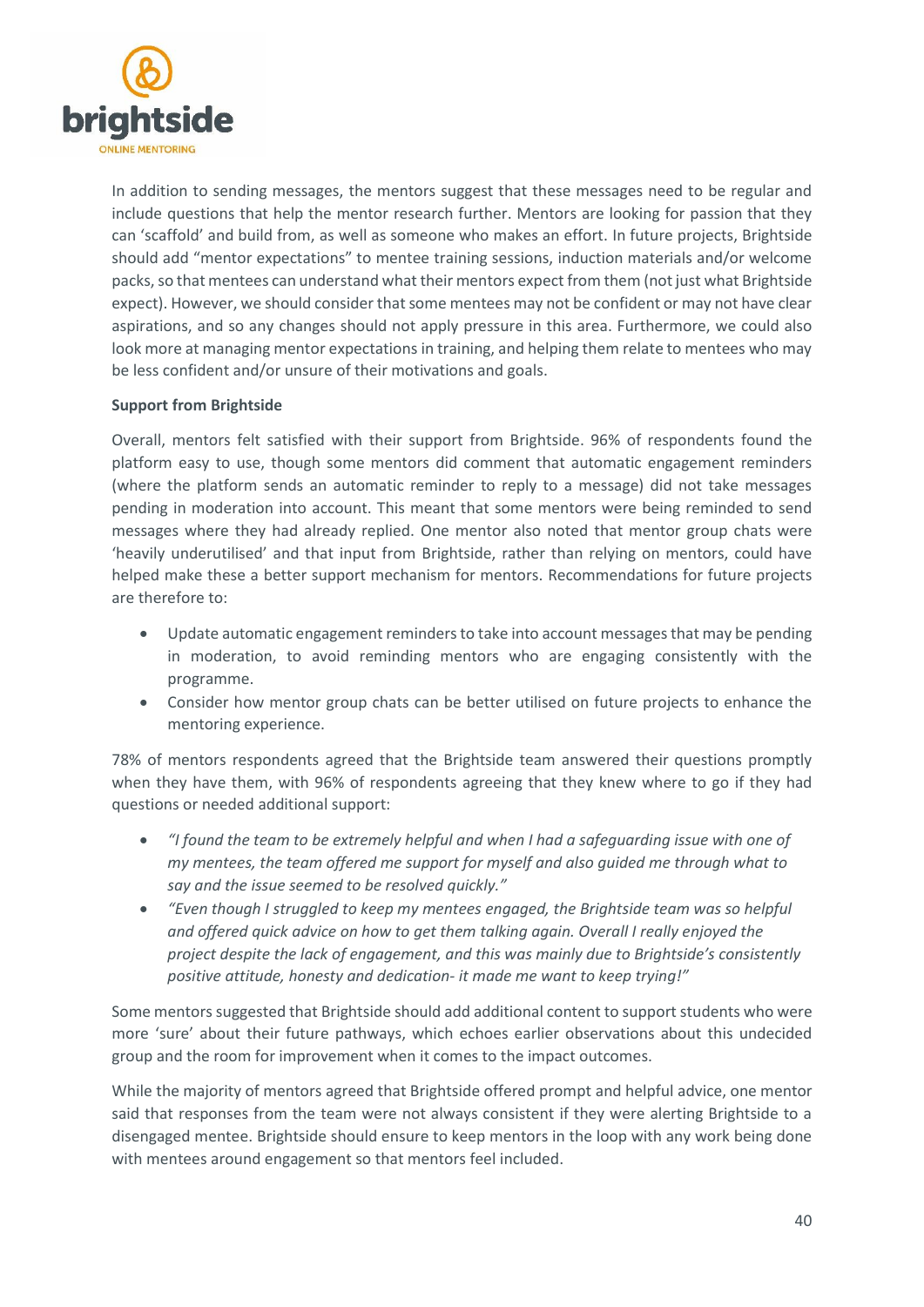In addition to sending messages, the mentors suggest that these messages need to be regular and include questions that help the mentor research further. Mentors are looking for passion that they can 'scaffold' and build from, as well as someone who makes an effort. In future projects, Brightside should add "mentor expectations" to mentee training sessions, induction materials and/or welcome packs, so that mentees can understand what their mentors expect from them (not just what Brightside expect). However, we should consider that some mentees may not be confident or may not have clear aspirations, and so any changes should not apply pressure in this area. Furthermore, we could also look more at managing mentor expectations in training, and helping them relate to mentees who may be less confident and/or unsure of their motivations and goals.

**Support from Brightside**

Overall, mentors felt satisfied with their support from Brightside. 96% of respondents found the platform easy to use, though some mentors did comment that automatic engagement reminders (where the platform sends an automatic reminder to reply to a message) did not take messages pending in moderation into account. This meant that some mentors were being reminded to send messages where they had already replied. One mentor also noted that mentor group chats were 'heavily underutilised' and that input from Brightside, rather than relying on mentors, could have helped make these a better support mechanism for mentors. Recommendations for future projects are therefore to:

- Update automatic engagement reminders to take into account messages that may be pending in moderation, to avoid reminding mentors who are engaging consistently with the programme.
- Consider how mentor group chats can be better utilised on future projects to enhance the mentoring experience.

78% of mentors respondents agreed that the Brightside team answered their questions promptly when they have them, with 96% of respondents agreeing that they knew where to go if they had questions or needed additional support:

- *"I found the team to be extremely helpful and when I had a safeguarding issue with one of my mentees, the team offered me support for myself and also guided me through what to say and the issue seemed to be resolved quickly."*
- *"Even though I struggled to keep my mentees engaged, the Brightside team was so helpful and offered quick advice on how to get them talking again. Overall I really enjoyed the project despite the lack of engagement, and this was mainly due to Brightside's consistently positive attitude, honesty and dedication- it made me want to keep trying!"*

Some mentors suggested that Brightside should add additional content to support students who were more 'sure' about their future pathways, which echoes earlier observations about this undecided group and the room for improvement when it comes to the impact outcomes.

While the majority of mentors agreed that Brightside offered prompt and helpful advice, one mentor said that responses from the team were not always consistent if they were alerting Brightside to a disengaged mentee. Brightside should ensure to keep mentors in the loop with any work being done with mentees around engagement so that mentors feel included.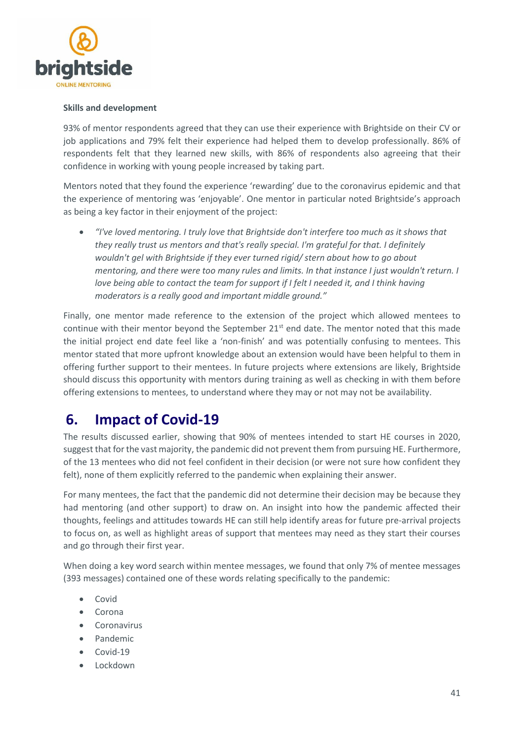**Skills and development**

93% of mentor respondents agreed that they can use their experience with Brightside on their CV or job applications and 79% felt their experience had helped them to develop professionally. 86% of respondents felt that they learned new skills, with 86% of respondents also agreeing that their confidence in working with young people increased by taking part.

Mentors noted that they found the experience 'rewarding' due to the coronavirus epidemic and that the experience of mentoring was 'enjoyable'. One mentor in particular noted Brightside's approach as being a key factor in their enjoyment of the project:

- *"I've loved mentoring. I truly love that Brightside don't interfere too much as it shows that they really trust us mentors and that's really special. I'm grateful for that. I definitely wouldn't gel with Brightside if they ever turned rigid/ stern about how to go about mentoring, and there were too many rules and limits. In that instance I just wouldn't return. I love being able to contact the team for support if I felt I needed it, and I think having moderators is a really good and important middle ground."*

Finally, one mentor made reference to the extension of the project which allowed mentees to continue with their mentor beyond the September 21st end date. The mentor noted that this made the initial project end date feel like a 'non-finish' and was potentially confusing to mentees. This mentor stated that more upfront knowledge about an extension would have been helpful to them in offering further support to their mentees. In future projects where extensions are likely, Brightside should discuss this opportunity with mentors during training as well as checking in with them before offering extensions to mentees, to understand where they may or not may not be availability.

## 6. Impact of Covid-19

The results discussed earlier, showing that 90% of mentees intended to start HE courses in 2020, suggest that for the vast majority, the pandemic did not prevent them from pursuing HE. Furthermore, of the 13 mentees who did not feel confident in their decision (or were not sure how confident they felt), none of them explicitly referred to the pandemic when explaining their answer.

For many mentees, the fact that the pandemic did not determine their decision may be because they had mentoring (and other support) to draw on. An insight into how the pandemic affected their thoughts, feelings and attitudes towards HE can still help identify areas for future pre-arrival projects to focus on, as well as highlight areas of support that mentees may need as they start their courses and go through their first year.

When doing a key word search within mentee messages, we found that only 7% of mentee messages (393 messages) contained one of these words relating specifically to the pandemic:

- Covid
- Corona
- Coronavirus
- Pandemic
- Covid-19
- Lockdown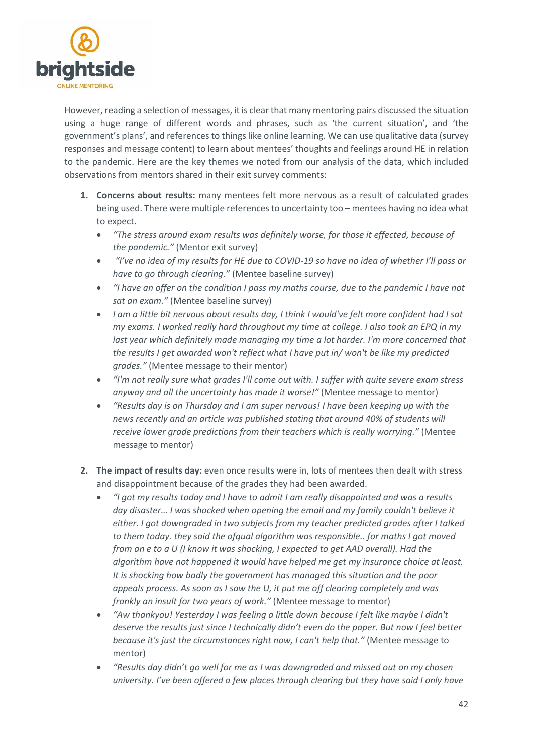However, reading a selection of messages, it is clear that many mentoring pairs discussed the situation using a huge range of different words and phrases, such as 'the current situation', and 'the government's plans', and references to things like online learning. We can use qualitative data (survey responses and message content) to learn about mentees' thoughts and feelings around HE in relation to the pandemic. Here are the key themes we noted from our analysis of the data, which included observations from mentors shared in their exit survey comments:

1. **Concerns about results:** many mentees felt more nervous as a result of calculated grades being used. There were multiple references to uncertainty too – mentees having no idea what to expect.
    - *"The stress around exam results was definitely worse, for those it effected, because of the pandemic."* (Mentor exit survey)
    - *"I've no idea of my results for HE due to COVID-19 so have no idea of whether I'll pass or have to go through clearing."* (Mentee baseline survey)
    - *"I have an offer on the condition I pass my maths course, due to the pandemic I have not sat an exam."* (Mentee baseline survey)
    - *I am a little bit nervous about results day, I think I would've felt more confident had I sat my exams. I worked really hard throughout my time at college. I also took an EPQ in my last year which definitely made managing my time a lot harder. I'm more concerned that the results I get awarded won't reflect what I have put in/ won't be like my predicted grades."* (Mentee message to their mentor)
    - *"I'm not really sure what grades I'll come out with. I suffer with quite severe exam stress anyway and all the uncertainty has made it worse!"* (Mentee message to mentor)
    - *"Results day is on Thursday and I am super nervous! I have been keeping up with the news recently and an article was published stating that around 40% of students will receive lower grade predictions from their teachers which is really worrying."* (Mentee message to mentor)

2. **The impact of results day:** even once results were in, lots of mentees then dealt with stress and disappointment because of the grades they had been awarded.
    - *"I got my results today and I have to admit I am really disappointed and was a results day disaster… I was shocked when opening the email and my family couldn't believe it either. I got downgraded in two subjects from my teacher predicted grades after I talked to them today. they said the ofqual algorithm was responsible.. for maths I got moved from an e to a U (I know it was shocking, I expected to get AAD overall). Had the algorithm have not happened it would have helped me get my insurance choice at least. It is shocking how badly the government has managed this situation and the poor appeals process. As soon as I saw the U, it put me off clearing completely and was frankly an insult for two years of work."* (Mentee message to mentor)
    - *"Aw thankyou! Yesterday I was feeling a little down because I felt like maybe I didn't deserve the results just since I technically didn't even do the paper. But now I feel better because it's just the circumstances right now, I can't help that."* (Mentee message to mentor)
    - *"Results day didn't go well for me as I was downgraded and missed out on my chosen university. I've been offered a few places through clearing but they have said I only have*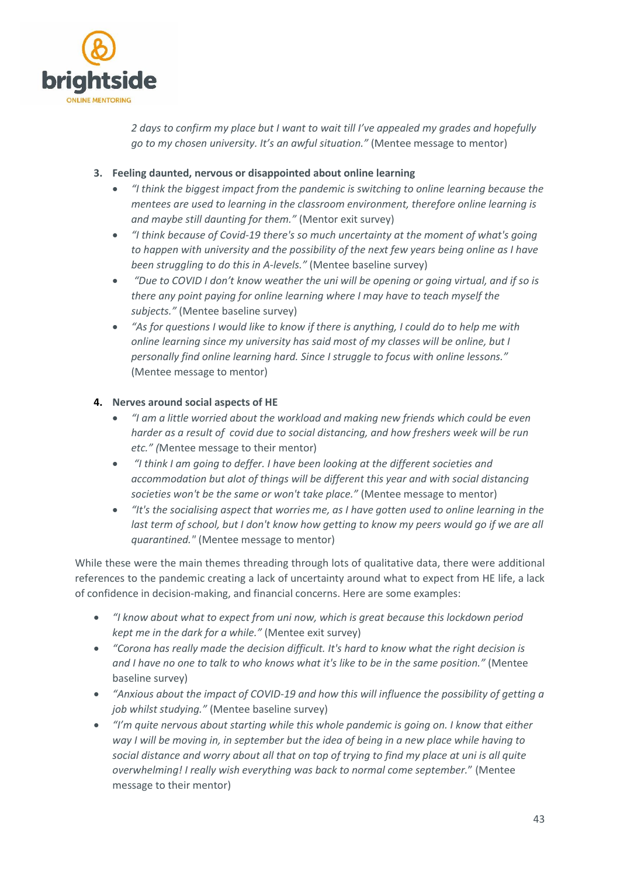*2 days to confirm my place but I want to wait till I've appealed my grades and hopefully go to my chosen university. It's an awful situation."* (Mentee message to mentor)

3. **Feeling daunted, nervous or disappointed about online learning**
   - *"I think the biggest impact from the pandemic is switching to online learning because the mentees are used to learning in the classroom environment, therefore online learning is and maybe still daunting for them."* (Mentor exit survey)
   - *"I think because of Covid-19 there's so much uncertainty at the moment of what's going to happen with university and the possibility of the next few years being online as I have been struggling to do this in A-levels."* (Mentee baseline survey)
   - *"Due to COVID I don't know weather the uni will be opening or going virtual, and if so is there any point paying for online learning where I may have to teach myself the subjects."* (Mentee baseline survey)
   - *"As for questions I would like to know if there is anything, I could do to help me with online learning since my university has said most of my classes will be online, but I personally find online learning hard. Since I struggle to focus with online lessons."* (Mentee message to mentor)

4. **Nerves around social aspects of HE**
   - *"I am a little worried about the workload and making new friends which could be even harder as a result of covid due to social distancing, and how freshers week will be run etc." (*Mentee message to their mentor)
   - *"I think I am going to deffer. I have been looking at the different societies and accommodation but alot of things will be different this year and with social distancing societies won't be the same or won't take place."* (Mentee message to mentor)
   - *"It's the socialising aspect that worries me, as I have gotten used to online learning in the last term of school, but I don't know how getting to know my peers would go if we are all quarantined."* (Mentee message to mentor)

While these were the main themes threading through lots of qualitative data, there were additional references to the pandemic creating a lack of uncertainty around what to expect from HE life, a lack of confidence in decision-making, and financial concerns. Here are some examples:

- *"I know about what to expect from uni now, which is great because this lockdown period kept me in the dark for a while."* (Mentee exit survey)
- *"Corona has really made the decision difficult. It's hard to know what the right decision is and I have no one to talk to who knows what it's like to be in the same position."* (Mentee baseline survey)
- *"Anxious about the impact of COVID-19 and how this will influence the possibility of getting a job whilst studying."* (Mentee baseline survey)
- *"I'm quite nervous about starting while this whole pandemic is going on. I know that either way I will be moving in, in september but the idea of being in a new place while having to social distance and worry about all that on top of trying to find my place at uni is all quite overwhelming! I really wish everything was back to normal come september."* (Mentee message to their mentor)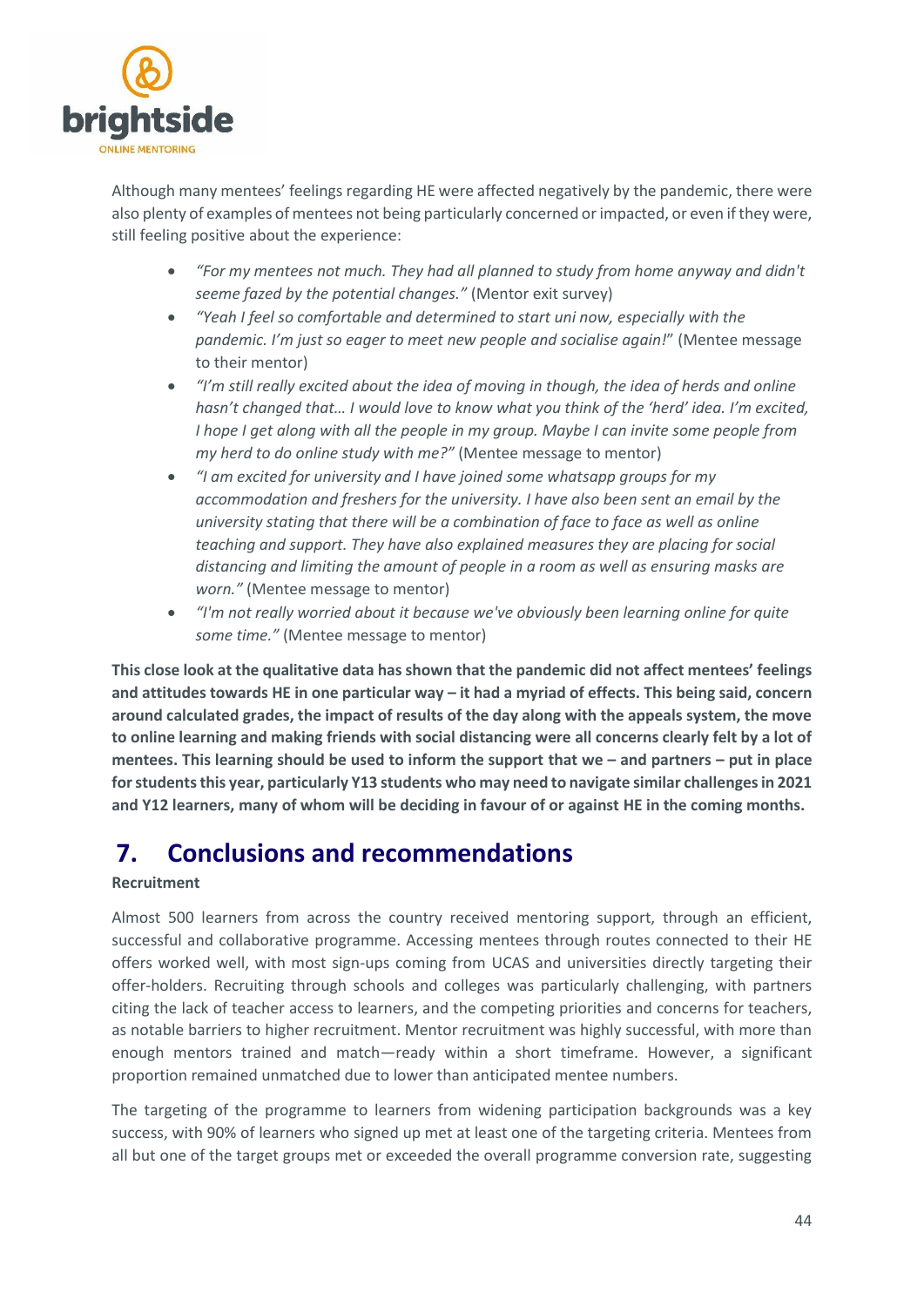Although many mentees' feelings regarding HE were affected negatively by the pandemic, there were also plenty of examples of mentees not being particularly concerned or impacted, or even if they were, still feeling positive about the experience:

- *"For my mentees not much. They had all planned to study from home anyway and didn't seeme fazed by the potential changes."* (Mentor exit survey)
- *"Yeah I feel so comfortable and determined to start uni now, especially with the pandemic. I'm just so eager to meet new people and socialise again!*" (Mentee message to their mentor)
- *"I'm still really excited about the idea of moving in though, the idea of herds and online hasn't changed that… I would love to know what you think of the 'herd' idea. I'm excited, I hope I get along with all the people in my group. Maybe I can invite some people from my herd to do online study with me?"* (Mentee message to mentor)
- *"I am excited for university and I have joined some whatsapp groups for my accommodation and freshers for the university. I have also been sent an email by the university stating that there will be a combination of face to face as well as online teaching and support. They have also explained measures they are placing for social distancing and limiting the amount of people in a room as well as ensuring masks are worn."* (Mentee message to mentor)
- *"I'm not really worried about it because we've obviously been learning online for quite some time."* (Mentee message to mentor)

**This close look at the qualitative data has shown that the pandemic did not affect mentees' feelings and attitudes towards HE in one particular way – it had a myriad of effects. This being said, concern around calculated grades, the impact of results of the day along with the appeals system, the move to online learning and making friends with social distancing were all concerns clearly felt by a lot of mentees. This learning should be used to inform the support that we – and partners – put in place for students this year, particularly Y13 students who may need to navigate similar challenges in 2021 and Y12 learners, many of whom will be deciding in favour of or against HE in the coming months.**

# 7. Conclusions and recommendations

**Recruitment**

Almost 500 learners from across the country received mentoring support, through an efficient, successful and collaborative programme. Accessing mentees through routes connected to their HE offers worked well, with most sign-ups coming from UCAS and universities directly targeting their offer-holders. Recruiting through schools and colleges was particularly challenging, with partners citing the lack of teacher access to learners, and the competing priorities and concerns for teachers, as notable barriers to higher recruitment. Mentor recruitment was highly successful, with more than enough mentors trained and match—ready within a short timeframe. However, a significant proportion remained unmatched due to lower than anticipated mentee numbers.

The targeting of the programme to learners from widening participation backgrounds was a key success, with 90% of learners who signed up met at least one of the targeting criteria. Mentees from all but one of the target groups met or exceeded the overall programme conversion rate, suggesting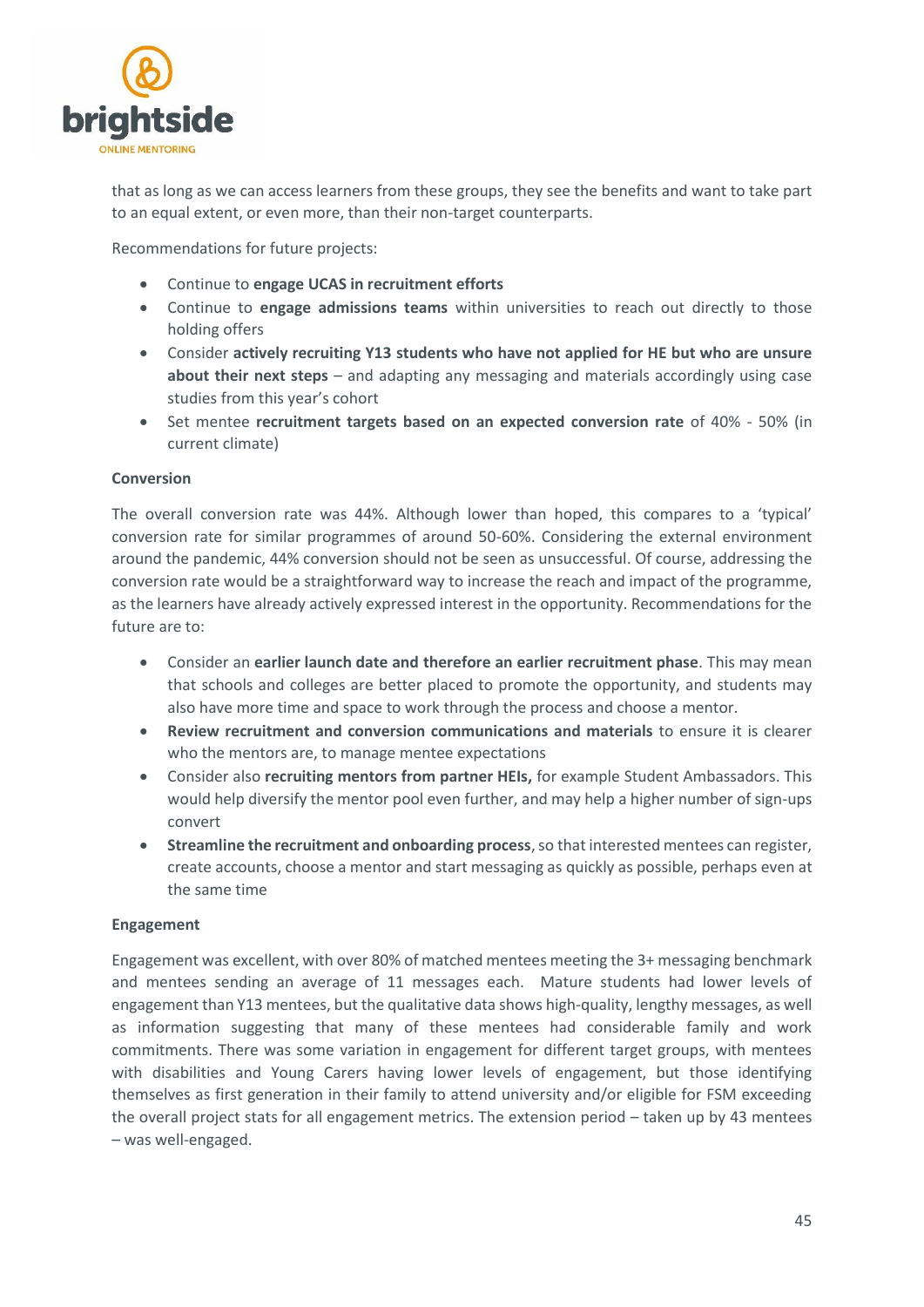that as long as we can access learners from these groups, they see the benefits and want to take part to an equal extent, or even more, than their non-target counterparts.

Recommendations for future projects:

- Continue to **engage UCAS in recruitment efforts**
- Continue to **engage admissions teams** within universities to reach out directly to those holding offers
- Consider **actively recruiting Y13 students who have not applied for HE but who are unsure about their next steps** – and adapting any messaging and materials accordingly using case studies from this year's cohort
- Set mentee **recruitment targets based on an expected conversion rate** of 40% - 50% (in current climate)

**Conversion**

The overall conversion rate was 44%. Although lower than hoped, this compares to a 'typical' conversion rate for similar programmes of around 50-60%. Considering the external environment around the pandemic, 44% conversion should not be seen as unsuccessful. Of course, addressing the conversion rate would be a straightforward way to increase the reach and impact of the programme, as the learners have already actively expressed interest in the opportunity. Recommendations for the future are to:

- Consider an **earlier launch date and therefore an earlier recruitment phase**. This may mean that schools and colleges are better placed to promote the opportunity, and students may also have more time and space to work through the process and choose a mentor.
- **Review recruitment and conversion communications and materials** to ensure it is clearer who the mentors are, to manage mentee expectations
- Consider also **recruiting mentors from partner HEIs,** for example Student Ambassadors. This would help diversify the mentor pool even further, and may help a higher number of sign-ups convert
- **Streamline the recruitment and onboarding process**, so that interested mentees can register, create accounts, choose a mentor and start messaging as quickly as possible, perhaps even at the same time

**Engagement**

Engagement was excellent, with over 80% of matched mentees meeting the 3+ messaging benchmark and mentees sending an average of 11 messages each. Mature students had lower levels of engagement than Y13 mentees, but the qualitative data shows high-quality, lengthy messages, as well as information suggesting that many of these mentees had considerable family and work commitments. There was some variation in engagement for different target groups, with mentees with disabilities and Young Carers having lower levels of engagement, but those identifying themselves as first generation in their family to attend university and/or eligible for FSM exceeding the overall project stats for all engagement metrics. The extension period – taken up by 43 mentees – was well-engaged.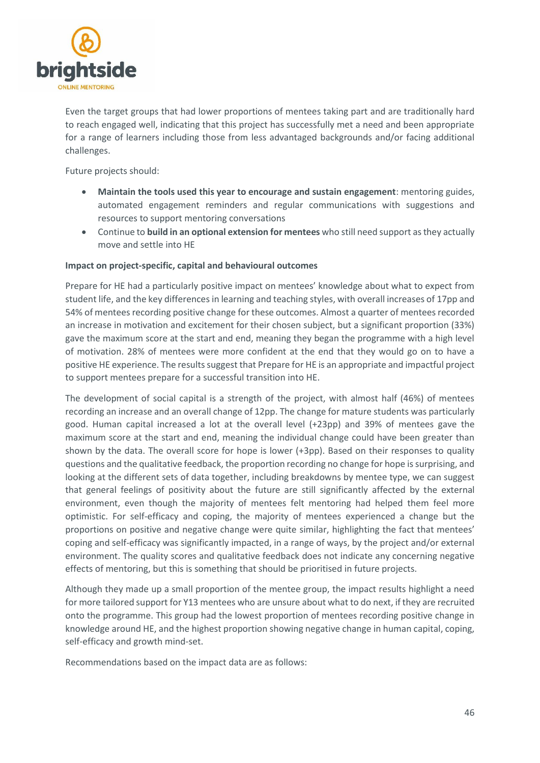Even the target groups that had lower proportions of mentees taking part and are traditionally hard to reach engaged well, indicating that this project has successfully met a need and been appropriate for a range of learners including those from less advantaged backgrounds and/or facing additional challenges.

Future projects should:

- **Maintain the tools used this year to encourage and sustain engagement**: mentoring guides, automated engagement reminders and regular communications with suggestions and resources to support mentoring conversations
- Continue to **build in an optional extension for mentees** who still need support as they actually move and settle into HE

**Impact on project-specific, capital and behavioural outcomes**

Prepare for HE had a particularly positive impact on mentees' knowledge about what to expect from student life, and the key differences in learning and teaching styles, with overall increases of 17pp and 54% of mentees recording positive change for these outcomes. Almost a quarter of mentees recorded an increase in motivation and excitement for their chosen subject, but a significant proportion (33%) gave the maximum score at the start and end, meaning they began the programme with a high level of motivation. 28% of mentees were more confident at the end that they would go on to have a positive HE experience. The results suggest that Prepare for HE is an appropriate and impactful project to support mentees prepare for a successful transition into HE.

The development of social capital is a strength of the project, with almost half (46%) of mentees recording an increase and an overall change of 12pp. The change for mature students was particularly good. Human capital increased a lot at the overall level (+23pp) and 39% of mentees gave the maximum score at the start and end, meaning the individual change could have been greater than shown by the data. The overall score for hope is lower (+3pp). Based on their responses to quality questions and the qualitative feedback, the proportion recording no change for hope is surprising, and looking at the different sets of data together, including breakdowns by mentee type, we can suggest that general feelings of positivity about the future are still significantly affected by the external environment, even though the majority of mentees felt mentoring had helped them feel more optimistic. For self-efficacy and coping, the majority of mentees experienced a change but the proportions on positive and negative change were quite similar, highlighting the fact that mentees' coping and self-efficacy was significantly impacted, in a range of ways, by the project and/or external environment. The quality scores and qualitative feedback does not indicate any concerning negative effects of mentoring, but this is something that should be prioritised in future projects.

Although they made up a small proportion of the mentee group, the impact results highlight a need for more tailored support for Y13 mentees who are unsure about what to do next, if they are recruited onto the programme. This group had the lowest proportion of mentees recording positive change in knowledge around HE, and the highest proportion showing negative change in human capital, coping, self-efficacy and growth mind-set.

Recommendations based on the impact data are as follows: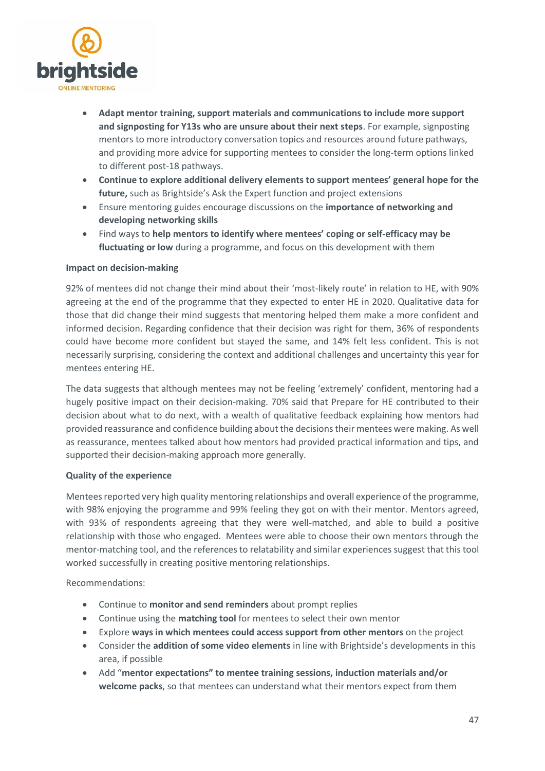- **Adapt mentor training, support materials and communications to include more support and signposting for Y13s who are unsure about their next steps**. For example, signposting mentors to more introductory conversation topics and resources around future pathways, and providing more advice for supporting mentees to consider the long-term options linked to different post-18 pathways.
- **Continue to explore additional delivery elements to support mentees' general hope for the future,** such as Brightside's Ask the Expert function and project extensions
- Ensure mentoring guides encourage discussions on the **importance of networking and developing networking skills**
- Find ways to **help mentors to identify where mentees' coping or self-efficacy may be fluctuating or low** during a programme, and focus on this development with them

**Impact on decision-making**

92% of mentees did not change their mind about their 'most-likely route' in relation to HE, with 90% agreeing at the end of the programme that they expected to enter HE in 2020. Qualitative data for those that did change their mind suggests that mentoring helped them make a more confident and informed decision. Regarding confidence that their decision was right for them, 36% of respondents could have become more confident but stayed the same, and 14% felt less confident. This is not necessarily surprising, considering the context and additional challenges and uncertainty this year for mentees entering HE.

The data suggests that although mentees may not be feeling 'extremely' confident, mentoring had a hugely positive impact on their decision-making. 70% said that Prepare for HE contributed to their decision about what to do next, with a wealth of qualitative feedback explaining how mentors had provided reassurance and confidence building about the decisions their mentees were making. As well as reassurance, mentees talked about how mentors had provided practical information and tips, and supported their decision-making approach more generally.

**Quality of the experience**

Mentees reported very high quality mentoring relationships and overall experience of the programme, with 98% enjoying the programme and 99% feeling they got on with their mentor. Mentors agreed, with 93% of respondents agreeing that they were well-matched, and able to build a positive relationship with those who engaged. Mentees were able to choose their own mentors through the mentor-matching tool, and the references to relatability and similar experiences suggest that this tool worked successfully in creating positive mentoring relationships.

Recommendations:

- Continue to **monitor and send reminders** about prompt replies
- Continue using the **matching tool** for mentees to select their own mentor
- Explore **ways in which mentees could access support from other mentors** on the project
- Consider the **addition of some video elements** in line with Brightside's developments in this area, if possible
- Add "**mentor expectations" to mentee training sessions, induction materials and/or welcome packs**, so that mentees can understand what their mentors expect from them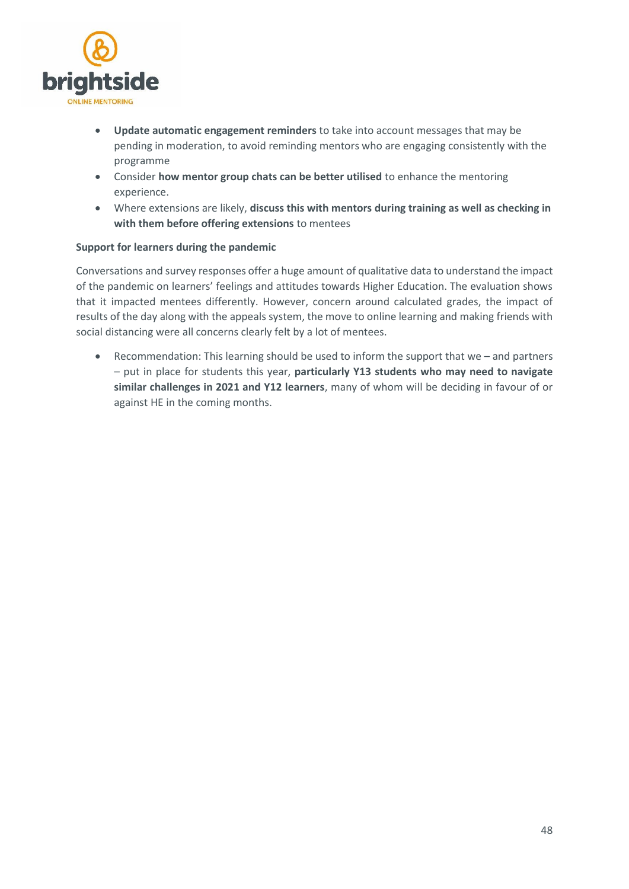- **Update automatic engagement reminders** to take into account messages that may be pending in moderation, to avoid reminding mentors who are engaging consistently with the programme
- Consider **how mentor group chats can be better utilised** to enhance the mentoring experience.
- Where extensions are likely, **discuss this with mentors during training as well as checking in with them before offering extensions** to mentees

**Support for learners during the pandemic**

Conversations and survey responses offer a huge amount of qualitative data to understand the impact of the pandemic on learners' feelings and attitudes towards Higher Education. The evaluation shows that it impacted mentees differently. However, concern around calculated grades, the impact of results of the day along with the appeals system, the move to online learning and making friends with social distancing were all concerns clearly felt by a lot of mentees.

- Recommendation: This learning should be used to inform the support that we – and partners – put in place for students this year, **particularly Y13 students who may need to navigate similar challenges in 2021 and Y12 learners**, many of whom will be deciding in favour of or against HE in the coming months.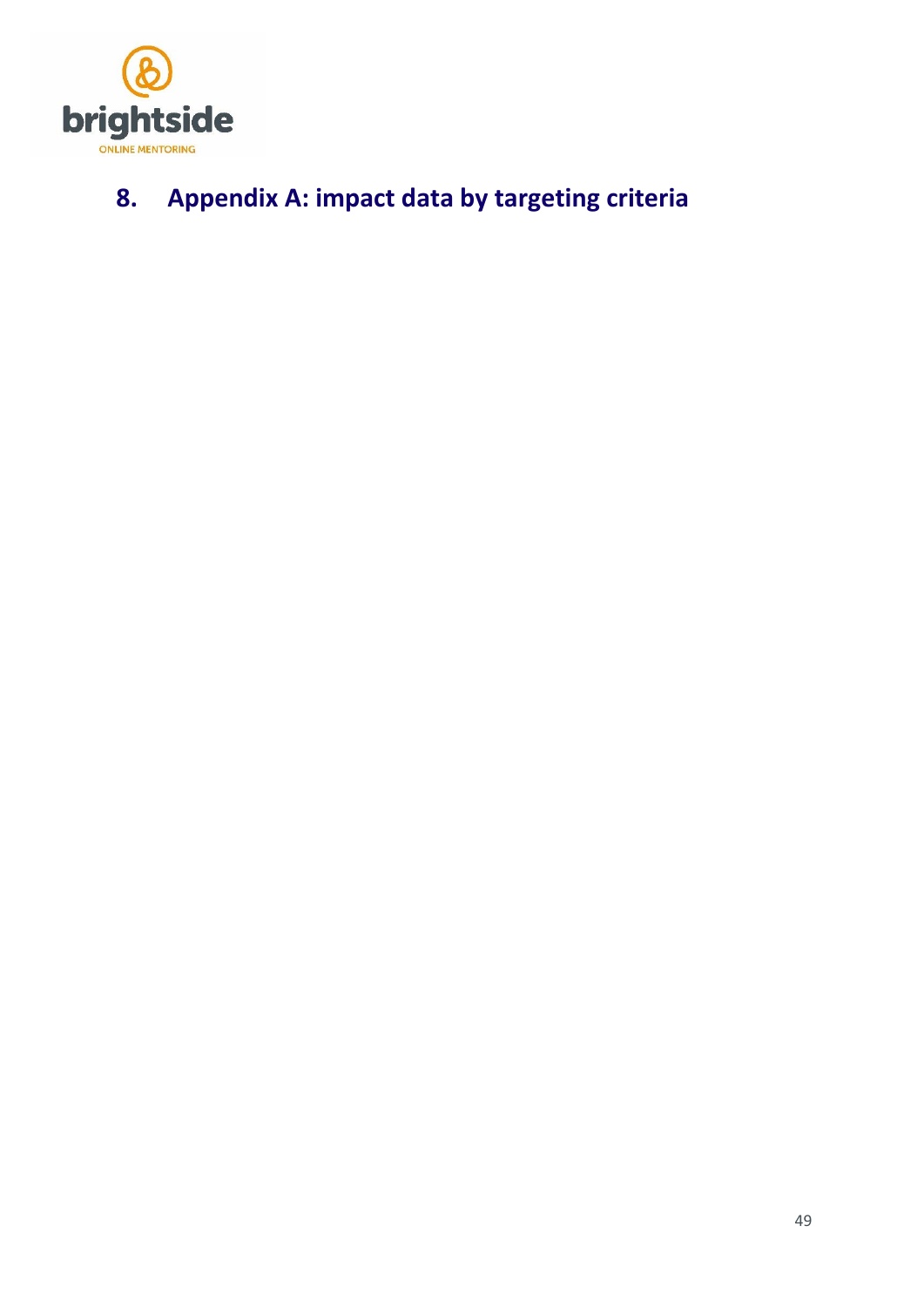# 8. Appendix A: impact data by targeting criteria